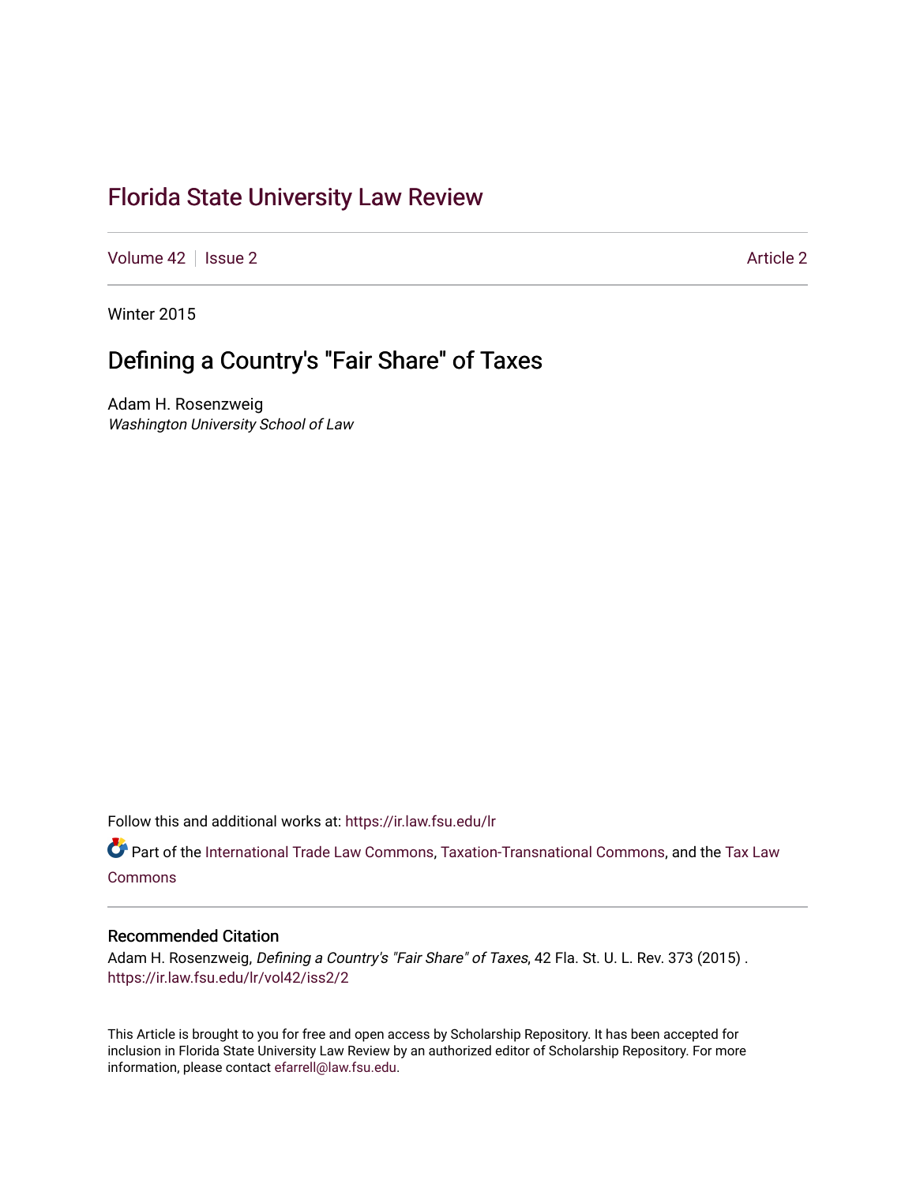# Florida State University Law Review

Volume 42 | Issue 2 | Article 2

Winter 2015

## Defining a Country's "Fair Share" of Taxes

Adam H. Rosenzweig
*Washington University School of Law*

Follow this and additional works at: https://ir.law.fsu.edu/lr

Part of the International Trade Law Commons, Taxation-Transnational Commons, and the Tax Law Commons

### Recommended Citation

Adam H. Rosenzweig, *Defining a Country's "Fair Share" of Taxes*, 42 Fla. St. U. L. Rev. 373 (2015) .
https://ir.law.fsu.edu/lr/vol42/iss2/2

This Article is brought to you for free and open access by Scholarship Repository. It has been accepted for inclusion in Florida State University Law Review by an authorized editor of Scholarship Repository. For more information, please contact efarrell@law.fsu.edu.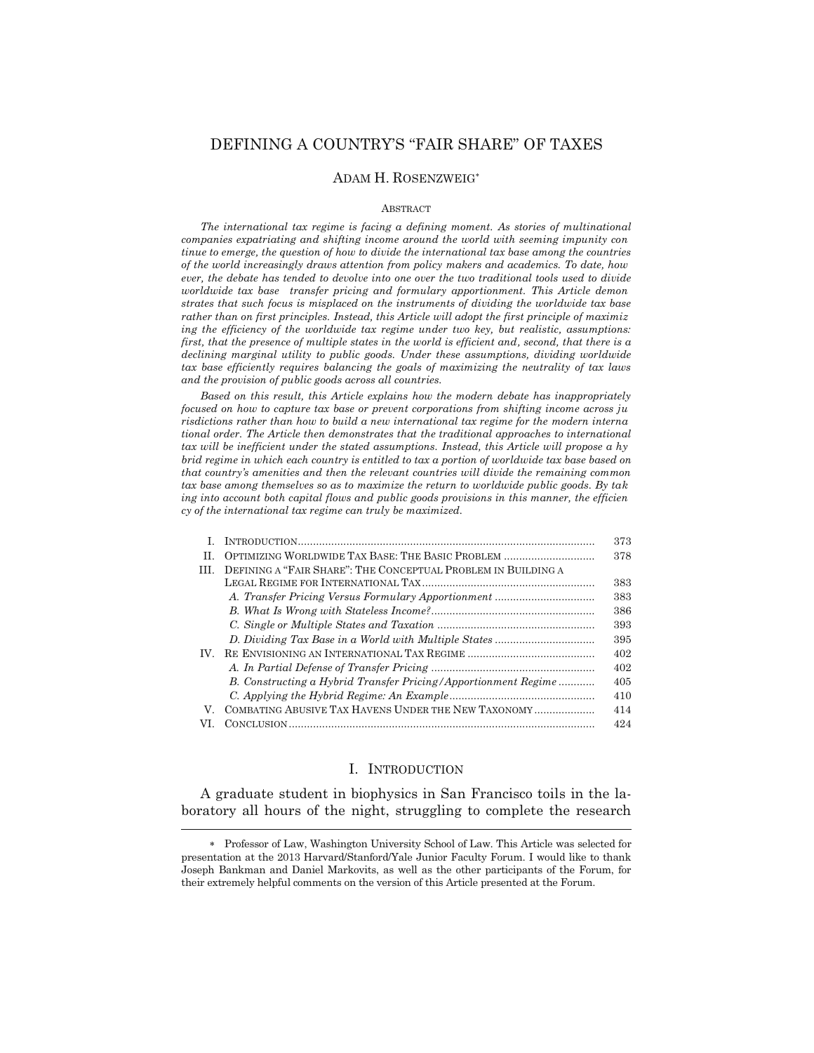# DEFINING A COUNTRY'S "FAIR SHARE" OF TAXES

ADAM H. ROSENZWEIG*

ABSTRACT

*The international tax regime is facing a defining moment. As stories of multinational companies expatriating and shifting income around the world with seeming impunity continue to emerge, the question of how to divide the international tax base among the countries of the world increasingly draws attention from policy makers and academics. To date, however, the debate has tended to devolve into one over the two traditional tools used to divide worldwide tax base transfer pricing and formulary apportionment. This Article demonstrates that such focus is misplaced on the instruments of dividing the worldwide tax base rather than on first principles. Instead, this Article will adopt the first principle of maximizing the efficiency of the worldwide tax regime under two key, but realistic, assumptions: first, that the presence of multiple states in the world is efficient and, second, that there is a declining marginal utility to public goods. Under these assumptions, dividing worldwide tax base efficiently requires balancing the goals of maximizing the neutrality of tax laws and the provision of public goods across all countries.*

*Based on this result, this Article explains how the modern debate has inappropriately focused on how to capture tax base or prevent corporations from shifting income across jurisdictions rather than how to build a new international tax regime for the modern international order. The Article then demonstrates that the traditional approaches to international tax will be inefficient under the stated assumptions. Instead, this Article will propose a hybrid regime in which each country is entitled to tax a portion of worldwide tax base based on that country's amenities and then the relevant countries will divide the remaining common tax base among themselves so as to maximize the return to worldwide public goods. By taking into account both capital flows and public goods provisions in this manner, the efficiency of the international tax regime can truly be maximized.*

| | | |
|---|---|---|
| I. | INTRODUCTION | 373 |
| II. | OPTIMIZING WORLDWIDE TAX BASE: THE BASIC PROBLEM | 378 |
| III. | DEFINING A "FAIR SHARE": THE CONCEPTUAL PROBLEM IN BUILDING A LEGAL REGIME FOR INTERNATIONAL TAX | 383 |
| | *A. Transfer Pricing Versus Formulary Apportionment* | 383 |
| | *B. What Is Wrong with Stateless Income?* | 386 |
| | *C. Single or Multiple States and Taxation* | 393 |
| | *D. Dividing Tax Base in a World with Multiple States* | 395 |
| IV. | RE ENVISIONING AN INTERNATIONAL TAX REGIME | 402 |
| | *A. In Partial Defense of Transfer Pricing* | 402 |
| | *B. Constructing a Hybrid Transfer Pricing/Apportionment Regime* | 405 |
| | *C. Applying the Hybrid Regime: An Example* | 410 |
| V. | COMBATING ABUSIVE TAX HAVENS UNDER THE NEW TAXONOMY | 414 |
| VI. | CONCLUSION | 424 |

## I. INTRODUCTION

A graduate student in biophysics in San Francisco toils in the laboratory all hours of the night, struggling to complete the research

---

\* Professor of Law, Washington University School of Law. This Article was selected for presentation at the 2013 Harvard/Stanford/Yale Junior Faculty Forum. I would like to thank Joseph Bankman and Daniel Markovits, as well as the other participants of the Forum, for their extremely helpful comments on the version of this Article presented at the Forum.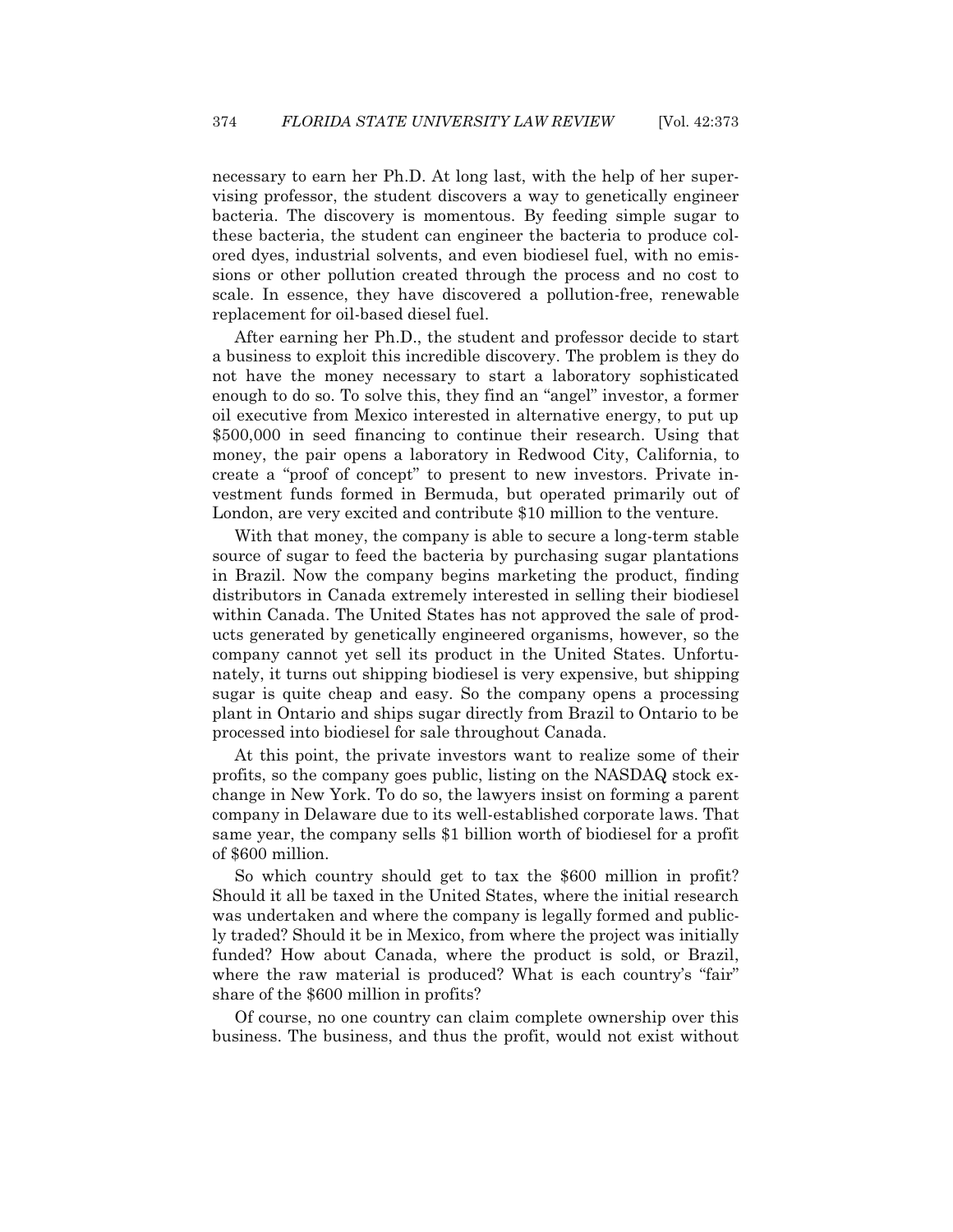necessary to earn her Ph.D. At long last, with the help of her supervising professor, the student discovers a way to genetically engineer bacteria. The discovery is momentous. By feeding simple sugar to these bacteria, the student can engineer the bacteria to produce colored dyes, industrial solvents, and even biodiesel fuel, with no emissions or other pollution created through the process and no cost to scale. In essence, they have discovered a pollution-free, renewable replacement for oil-based diesel fuel.

After earning her Ph.D., the student and professor decide to start a business to exploit this incredible discovery. The problem is they do not have the money necessary to start a laboratory sophisticated enough to do so. To solve this, they find an "angel" investor, a former oil executive from Mexico interested in alternative energy, to put up $500,000 in seed financing to continue their research. Using that money, the pair opens a laboratory in Redwood City, California, to create a "proof of concept" to present to new investors. Private investment funds formed in Bermuda, but operated primarily out of London, are very excited and contribute $10 million to the venture.

With that money, the company is able to secure a long-term stable source of sugar to feed the bacteria by purchasing sugar plantations in Brazil. Now the company begins marketing the product, finding distributors in Canada extremely interested in selling their biodiesel within Canada. The United States has not approved the sale of products generated by genetically engineered organisms, however, so the company cannot yet sell its product in the United States. Unfortunately, it turns out shipping biodiesel is very expensive, but shipping sugar is quite cheap and easy. So the company opens a processing plant in Ontario and ships sugar directly from Brazil to Ontario to be processed into biodiesel for sale throughout Canada.

At this point, the private investors want to realize some of their profits, so the company goes public, listing on the NASDAQ stock exchange in New York. To do so, the lawyers insist on forming a parent company in Delaware due to its well-established corporate laws. That same year, the company sells $1 billion worth of biodiesel for a profit of $600 million.

So which country should get to tax the $600 million in profit? Should it all be taxed in the United States, where the initial research was undertaken and where the company is legally formed and publicly traded? Should it be in Mexico, from where the project was initially funded? How about Canada, where the product is sold, or Brazil, where the raw material is produced? What is each country's "fair" share of the $600 million in profits?

Of course, no one country can claim complete ownership over this business. The business, and thus the profit, would not exist without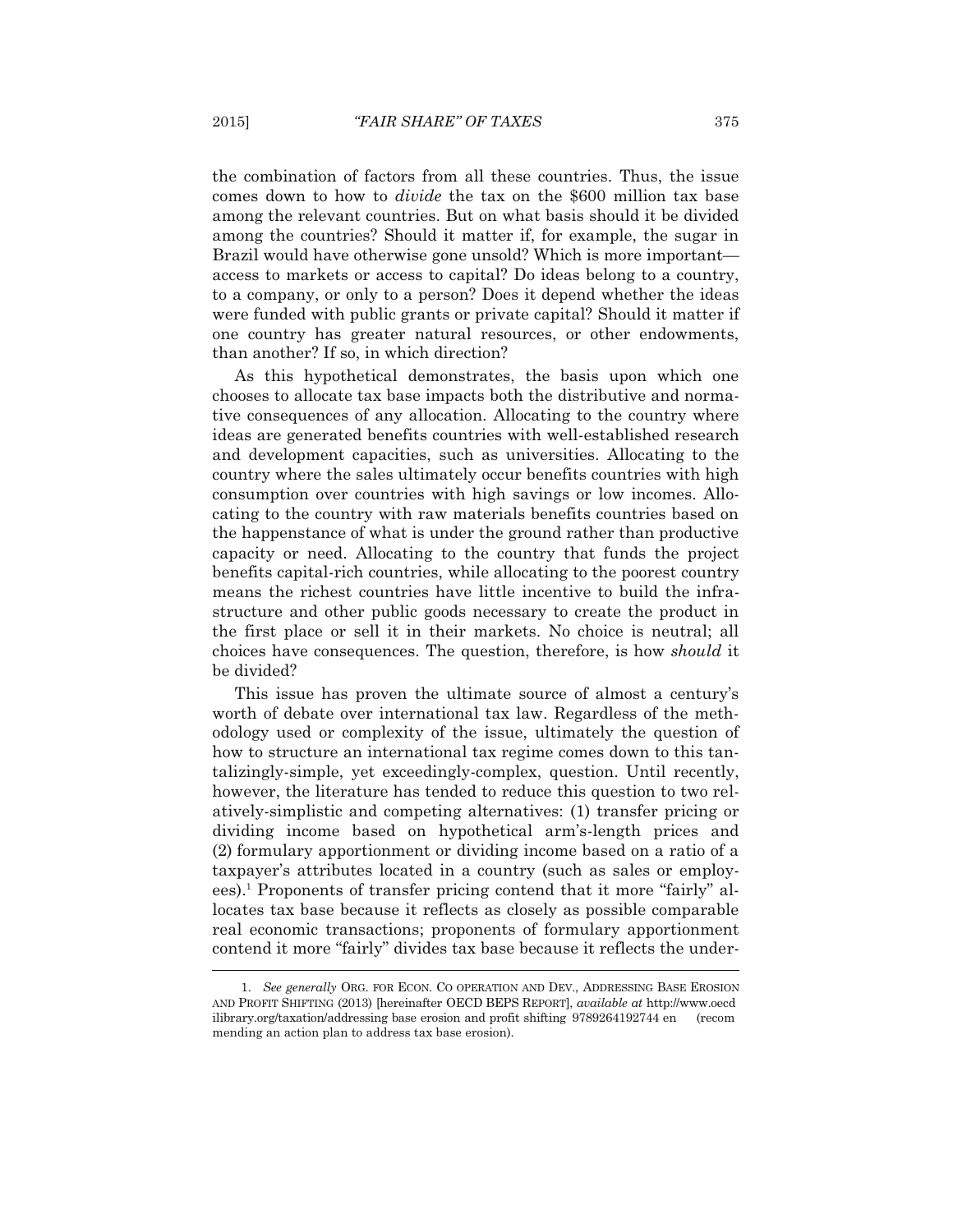the combination of factors from all these countries. Thus, the issue comes down to how to *divide* the tax on the $600 million tax base among the relevant countries. But on what basis should it be divided among the countries? Should it matter if, for example, the sugar in Brazil would have otherwise gone unsold? Which is more important—access to markets or access to capital? Do ideas belong to a country, to a company, or only to a person? Does it depend whether the ideas were funded with public grants or private capital? Should it matter if one country has greater natural resources, or other endowments, than another? If so, in which direction?

As this hypothetical demonstrates, the basis upon which one chooses to allocate tax base impacts both the distributive and normative consequences of any allocation. Allocating to the country where ideas are generated benefits countries with well-established research and development capacities, such as universities. Allocating to the country where the sales ultimately occur benefits countries with high consumption over countries with high savings or low incomes. Allocating to the country with raw materials benefits countries based on the happenstance of what is under the ground rather than productive capacity or need. Allocating to the country that funds the project benefits capital-rich countries, while allocating to the poorest country means the richest countries have little incentive to build the infrastructure and other public goods necessary to create the product in the first place or sell it in their markets. No choice is neutral; all choices have consequences. The question, therefore, is how *should* it be divided?

This issue has proven the ultimate source of almost a century's worth of debate over international tax law. Regardless of the methodology used or complexity of the issue, ultimately the question of how to structure an international tax regime comes down to this tantalizingly-simple, yet exceedingly-complex, question. Until recently, however, the literature has tended to reduce this question to two relatively-simplistic and competing alternatives: (1) transfer pricing or dividing income based on hypothetical arm's-length prices and (2) formulary apportionment or dividing income based on a ratio of a taxpayer's attributes located in a country (such as sales or employees).[1] Proponents of transfer pricing contend that it more "fairly" allocates tax base because it reflects as closely as possible comparable real economic transactions; proponents of formulary apportionment contend it more "fairly" divides tax base because it reflects the under-

1. *See generally* ORG. FOR ECON. CO OPERATION AND DEV., ADDRESSING BASE EROSION AND PROFIT SHIFTING (2013) [hereinafter OECD BEPS REPORT], *available at* http://www.oecd ilibrary.org/taxation/addressing base erosion and profit shifting 9789264192744 en (recommending an action plan to address tax base erosion).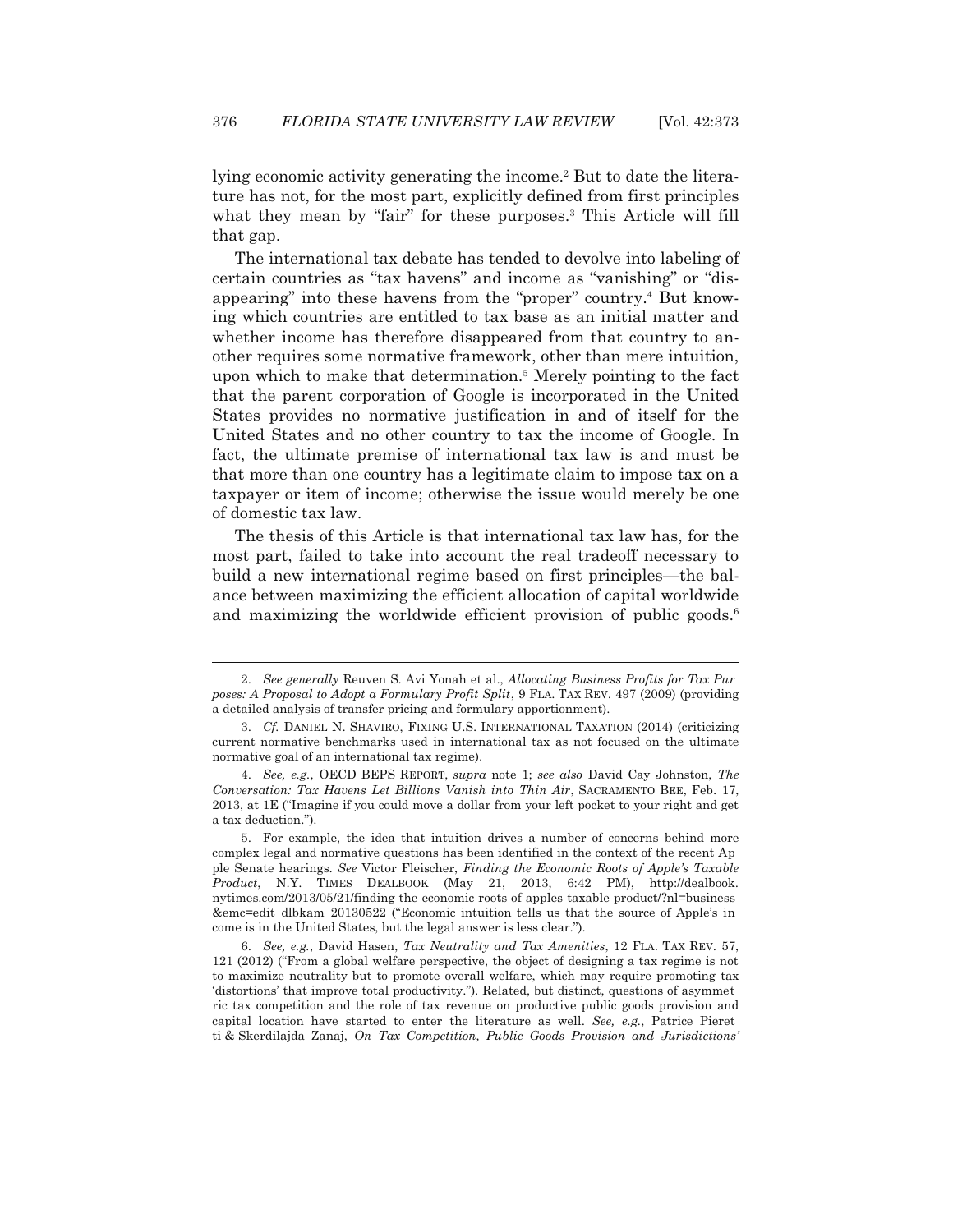lying economic activity generating the income.[2] But to date the literature has not, for the most part, explicitly defined from first principles what they mean by "fair" for these purposes.[3] This Article will fill that gap.

The international tax debate has tended to devolve into labeling of certain countries as "tax havens" and income as "vanishing" or "disappearing" into these havens from the "proper" country.[4] But knowing which countries are entitled to tax base as an initial matter and whether income has therefore disappeared from that country to another requires some normative framework, other than mere intuition, upon which to make that determination.[5] Merely pointing to the fact that the parent corporation of Google is incorporated in the United States provides no normative justification in and of itself for the United States and no other country to tax the income of Google. In fact, the ultimate premise of international tax law is and must be that more than one country has a legitimate claim to impose tax on a taxpayer or item of income; otherwise the issue would merely be one of domestic tax law.

The thesis of this Article is that international tax law has, for the most part, failed to take into account the real tradeoff necessary to build a new international regime based on first principles—the balance between maximizing the efficient allocation of capital worldwide and maximizing the worldwide efficient provision of public goods.[6]

---

2. *See generally* Reuven S. Avi Yonah et al., *Allocating Business Profits for Tax Purposes: A Proposal to Adopt a Formulary Profit Split*, 9 FLA. TAX REV. 497 (2009) (providing a detailed analysis of transfer pricing and formulary apportionment).

3. *Cf.* DANIEL N. SHAVIRO, FIXING U.S. INTERNATIONAL TAXATION (2014) (criticizing current normative benchmarks used in international tax as not focused on the ultimate normative goal of an international tax regime).

4. *See, e.g.*, OECD BEPS REPORT, *supra* note 1; *see also* David Cay Johnston, *The Conversation: Tax Havens Let Billions Vanish into Thin Air*, SACRAMENTO BEE, Feb. 17, 2013, at 1E ("Imagine if you could move a dollar from your left pocket to your right and get a tax deduction.").

5. For example, the idea that intuition drives a number of concerns behind more complex legal and normative questions has been identified in the context of the recent Apple Senate hearings. *See* Victor Fleischer, *Finding the Economic Roots of Apple's Taxable Product*, N.Y. TIMES DEALBOOK (May 21, 2013, 6:42 PM), http://dealbook.nytimes.com/2013/05/21/finding the economic roots of apples taxable product/?nl=business &emc=edit dlbkam 20130522 ("Economic intuition tells us that the source of Apple's income is in the United States, but the legal answer is less clear.").

6. *See, e.g.*, David Hasen, *Tax Neutrality and Tax Amenities*, 12 FLA. TAX REV. 57, 121 (2012) ("From a global welfare perspective, the object of designing a tax regime is not to maximize neutrality but to promote overall welfare, which may require promoting tax 'distortions' that improve total productivity."). Related, but distinct, questions of asymmetric tax competition and the role of tax revenue on productive public goods provision and capital location have started to enter the literature as well. *See, e.g.*, Patrice Pieretti & Skerdilajda Zanaj, *On Tax Competition, Public Goods Provision and Jurisdictions'*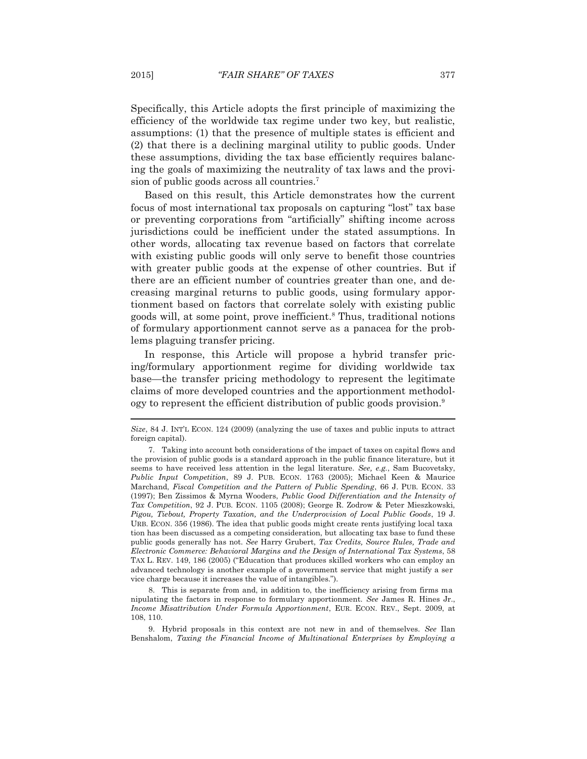Specifically, this Article adopts the first principle of maximizing the efficiency of the worldwide tax regime under two key, but realistic, assumptions: (1) that the presence of multiple states is efficient and (2) that there is a declining marginal utility to public goods. Under these assumptions, dividing the tax base efficiently requires balancing the goals of maximizing the neutrality of tax laws and the provision of public goods across all countries.[7]

Based on this result, this Article demonstrates how the current focus of most international tax proposals on capturing "lost" tax base or preventing corporations from "artificially" shifting income across jurisdictions could be inefficient under the stated assumptions. In other words, allocating tax revenue based on factors that correlate with existing public goods will only serve to benefit those countries with greater public goods at the expense of other countries. But if there are an efficient number of countries greater than one, and decreasing marginal returns to public goods, using formulary apportionment based on factors that correlate solely with existing public goods will, at some point, prove inefficient.[8] Thus, traditional notions of formulary apportionment cannot serve as a panacea for the problems plaguing transfer pricing.

In response, this Article will propose a hybrid transfer pricing/formulary apportionment regime for dividing worldwide tax base—the transfer pricing methodology to represent the legitimate claims of more developed countries and the apportionment methodology to represent the efficient distribution of public goods provision.[9]

---

*Size*, 84 J. INT'L ECON. 124 (2009) (analyzing the use of taxes and public inputs to attract foreign capital).

7. Taking into account both considerations of the impact of taxes on capital flows and the provision of public goods is a standard approach in the public finance literature, but it seems to have received less attention in the legal literature. *See, e.g.*, Sam Bucovetsky, *Public Input Competition*, 89 J. PUB. ECON. 1763 (2005); Michael Keen & Maurice Marchand, *Fiscal Competition and the Pattern of Public Spending*, 66 J. PUB. ECON. 33 (1997); Ben Zissimos & Myrna Wooders, *Public Good Differentiation and the Intensity of Tax Competition*, 92 J. PUB. ECON. 1105 (2008); George R. Zodrow & Peter Mieszkowski, *Pigou, Tiebout, Property Taxation, and the Underprovision of Local Public Goods*, 19 J. URB. ECON. 356 (1986). The idea that public goods might create rents justifying local taxation has been discussed as a competing consideration, but allocating tax base to fund these public goods generally has not. *See* Harry Grubert, *Tax Credits, Source Rules, Trade and Electronic Commerce: Behavioral Margins and the Design of International Tax Systems*, 58 TAX L. REV. 149, 186 (2005) ("Education that produces skilled workers who can employ an advanced technology is another example of a government service that might justify a service charge because it increases the value of intangibles.").

8. This is separate from and, in addition to, the inefficiency arising from firms manipulating the factors in response to formulary apportionment. *See* James R. Hines Jr., *Income Misattribution Under Formula Apportionment*, EUR. ECON. REV., Sept. 2009, at 108, 110.

9. Hybrid proposals in this context are not new in and of themselves. *See* Ilan Benshalom, *Taxing the Financial Income of Multinational Enterprises by Employing a*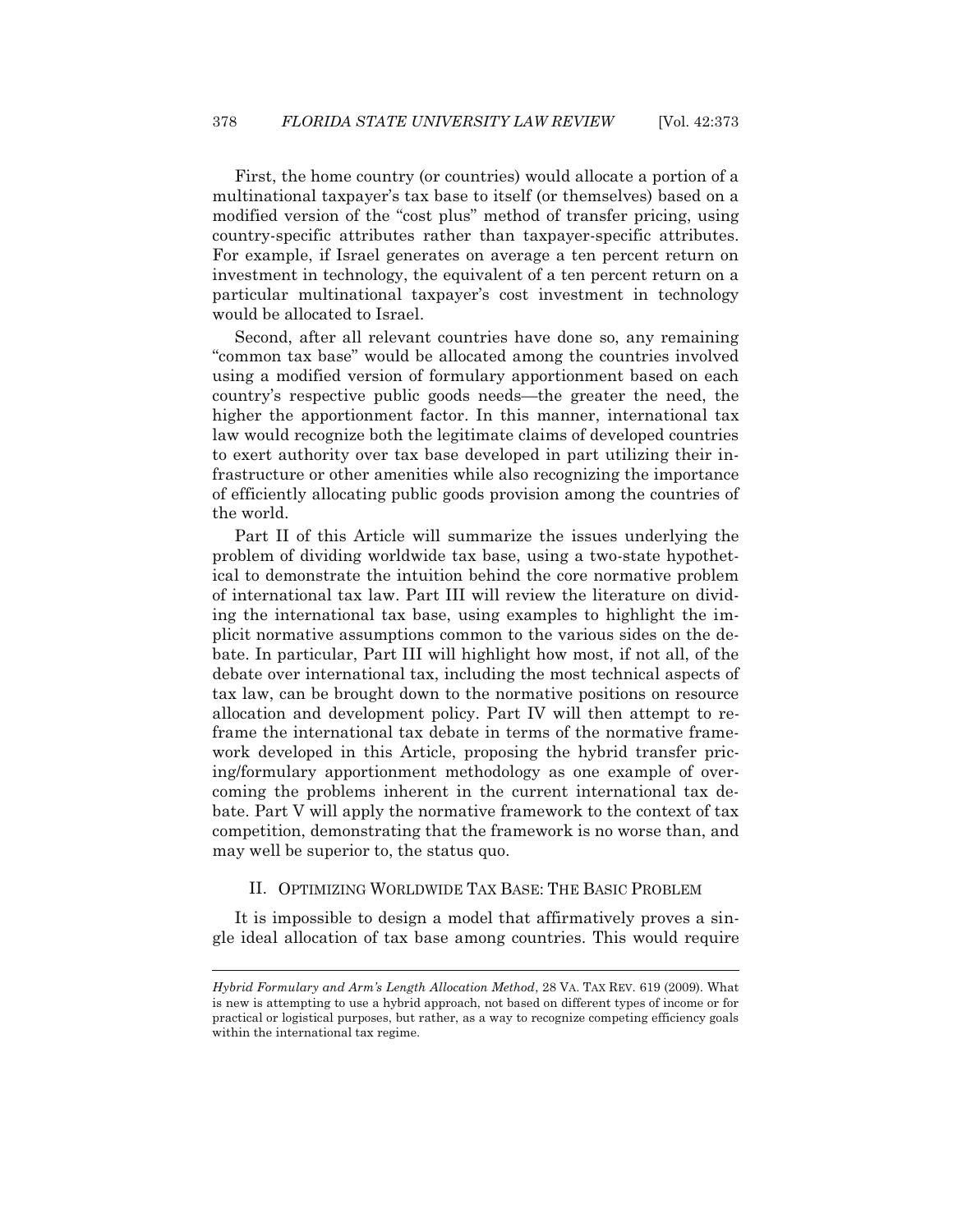First, the home country (or countries) would allocate a portion of a multinational taxpayer's tax base to itself (or themselves) based on a modified version of the "cost plus" method of transfer pricing, using country-specific attributes rather than taxpayer-specific attributes. For example, if Israel generates on average a ten percent return on investment in technology, the equivalent of a ten percent return on a particular multinational taxpayer's cost investment in technology would be allocated to Israel.

Second, after all relevant countries have done so, any remaining "common tax base" would be allocated among the countries involved using a modified version of formulary apportionment based on each country's respective public goods needs—the greater the need, the higher the apportionment factor. In this manner, international tax law would recognize both the legitimate claims of developed countries to exert authority over tax base developed in part utilizing their infrastructure or other amenities while also recognizing the importance of efficiently allocating public goods provision among the countries of the world.

Part II of this Article will summarize the issues underlying the problem of dividing worldwide tax base, using a two-state hypothetical to demonstrate the intuition behind the core normative problem of international tax law. Part III will review the literature on dividing the international tax base, using examples to highlight the implicit normative assumptions common to the various sides on the debate. In particular, Part III will highlight how most, if not all, of the debate over international tax, including the most technical aspects of tax law, can be brought down to the normative positions on resource allocation and development policy. Part IV will then attempt to reframe the international tax debate in terms of the normative framework developed in this Article, proposing the hybrid transfer pricing/formulary apportionment methodology as one example of overcoming the problems inherent in the current international tax debate. Part V will apply the normative framework to the context of tax competition, demonstrating that the framework is no worse than, and may well be superior to, the status quo.

## II. OPTIMIZING WORLDWIDE TAX BASE: THE BASIC PROBLEM

It is impossible to design a model that affirmatively proves a single ideal allocation of tax base among countries. This would require

---

*Hybrid Formulary and Arm's Length Allocation Method*, 28 VA. TAX REV. 619 (2009). What is new is attempting to use a hybrid approach, not based on different types of income or for practical or logistical purposes, but rather, as a way to recognize competing efficiency goals within the international tax regime.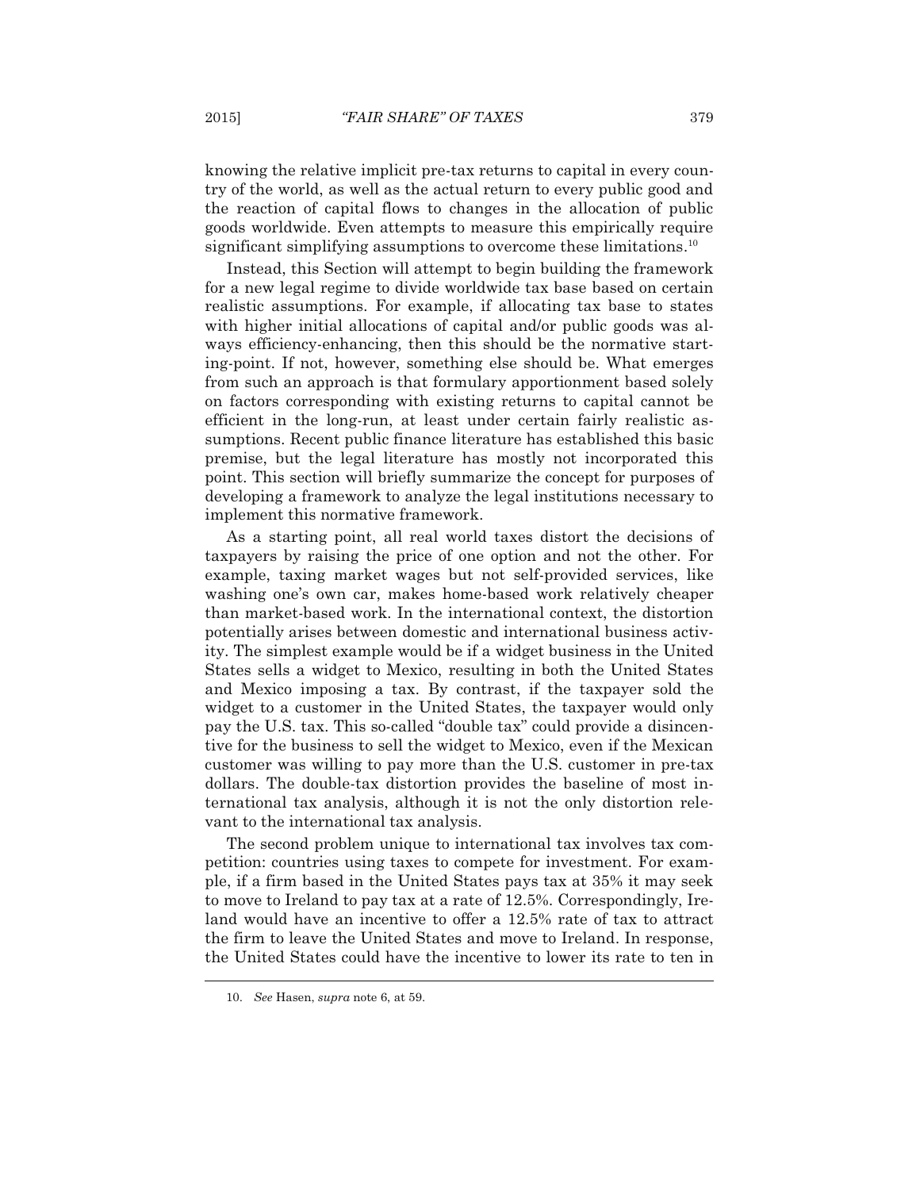knowing the relative implicit pre-tax returns to capital in every country of the world, as well as the actual return to every public good and the reaction of capital flows to changes in the allocation of public goods worldwide. Even attempts to measure this empirically require significant simplifying assumptions to overcome these limitations.[10]

Instead, this Section will attempt to begin building the framework for a new legal regime to divide worldwide tax base based on certain realistic assumptions. For example, if allocating tax base to states with higher initial allocations of capital and/or public goods was always efficiency-enhancing, then this should be the normative starting-point. If not, however, something else should be. What emerges from such an approach is that formulary apportionment based solely on factors corresponding with existing returns to capital cannot be efficient in the long-run, at least under certain fairly realistic assumptions. Recent public finance literature has established this basic premise, but the legal literature has mostly not incorporated this point. This section will briefly summarize the concept for purposes of developing a framework to analyze the legal institutions necessary to implement this normative framework.

As a starting point, all real world taxes distort the decisions of taxpayers by raising the price of one option and not the other. For example, taxing market wages but not self-provided services, like washing one's own car, makes home-based work relatively cheaper than market-based work. In the international context, the distortion potentially arises between domestic and international business activity. The simplest example would be if a widget business in the United States sells a widget to Mexico, resulting in both the United States and Mexico imposing a tax. By contrast, if the taxpayer sold the widget to a customer in the United States, the taxpayer would only pay the U.S. tax. This so-called "double tax" could provide a disincentive for the business to sell the widget to Mexico, even if the Mexican customer was willing to pay more than the U.S. customer in pre-tax dollars. The double-tax distortion provides the baseline of most international tax analysis, although it is not the only distortion relevant to the international tax analysis.

The second problem unique to international tax involves tax competition: countries using taxes to compete for investment. For example, if a firm based in the United States pays tax at 35% it may seek to move to Ireland to pay tax at a rate of 12.5%. Correspondingly, Ireland would have an incentive to offer a 12.5% rate of tax to attract the firm to leave the United States and move to Ireland. In response, the United States could have the incentive to lower its rate to ten in

10. *See* Hasen, *supra* note 6, at 59.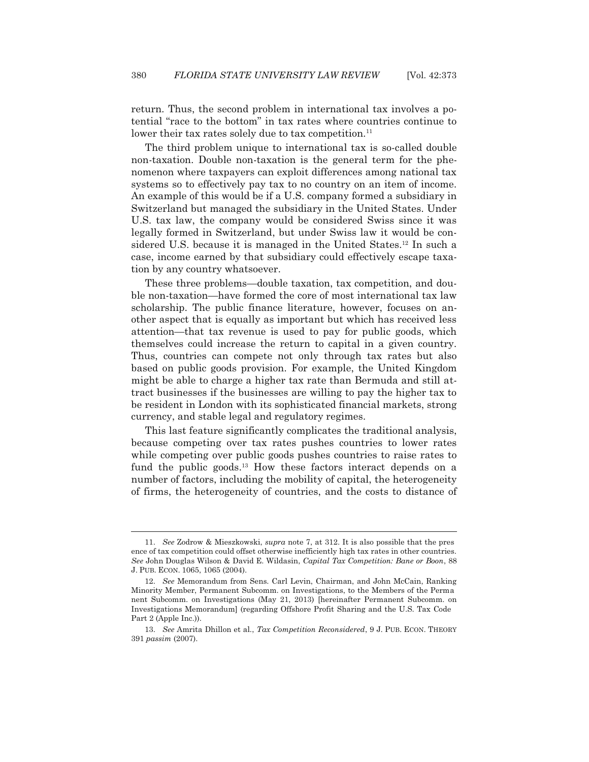return. Thus, the second problem in international tax involves a potential "race to the bottom" in tax rates where countries continue to lower their tax rates solely due to tax competition.[11]

The third problem unique to international tax is so-called double non-taxation. Double non-taxation is the general term for the phenomenon where taxpayers can exploit differences among national tax systems so to effectively pay tax to no country on an item of income. An example of this would be if a U.S. company formed a subsidiary in Switzerland but managed the subsidiary in the United States. Under U.S. tax law, the company would be considered Swiss since it was legally formed in Switzerland, but under Swiss law it would be considered U.S. because it is managed in the United States.[12] In such a case, income earned by that subsidiary could effectively escape taxation by any country whatsoever.

These three problems—double taxation, tax competition, and double non-taxation—have formed the core of most international tax law scholarship. The public finance literature, however, focuses on another aspect that is equally as important but which has received less attention—that tax revenue is used to pay for public goods, which themselves could increase the return to capital in a given country. Thus, countries can compete not only through tax rates but also based on public goods provision. For example, the United Kingdom might be able to charge a higher tax rate than Bermuda and still attract businesses if the businesses are willing to pay the higher tax to be resident in London with its sophisticated financial markets, strong currency, and stable legal and regulatory regimes.

This last feature significantly complicates the traditional analysis, because competing over tax rates pushes countries to lower rates while competing over public goods pushes countries to raise rates to fund the public goods.[13] How these factors interact depends on a number of factors, including the mobility of capital, the heterogeneity of firms, the heterogeneity of countries, and the costs to distance of

---

11. *See* Zodrow & Mieszkowski, *supra* note 7, at 312. It is also possible that the presence of tax competition could offset otherwise inefficiently high tax rates in other countries. *See* John Douglas Wilson & David E. Wildasin, *Capital Tax Competition: Bane or Boon*, 88 J. PUB. ECON. 1065, 1065 (2004).

12. *See* Memorandum from Sens. Carl Levin, Chairman, and John McCain, Ranking Minority Member, Permanent Subcomm. on Investigations, to the Members of the Permanent Subcomm. on Investigations (May 21, 2013) [hereinafter Permanent Subcomm. on Investigations Memorandum] (regarding Offshore Profit Sharing and the U.S. Tax Code Part 2 (Apple Inc.)).

13. *See* Amrita Dhillon et al., *Tax Competition Reconsidered*, 9 J. PUB. ECON. THEORY 391 *passim* (2007).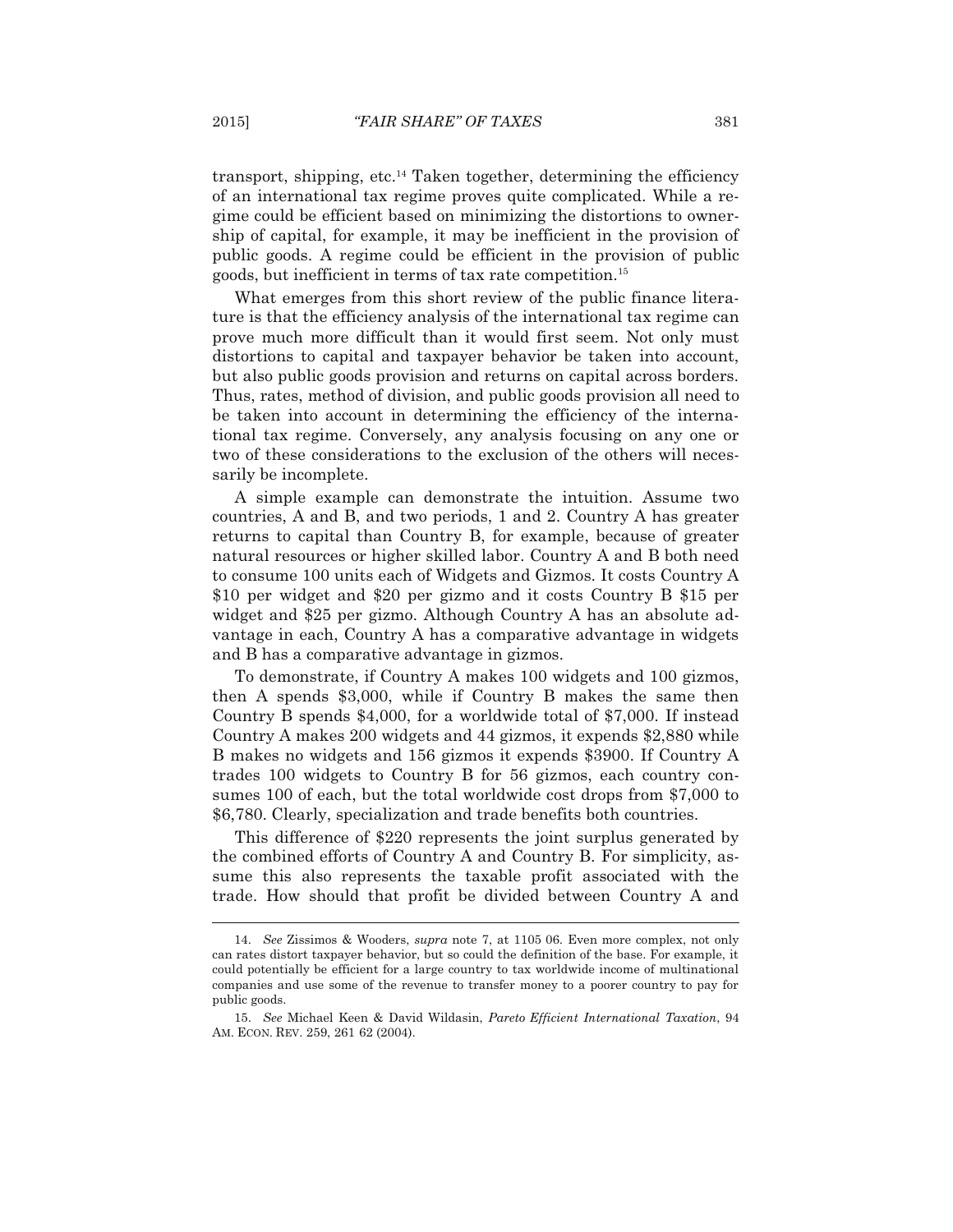transport, shipping, etc.[14] Taken together, determining the efficiency of an international tax regime proves quite complicated. While a regime could be efficient based on minimizing the distortions to ownership of capital, for example, it may be inefficient in the provision of public goods. A regime could be efficient in the provision of public goods, but inefficient in terms of tax rate competition.[15]

What emerges from this short review of the public finance literature is that the efficiency analysis of the international tax regime can prove much more difficult than it would first seem. Not only must distortions to capital and taxpayer behavior be taken into account, but also public goods provision and returns on capital across borders. Thus, rates, method of division, and public goods provision all need to be taken into account in determining the efficiency of the international tax regime. Conversely, any analysis focusing on any one or two of these considerations to the exclusion of the others will necessarily be incomplete.

A simple example can demonstrate the intuition. Assume two countries, A and B, and two periods, 1 and 2. Country A has greater returns to capital than Country B, for example, because of greater natural resources or higher skilled labor. Country A and B both need to consume 100 units each of Widgets and Gizmos. It costs Country A $10 per widget and $20 per gizmo and it costs Country B $15 per widget and $25 per gizmo. Although Country A has an absolute advantage in each, Country A has a comparative advantage in widgets and B has a comparative advantage in gizmos.

To demonstrate, if Country A makes 100 widgets and 100 gizmos, then A spends $3,000, while if Country B makes the same then Country B spends $4,000, for a worldwide total of $7,000. If instead Country A makes 200 widgets and 44 gizmos, it expends $2,880 while B makes no widgets and 156 gizmos it expends $3900. If Country A trades 100 widgets to Country B for 56 gizmos, each country consumes 100 of each, but the total worldwide cost drops from $7,000 to $6,780. Clearly, specialization and trade benefits both countries.

This difference of $220 represents the joint surplus generated by the combined efforts of Country A and Country B. For simplicity, assume this also represents the taxable profit associated with the trade. How should that profit be divided between Country A and

---

14. *See* Zissimos & Wooders, *supra* note 7, at 1105 06. Even more complex, not only can rates distort taxpayer behavior, but so could the definition of the base. For example, it could potentially be efficient for a large country to tax worldwide income of multinational companies and use some of the revenue to transfer money to a poorer country to pay for public goods.

15. *See* Michael Keen & David Wildasin, *Pareto Efficient International Taxation*, 94 AM. ECON. REV. 259, 261 62 (2004).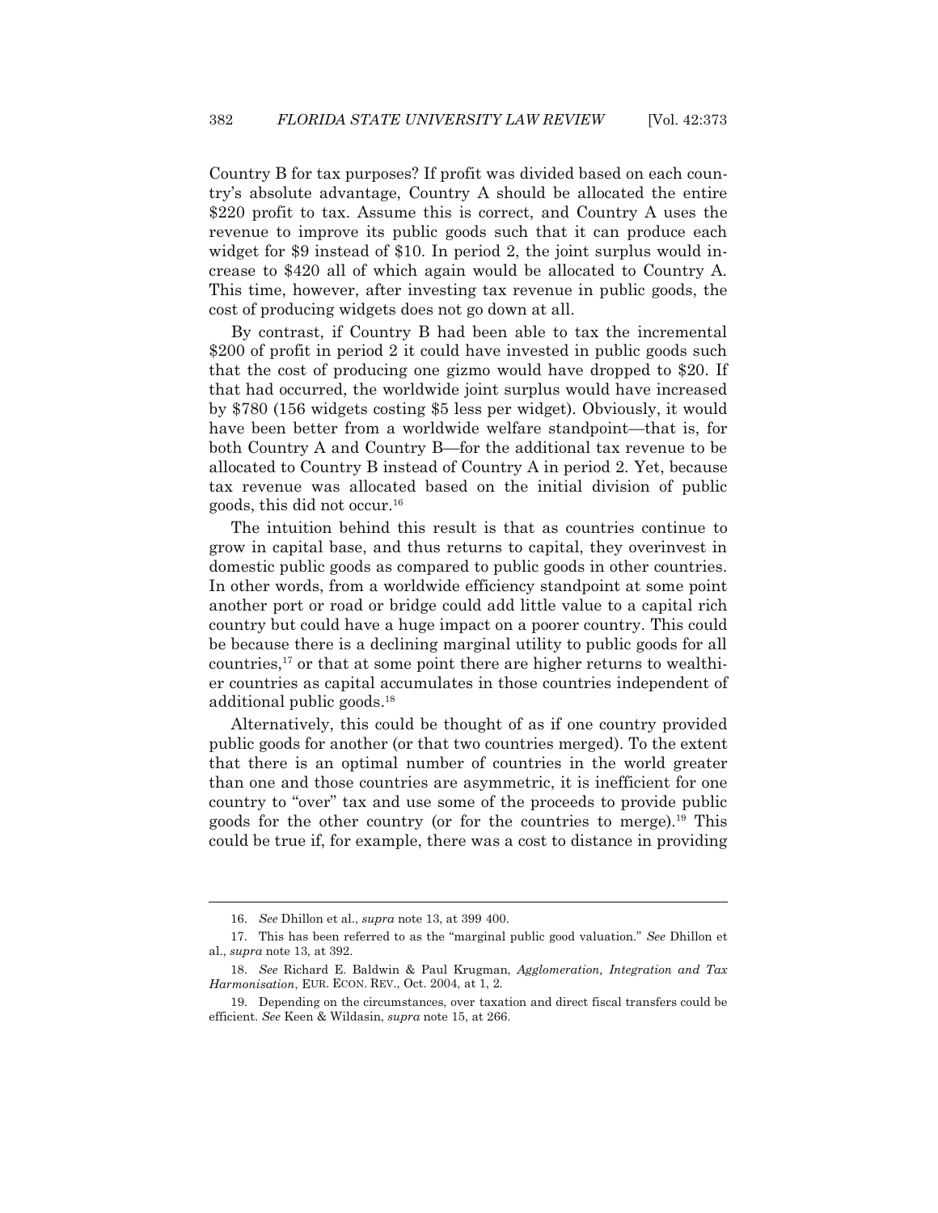Country B for tax purposes? If profit was divided based on each country's absolute advantage, Country A should be allocated the entire \$220 profit to tax. Assume this is correct, and Country A uses the revenue to improve its public goods such that it can produce each widget for \$9 instead of \$10. In period 2, the joint surplus would increase to \$420 all of which again would be allocated to Country A. This time, however, after investing tax revenue in public goods, the cost of producing widgets does not go down at all.

By contrast, if Country B had been able to tax the incremental \$200 of profit in period 2 it could have invested in public goods such that the cost of producing one gizmo would have dropped to \$20. If that had occurred, the worldwide joint surplus would have increased by \$780 (156 widgets costing \$5 less per widget). Obviously, it would have been better from a worldwide welfare standpoint—that is, for both Country A and Country B—for the additional tax revenue to be allocated to Country B instead of Country A in period 2. Yet, because tax revenue was allocated based on the initial division of public goods, this did not occur.[16]

The intuition behind this result is that as countries continue to grow in capital base, and thus returns to capital, they overinvest in domestic public goods as compared to public goods in other countries. In other words, from a worldwide efficiency standpoint at some point another port or road or bridge could add little value to a capital rich country but could have a huge impact on a poorer country. This could be because there is a declining marginal utility to public goods for all countries,[17] or that at some point there are higher returns to wealthier countries as capital accumulates in those countries independent of additional public goods.[18]

Alternatively, this could be thought of as if one country provided public goods for another (or that two countries merged). To the extent that there is an optimal number of countries in the world greater than one and those countries are asymmetric, it is inefficient for one country to "over" tax and use some of the proceeds to provide public goods for the other country (or for the countries to merge).[19] This could be true if, for example, there was a cost to distance in providing

---

16. *See* Dhillon et al., *supra* note 13, at 399 400.

17. This has been referred to as the "marginal public good valuation." *See* Dhillon et al., *supra* note 13, at 392.

18. *See* Richard E. Baldwin & Paul Krugman, *Agglomeration, Integration and Tax Harmonisation*, EUR. ECON. REV., Oct. 2004, at 1, 2.

19. Depending on the circumstances, over taxation and direct fiscal transfers could be efficient. *See* Keen & Wildasin, *supra* note 15, at 266.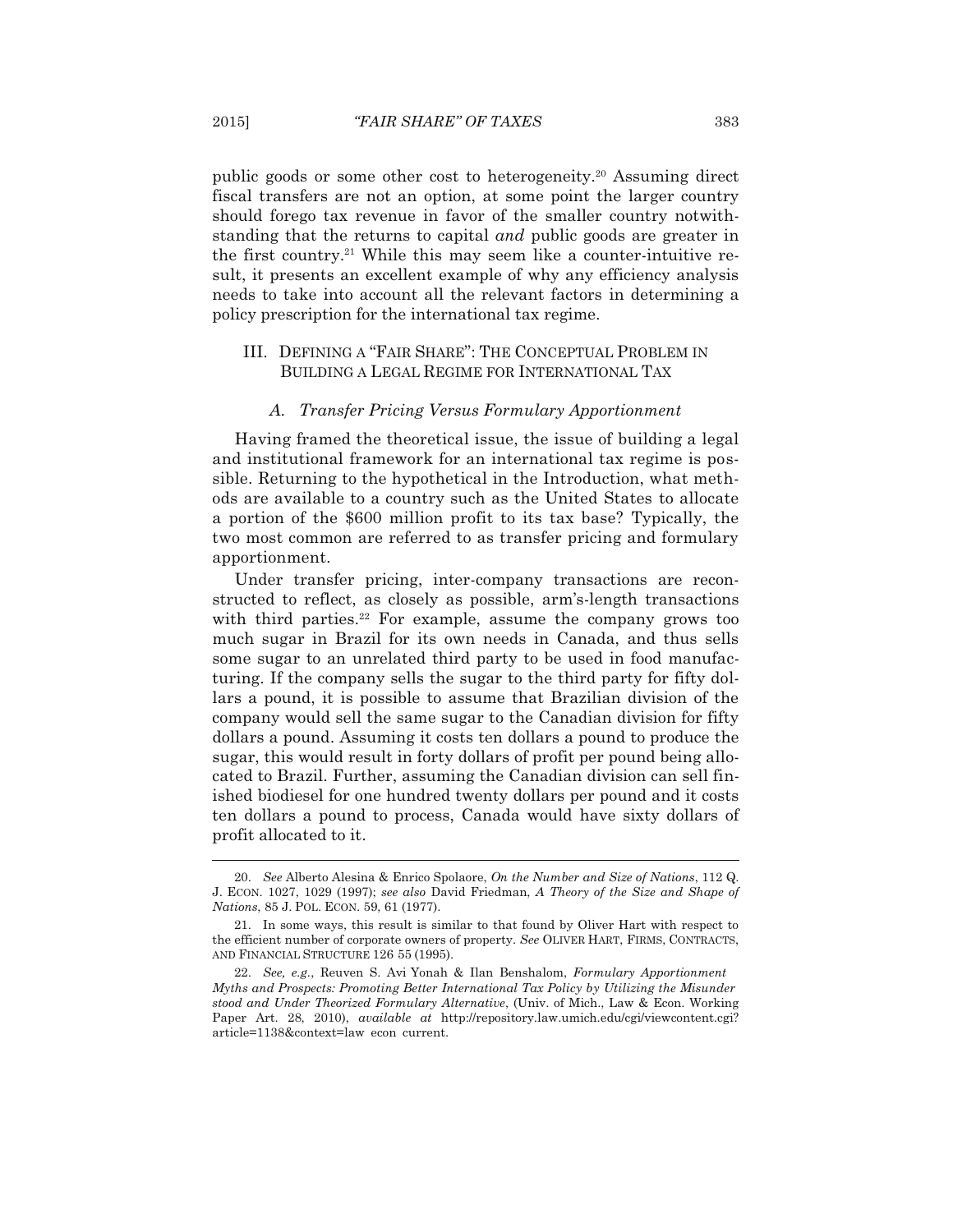public goods or some other cost to heterogeneity.[20] Assuming direct fiscal transfers are not an option, at some point the larger country should forego tax revenue in favor of the smaller country notwithstanding that the returns to capital *and* public goods are greater in the first country.[21] While this may seem like a counter-intuitive result, it presents an excellent example of why any efficiency analysis needs to take into account all the relevant factors in determining a policy prescription for the international tax regime.

## III. DEFINING A "FAIR SHARE": THE CONCEPTUAL PROBLEM IN BUILDING A LEGAL REGIME FOR INTERNATIONAL TAX

### *A. Transfer Pricing Versus Formulary Apportionment*

Having framed the theoretical issue, the issue of building a legal and institutional framework for an international tax regime is possible. Returning to the hypothetical in the Introduction, what methods are available to a country such as the United States to allocate a portion of the $600 million profit to its tax base? Typically, the two most common are referred to as transfer pricing and formulary apportionment.

Under transfer pricing, inter-company transactions are reconstructed to reflect, as closely as possible, arm's-length transactions with third parties.[22] For example, assume the company grows too much sugar in Brazil for its own needs in Canada, and thus sells some sugar to an unrelated third party to be used in food manufacturing. If the company sells the sugar to the third party for fifty dollars a pound, it is possible to assume that Brazilian division of the company would sell the same sugar to the Canadian division for fifty dollars a pound. Assuming it costs ten dollars a pound to produce the sugar, this would result in forty dollars of profit per pound being allocated to Brazil. Further, assuming the Canadian division can sell finished biodiesel for one hundred twenty dollars per pound and it costs ten dollars a pound to process, Canada would have sixty dollars of profit allocated to it.

---

20. *See* Alberto Alesina & Enrico Spolaore, *On the Number and Size of Nations*, 112 Q. J. ECON. 1027, 1029 (1997); *see also* David Friedman, *A Theory of the Size and Shape of Nations*, 85 J. POL. ECON. 59, 61 (1977).

21. In some ways, this result is similar to that found by Oliver Hart with respect to the efficient number of corporate owners of property. *See* OLIVER HART, FIRMS, CONTRACTS, AND FINANCIAL STRUCTURE 126 55 (1995).

22. *See, e.g.*, Reuven S. Avi Yonah & Ilan Benshalom, *Formulary Apportionment Myths and Prospects: Promoting Better International Tax Policy by Utilizing the Misunderstood and Under Theorized Formulary Alternative*, (Univ. of Mich., Law & Econ. Working Paper Art. 28, 2010), *available at* http://repository.law.umich.edu/cgi/viewcontent.cgi?article=1138&context=law econ current.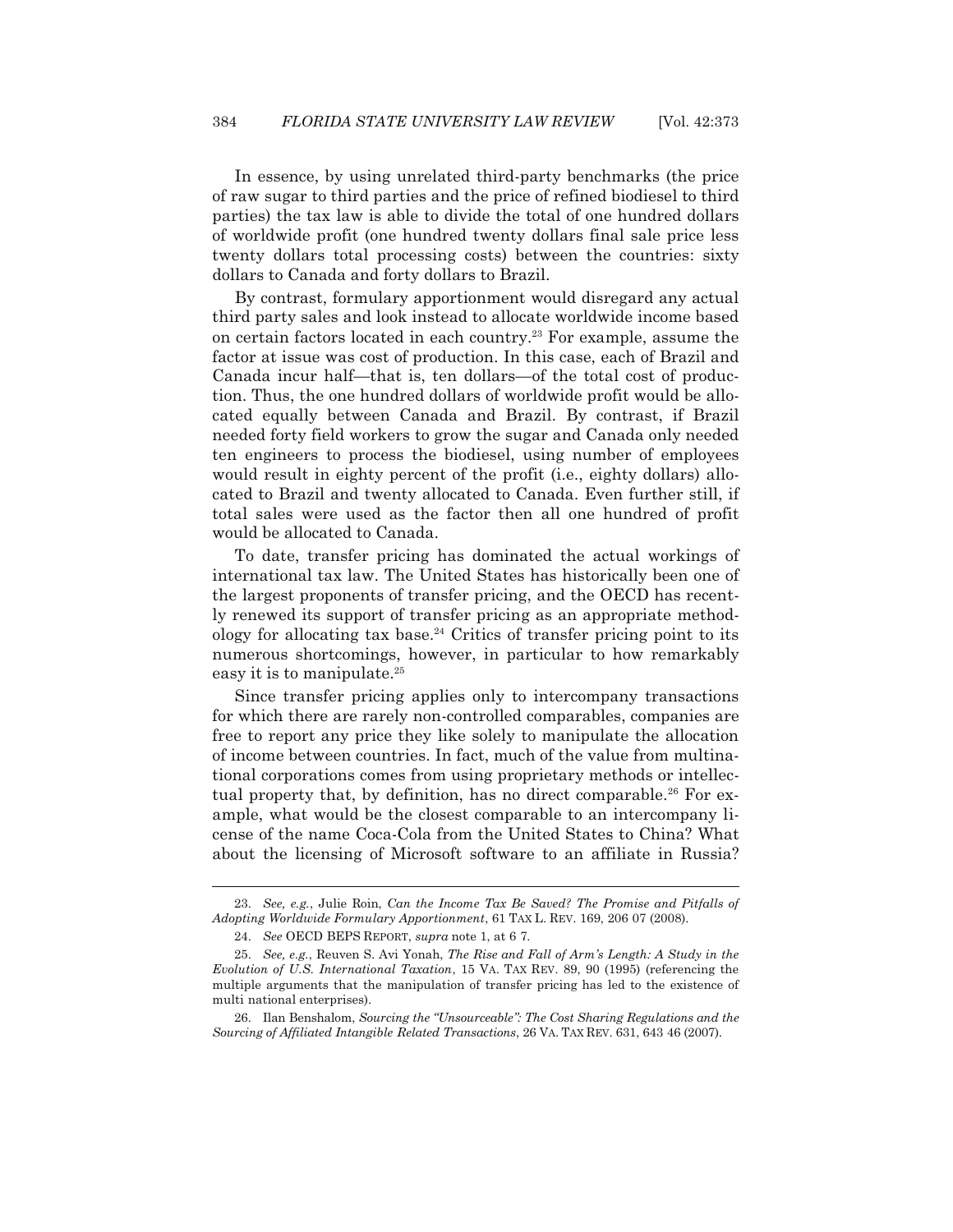In essence, by using unrelated third-party benchmarks (the price of raw sugar to third parties and the price of refined biodiesel to third parties) the tax law is able to divide the total of one hundred dollars of worldwide profit (one hundred twenty dollars final sale price less twenty dollars total processing costs) between the countries: sixty dollars to Canada and forty dollars to Brazil.

By contrast, formulary apportionment would disregard any actual third party sales and look instead to allocate worldwide income based on certain factors located in each country.[23] For example, assume the factor at issue was cost of production. In this case, each of Brazil and Canada incur half—that is, ten dollars—of the total cost of production. Thus, the one hundred dollars of worldwide profit would be allocated equally between Canada and Brazil. By contrast, if Brazil needed forty field workers to grow the sugar and Canada only needed ten engineers to process the biodiesel, using number of employees would result in eighty percent of the profit (i.e., eighty dollars) allocated to Brazil and twenty allocated to Canada. Even further still, if total sales were used as the factor then all one hundred of profit would be allocated to Canada.

To date, transfer pricing has dominated the actual workings of international tax law. The United States has historically been one of the largest proponents of transfer pricing, and the OECD has recently renewed its support of transfer pricing as an appropriate methodology for allocating tax base.[24] Critics of transfer pricing point to its numerous shortcomings, however, in particular to how remarkably easy it is to manipulate.[25]

Since transfer pricing applies only to intercompany transactions for which there are rarely non-controlled comparables, companies are free to report any price they like solely to manipulate the allocation of income between countries. In fact, much of the value from multinational corporations comes from using proprietary methods or intellectual property that, by definition, has no direct comparable.[26] For example, what would be the closest comparable to an intercompany license of the name Coca-Cola from the United States to China? What about the licensing of Microsoft software to an affiliate in Russia?

---

23. *See, e.g.*, Julie Roin, *Can the Income Tax Be Saved? The Promise and Pitfalls of Adopting Worldwide Formulary Apportionment*, 61 TAX L. REV. 169, 206 07 (2008).

24. *See* OECD BEPS REPORT, *supra* note 1, at 6 7.

25. *See, e.g.*, Reuven S. Avi Yonah, *The Rise and Fall of Arm's Length: A Study in the Evolution of U.S. International Taxation*, 15 VA. TAX REV. 89, 90 (1995) (referencing the multiple arguments that the manipulation of transfer pricing has led to the existence of multi national enterprises).

26. Ilan Benshalom, *Sourcing the "Unsourceable": The Cost Sharing Regulations and the Sourcing of Affiliated Intangible Related Transactions*, 26 VA. TAX REV. 631, 643 46 (2007).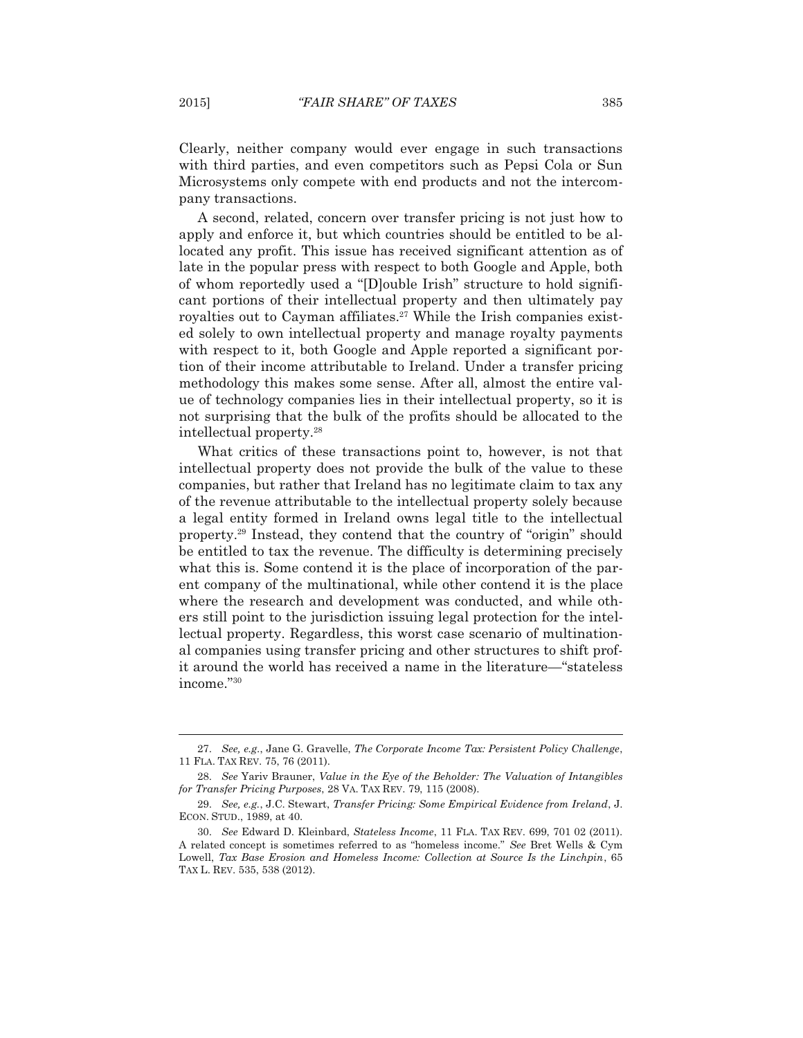Clearly, neither company would ever engage in such transactions with third parties, and even competitors such as Pepsi Cola or Sun Microsystems only compete with end products and not the intercompany transactions.

A second, related, concern over transfer pricing is not just how to apply and enforce it, but which countries should be entitled to be allocated any profit. This issue has received significant attention as of late in the popular press with respect to both Google and Apple, both of whom reportedly used a "[D]ouble Irish" structure to hold significant portions of their intellectual property and then ultimately pay royalties out to Cayman affiliates.[27] While the Irish companies existed solely to own intellectual property and manage royalty payments with respect to it, both Google and Apple reported a significant portion of their income attributable to Ireland. Under a transfer pricing methodology this makes some sense. After all, almost the entire value of technology companies lies in their intellectual property, so it is not surprising that the bulk of the profits should be allocated to the intellectual property.[28]

What critics of these transactions point to, however, is not that intellectual property does not provide the bulk of the value to these companies, but rather that Ireland has no legitimate claim to tax any of the revenue attributable to the intellectual property solely because a legal entity formed in Ireland owns legal title to the intellectual property.[29] Instead, they contend that the country of "origin" should be entitled to tax the revenue. The difficulty is determining precisely what this is. Some contend it is the place of incorporation of the parent company of the multinational, while other contend it is the place where the research and development was conducted, and while others still point to the jurisdiction issuing legal protection for the intellectual property. Regardless, this worst case scenario of multinational companies using transfer pricing and other structures to shift profit around the world has received a name in the literature—"stateless income."[30]

---

27. *See, e.g.*, Jane G. Gravelle, *The Corporate Income Tax: Persistent Policy Challenge*, 11 FLA. TAX REV. 75, 76 (2011).

28. *See* Yariv Brauner, *Value in the Eye of the Beholder: The Valuation of Intangibles for Transfer Pricing Purposes*, 28 VA. TAX REV. 79, 115 (2008).

29. *See, e.g.*, J.C. Stewart, *Transfer Pricing: Some Empirical Evidence from Ireland*, J. ECON. STUD., 1989, at 40.

30. *See* Edward D. Kleinbard, *Stateless Income*, 11 FLA. TAX REV. 699, 701 02 (2011). A related concept is sometimes referred to as "homeless income." *See* Bret Wells & Cym Lowell, *Tax Base Erosion and Homeless Income: Collection at Source Is the Linchpin*, 65 TAX L. REV. 535, 538 (2012).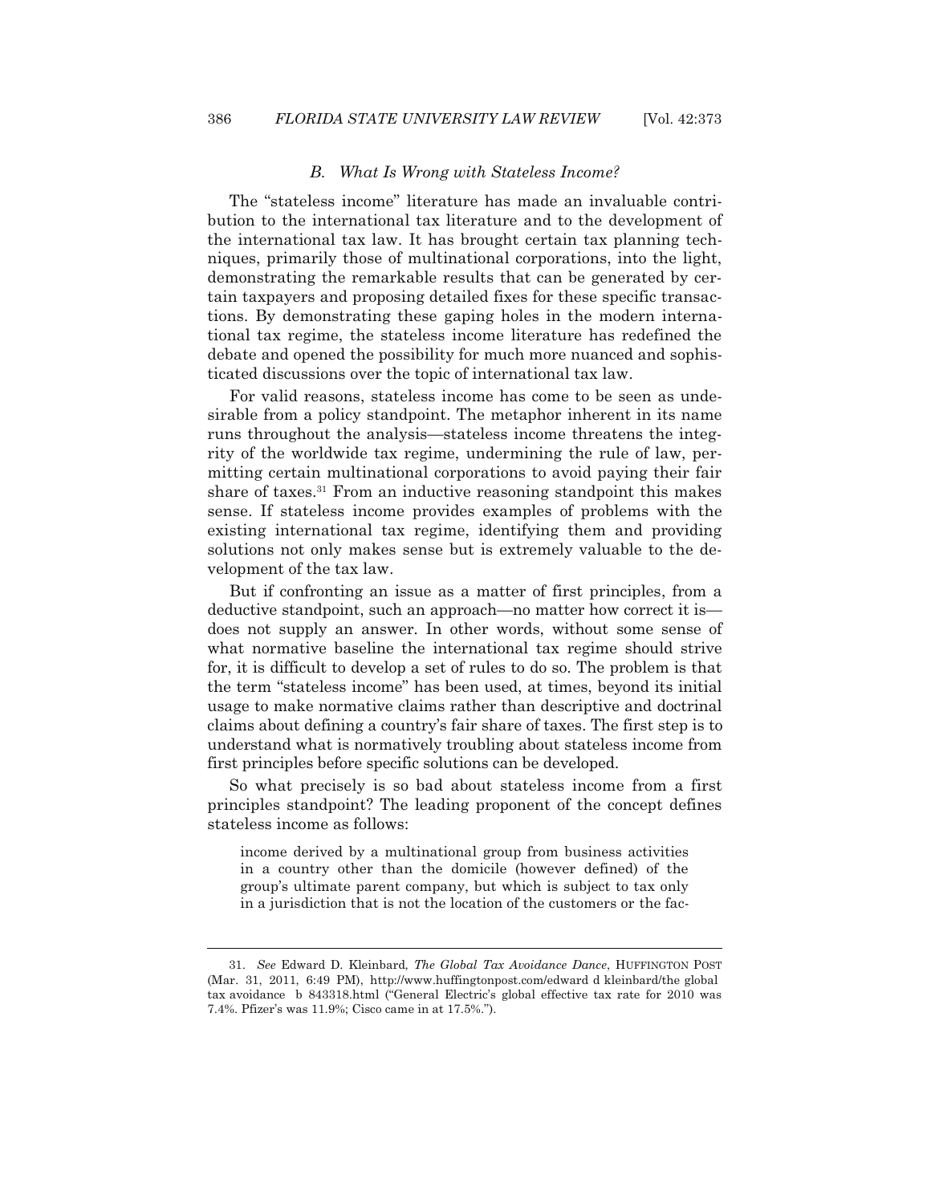### *B. What Is Wrong with Stateless Income?*

The "stateless income" literature has made an invaluable contribution to the international tax literature and to the development of the international tax law. It has brought certain tax planning techniques, primarily those of multinational corporations, into the light, demonstrating the remarkable results that can be generated by certain taxpayers and proposing detailed fixes for these specific transactions. By demonstrating these gaping holes in the modern international tax regime, the stateless income literature has redefined the debate and opened the possibility for much more nuanced and sophisticated discussions over the topic of international tax law.

For valid reasons, stateless income has come to be seen as undesirable from a policy standpoint. The metaphor inherent in its name runs throughout the analysis—stateless income threatens the integrity of the worldwide tax regime, undermining the rule of law, permitting certain multinational corporations to avoid paying their fair share of taxes.[31] From an inductive reasoning standpoint this makes sense. If stateless income provides examples of problems with the existing international tax regime, identifying them and providing solutions not only makes sense but is extremely valuable to the development of the tax law.

But if confronting an issue as a matter of first principles, from a deductive standpoint, such an approach—no matter how correct it is—does not supply an answer. In other words, without some sense of what normative baseline the international tax regime should strive for, it is difficult to develop a set of rules to do so. The problem is that the term "stateless income" has been used, at times, beyond its initial usage to make normative claims rather than descriptive and doctrinal claims about defining a country's fair share of taxes. The first step is to understand what is normatively troubling about stateless income from first principles before specific solutions can be developed.

So what precisely is so bad about stateless income from a first principles standpoint? The leading proponent of the concept defines stateless income as follows:

> income derived by a multinational group from business activities in a country other than the domicile (however defined) of the group's ultimate parent company, but which is subject to tax only in a jurisdiction that is not the location of the customers or the fac-

---

31. *See* Edward D. Kleinbard, *The Global Tax Avoidance Dance*, HUFFINGTON POST (Mar. 31, 2011, 6:49 PM), http://www.huffingtonpost.com/edward d kleinbard/the global tax avoidance b 843318.html ("General Electric's global effective tax rate for 2010 was 7.4%. Pfizer's was 11.9%; Cisco came in at 17.5%.").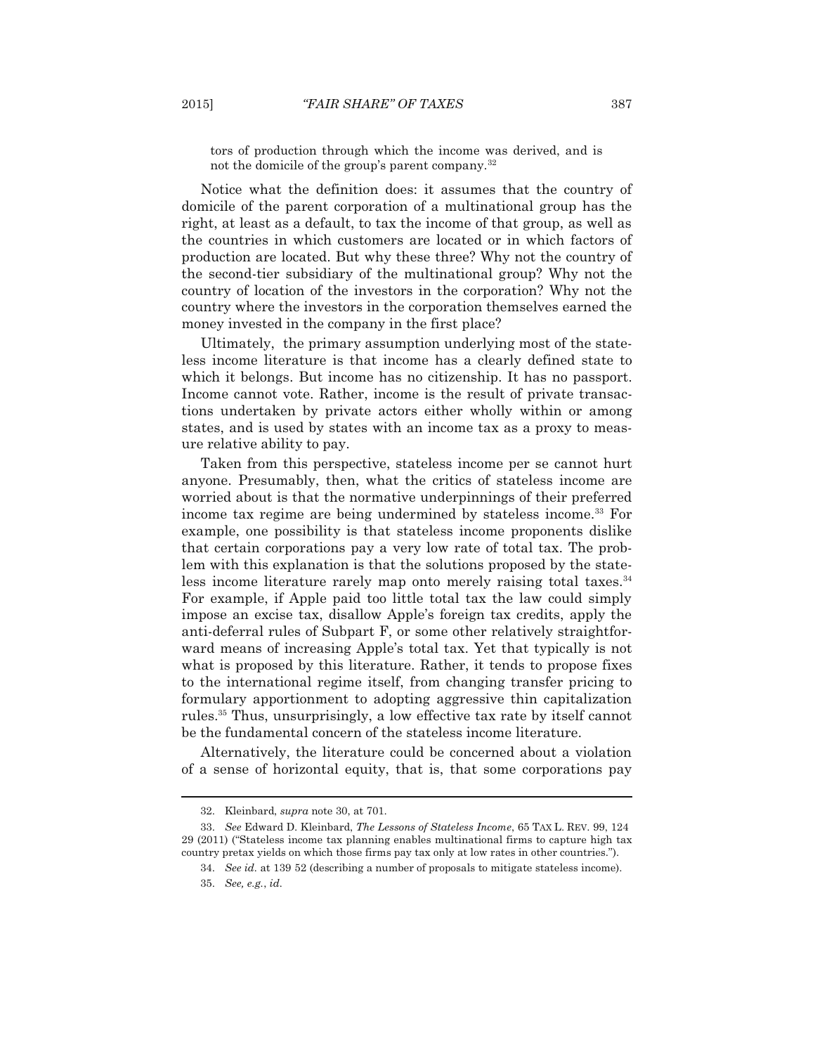tors of production through which the income was derived, and is not the domicile of the group's parent company.[32]

Notice what the definition does: it assumes that the country of domicile of the parent corporation of a multinational group has the right, at least as a default, to tax the income of that group, as well as the countries in which customers are located or in which factors of production are located. But why these three? Why not the country of the second-tier subsidiary of the multinational group? Why not the country of location of the investors in the corporation? Why not the country where the investors in the corporation themselves earned the money invested in the company in the first place?

Ultimately, the primary assumption underlying most of the stateless income literature is that income has a clearly defined state to which it belongs. But income has no citizenship. It has no passport. Income cannot vote. Rather, income is the result of private transactions undertaken by private actors either wholly within or among states, and is used by states with an income tax as a proxy to measure relative ability to pay.

Taken from this perspective, stateless income per se cannot hurt anyone. Presumably, then, what the critics of stateless income are worried about is that the normative underpinnings of their preferred income tax regime are being undermined by stateless income.[33] For example, one possibility is that stateless income proponents dislike that certain corporations pay a very low rate of total tax. The problem with this explanation is that the solutions proposed by the stateless income literature rarely map onto merely raising total taxes.[34] For example, if Apple paid too little total tax the law could simply impose an excise tax, disallow Apple's foreign tax credits, apply the anti-deferral rules of Subpart F, or some other relatively straightforward means of increasing Apple's total tax. Yet that typically is not what is proposed by this literature. Rather, it tends to propose fixes to the international regime itself, from changing transfer pricing to formulary apportionment to adopting aggressive thin capitalization rules.[35] Thus, unsurprisingly, a low effective tax rate by itself cannot be the fundamental concern of the stateless income literature.

Alternatively, the literature could be concerned about a violation of a sense of horizontal equity, that is, that some corporations pay

---

32. Kleinbard, *supra* note 30, at 701.

33. *See* Edward D. Kleinbard, *The Lessons of Stateless Income*, 65 TAX L. REV. 99, 124 29 (2011) ("Stateless income tax planning enables multinational firms to capture high tax country pretax yields on which those firms pay tax only at low rates in other countries.").

34. *See id.* at 139 52 (describing a number of proposals to mitigate stateless income).

35. *See, e.g.*, *id.*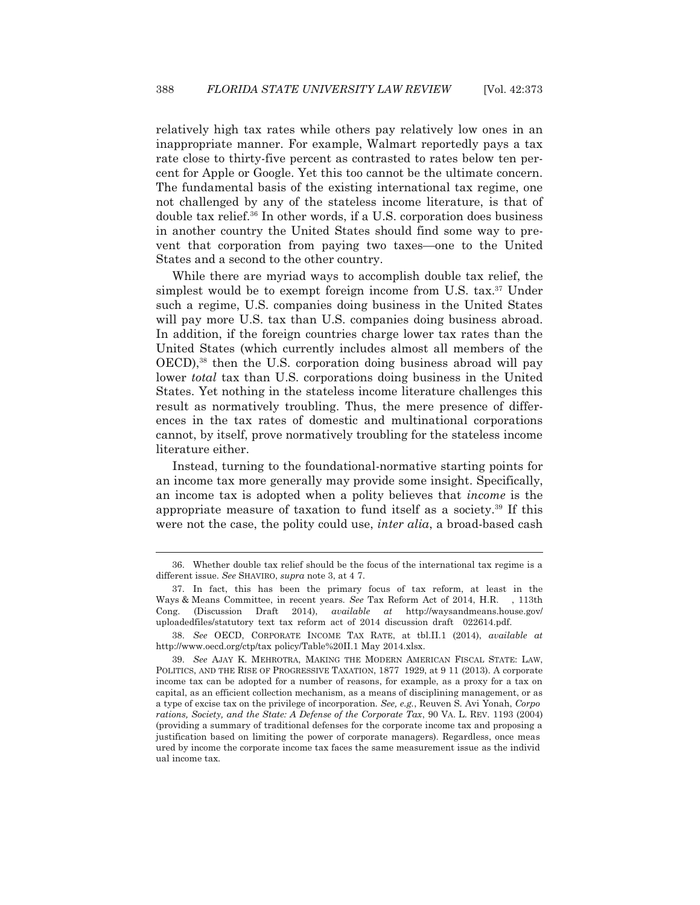relatively high tax rates while others pay relatively low ones in an inappropriate manner. For example, Walmart reportedly pays a tax rate close to thirty-five percent as contrasted to rates below ten percent for Apple or Google. Yet this too cannot be the ultimate concern. The fundamental basis of the existing international tax regime, one not challenged by any of the stateless income literature, is that of double tax relief.[36] In other words, if a U.S. corporation does business in another country the United States should find some way to prevent that corporation from paying two taxes—one to the United States and a second to the other country.

While there are myriad ways to accomplish double tax relief, the simplest would be to exempt foreign income from U.S. tax.[37] Under such a regime, U.S. companies doing business in the United States will pay more U.S. tax than U.S. companies doing business abroad. In addition, if the foreign countries charge lower tax rates than the United States (which currently includes almost all members of the OECD),[38] then the U.S. corporation doing business abroad will pay lower *total* tax than U.S. corporations doing business in the United States. Yet nothing in the stateless income literature challenges this result as normatively troubling. Thus, the mere presence of differences in the tax rates of domestic and multinational corporations cannot, by itself, prove normatively troubling for the stateless income literature either.

Instead, turning to the foundational-normative starting points for an income tax more generally may provide some insight. Specifically, an income tax is adopted when a polity believes that *income* is the appropriate measure of taxation to fund itself as a society.[39] If this were not the case, the polity could use, *inter alia*, a broad-based cash

---

36. Whether double tax relief should be the focus of the international tax regime is a different issue. *See* SHAVIRO, *supra* note 3, at 4 7.

37. In fact, this has been the primary focus of tax reform, at least in the Ways & Means Committee, in recent years. *See* Tax Reform Act of 2014, H.R. , 113th Cong. (Discussion Draft 2014), *available at* http://waysandmeans.house.gov/uploadedfiles/statutory text tax reform act of 2014 discussion draft 022614.pdf.

38. *See* OECD, CORPORATE INCOME TAX RATE, at tbl.II.1 (2014), *available at* http://www.oecd.org/ctp/tax policy/Table%20II.1 May 2014.xlsx.

39. *See* AJAY K. MEHROTRA, MAKING THE MODERN AMERICAN FISCAL STATE: LAW, POLITICS, AND THE RISE OF PROGRESSIVE TAXATION, 1877 1929, at 9 11 (2013). A corporate income tax can be adopted for a number of reasons, for example, as a proxy for a tax on capital, as an efficient collection mechanism, as a means of disciplining management, or as a type of excise tax on the privilege of incorporation. *See, e.g.*, Reuven S. Avi Yonah, *Corporations, Society, and the State: A Defense of the Corporate Tax*, 90 VA. L. REV. 1193 (2004) (providing a summary of traditional defenses for the corporate income tax and proposing a justification based on limiting the power of corporate managers). Regardless, once measured by income the corporate income tax faces the same measurement issue as the individual income tax.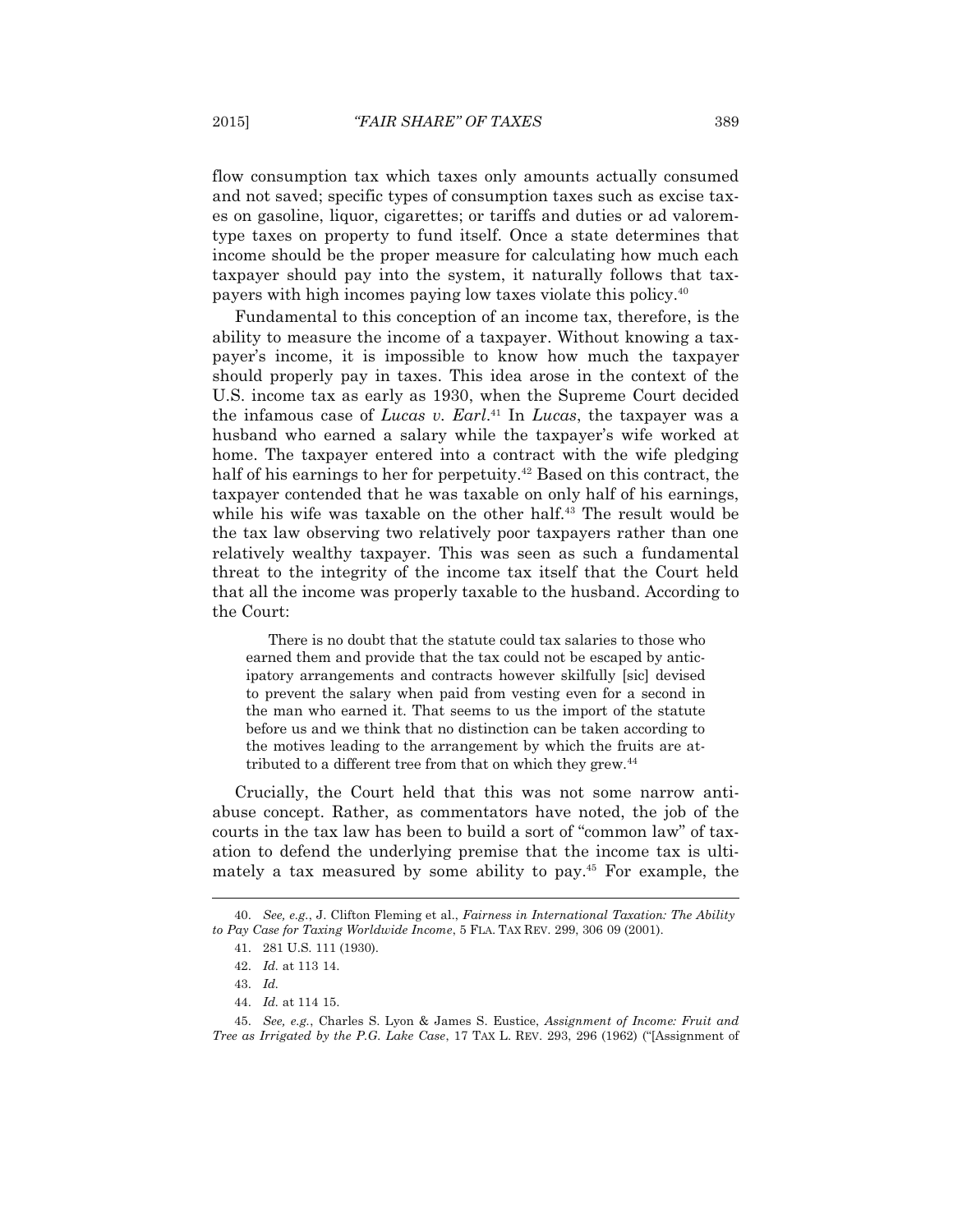flow consumption tax which taxes only amounts actually consumed and not saved; specific types of consumption taxes such as excise taxes on gasoline, liquor, cigarettes; or tariffs and duties or ad valorem-type taxes on property to fund itself. Once a state determines that income should be the proper measure for calculating how much each taxpayer should pay into the system, it naturally follows that taxpayers with high incomes paying low taxes violate this policy.[40]

Fundamental to this conception of an income tax, therefore, is the ability to measure the income of a taxpayer. Without knowing a taxpayer's income, it is impossible to know how much the taxpayer should properly pay in taxes. This idea arose in the context of the U.S. income tax as early as 1930, when the Supreme Court decided the infamous case of *Lucas v. Earl*.[41] In *Lucas*, the taxpayer was a husband who earned a salary while the taxpayer's wife worked at home. The taxpayer entered into a contract with the wife pledging half of his earnings to her for perpetuity.[42] Based on this contract, the taxpayer contended that he was taxable on only half of his earnings, while his wife was taxable on the other half.[43] The result would be the tax law observing two relatively poor taxpayers rather than one relatively wealthy taxpayer. This was seen as such a fundamental threat to the integrity of the income tax itself that the Court held that all the income was properly taxable to the husband. According to the Court:

> There is no doubt that the statute could tax salaries to those who earned them and provide that the tax could not be escaped by anticipatory arrangements and contracts however skilfully [sic] devised to prevent the salary when paid from vesting even for a second in the man who earned it. That seems to us the import of the statute before us and we think that no distinction can be taken according to the motives leading to the arrangement by which the fruits are attributed to a different tree from that on which they grew.[44]

Crucially, the Court held that this was not some narrow anti-abuse concept. Rather, as commentators have noted, the job of the courts in the tax law has been to build a sort of "common law" of taxation to defend the underlying premise that the income tax is ultimately a tax measured by some ability to pay.[45] For example, the

---

40. *See, e.g.*, J. Clifton Fleming et al., *Fairness in International Taxation: The Ability to Pay Case for Taxing Worldwide Income*, 5 FLA. TAX REV. 299, 306 09 (2001).

41. 281 U.S. 111 (1930).

42. *Id.* at 113 14.

43. *Id.*

44. *Id.* at 114 15.

45. *See, e.g.*, Charles S. Lyon & James S. Eustice, *Assignment of Income: Fruit and Tree as Irrigated by the P.G. Lake Case*, 17 TAX L. REV. 293, 296 (1962) ("[Assignment of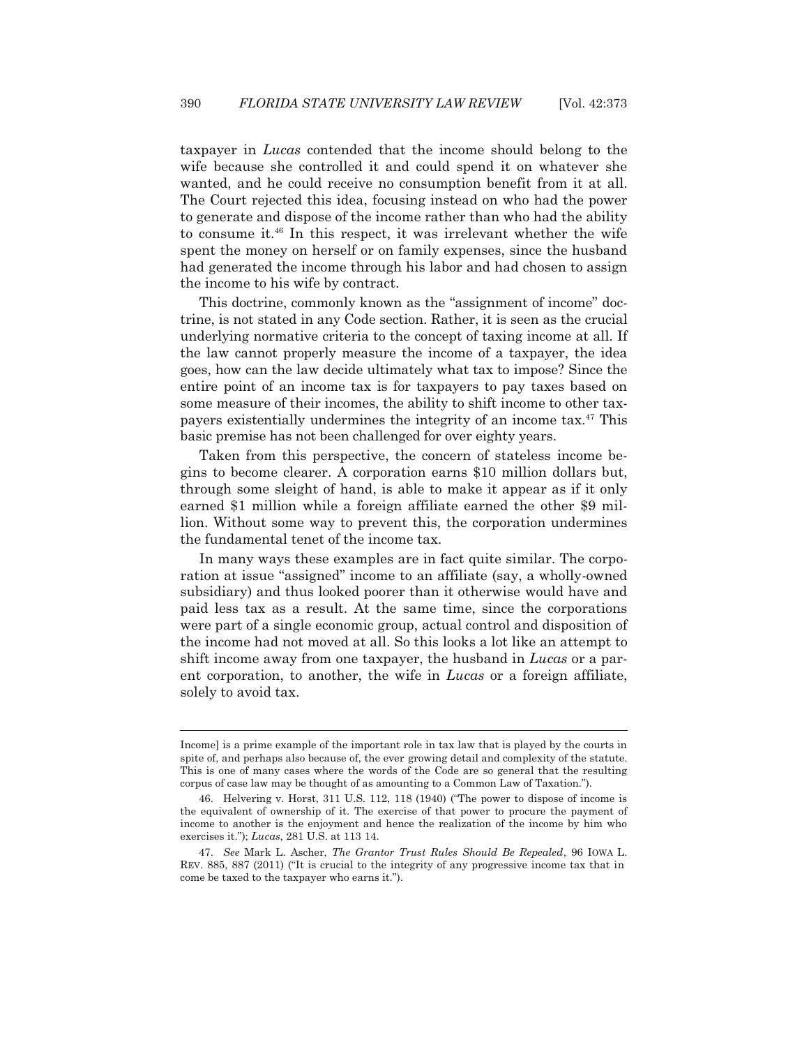taxpayer in *Lucas* contended that the income should belong to the wife because she controlled it and could spend it on whatever she wanted, and he could receive no consumption benefit from it at all. The Court rejected this idea, focusing instead on who had the power to generate and dispose of the income rather than who had the ability to consume it.[46] In this respect, it was irrelevant whether the wife spent the money on herself or on family expenses, since the husband had generated the income through his labor and had chosen to assign the income to his wife by contract.

This doctrine, commonly known as the "assignment of income" doctrine, is not stated in any Code section. Rather, it is seen as the crucial underlying normative criteria to the concept of taxing income at all. If the law cannot properly measure the income of a taxpayer, the idea goes, how can the law decide ultimately what tax to impose? Since the entire point of an income tax is for taxpayers to pay taxes based on some measure of their incomes, the ability to shift income to other taxpayers existentially undermines the integrity of an income tax.[47] This basic premise has not been challenged for over eighty years.

Taken from this perspective, the concern of stateless income begins to become clearer. A corporation earns $10 million dollars but, through some sleight of hand, is able to make it appear as if it only earned $1 million while a foreign affiliate earned the other $9 million. Without some way to prevent this, the corporation undermines the fundamental tenet of the income tax.

In many ways these examples are in fact quite similar. The corporation at issue "assigned" income to an affiliate (say, a wholly-owned subsidiary) and thus looked poorer than it otherwise would have and paid less tax as a result. At the same time, since the corporations were part of a single economic group, actual control and disposition of the income had not moved at all. So this looks a lot like an attempt to shift income away from one taxpayer, the husband in *Lucas* or a parent corporation, to another, the wife in *Lucas* or a foreign affiliate, solely to avoid tax.

---

Income] is a prime example of the important role in tax law that is played by the courts in spite of, and perhaps also because of, the ever growing detail and complexity of the statute. This is one of many cases where the words of the Code are so general that the resulting corpus of case law may be thought of as amounting to a Common Law of Taxation.").

46. Helvering v. Horst, 311 U.S. 112, 118 (1940) ("The power to dispose of income is the equivalent of ownership of it. The exercise of that power to procure the payment of income to another is the enjoyment and hence the realization of the income by him who exercises it."); *Lucas*, 281 U.S. at 113 14.

47. *See* Mark L. Ascher, *The Grantor Trust Rules Should Be Repealed*, 96 IOWA L. REV. 885, 887 (2011) ("It is crucial to the integrity of any progressive income tax that in come be taxed to the taxpayer who earns it.").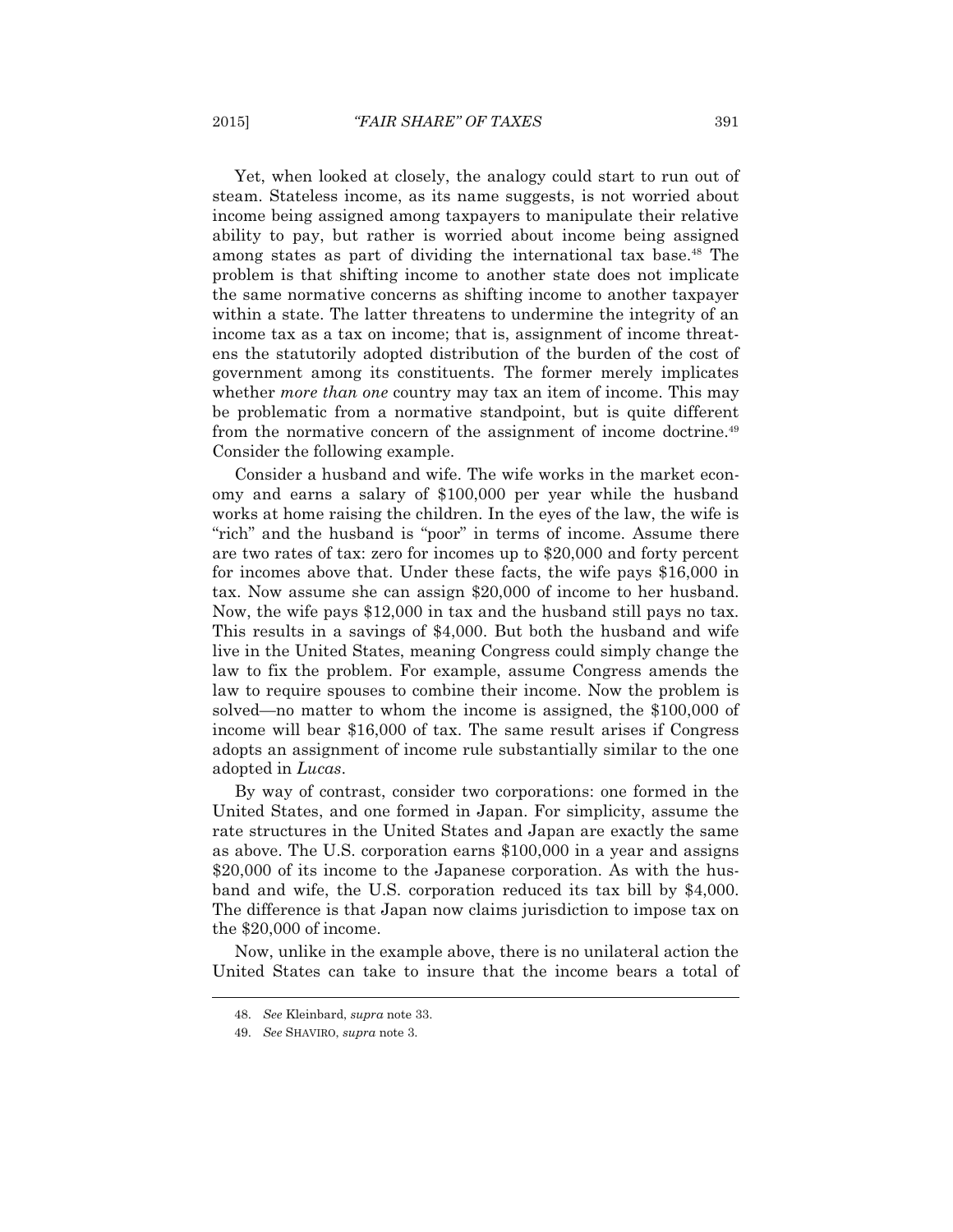Yet, when looked at closely, the analogy could start to run out of steam. Stateless income, as its name suggests, is not worried about income being assigned among taxpayers to manipulate their relative ability to pay, but rather is worried about income being assigned among states as part of dividing the international tax base.[48] The problem is that shifting income to another state does not implicate the same normative concerns as shifting income to another taxpayer within a state. The latter threatens to undermine the integrity of an income tax as a tax on income; that is, assignment of income threatens the statutorily adopted distribution of the burden of the cost of government among its constituents. The former merely implicates whether *more than one* country may tax an item of income. This may be problematic from a normative standpoint, but is quite different from the normative concern of the assignment of income doctrine.[49] Consider the following example.

Consider a husband and wife. The wife works in the market economy and earns a salary of $100,000 per year while the husband works at home raising the children. In the eyes of the law, the wife is "rich" and the husband is "poor" in terms of income. Assume there are two rates of tax: zero for incomes up to $20,000 and forty percent for incomes above that. Under these facts, the wife pays $16,000 in tax. Now assume she can assign $20,000 of income to her husband. Now, the wife pays $12,000 in tax and the husband still pays no tax. This results in a savings of $4,000. But both the husband and wife live in the United States, meaning Congress could simply change the law to fix the problem. For example, assume Congress amends the law to require spouses to combine their income. Now the problem is solved—no matter to whom the income is assigned, the $100,000 of income will bear $16,000 of tax. The same result arises if Congress adopts an assignment of income rule substantially similar to the one adopted in *Lucas*.

By way of contrast, consider two corporations: one formed in the United States, and one formed in Japan. For simplicity, assume the rate structures in the United States and Japan are exactly the same as above. The U.S. corporation earns $100,000 in a year and assigns $20,000 of its income to the Japanese corporation. As with the husband and wife, the U.S. corporation reduced its tax bill by $4,000. The difference is that Japan now claims jurisdiction to impose tax on the $20,000 of income.

Now, unlike in the example above, there is no unilateral action the United States can take to insure that the income bears a total of

---

48. *See* Kleinbard, *supra* note 33.

49. *See* SHAVIRO, *supra* note 3.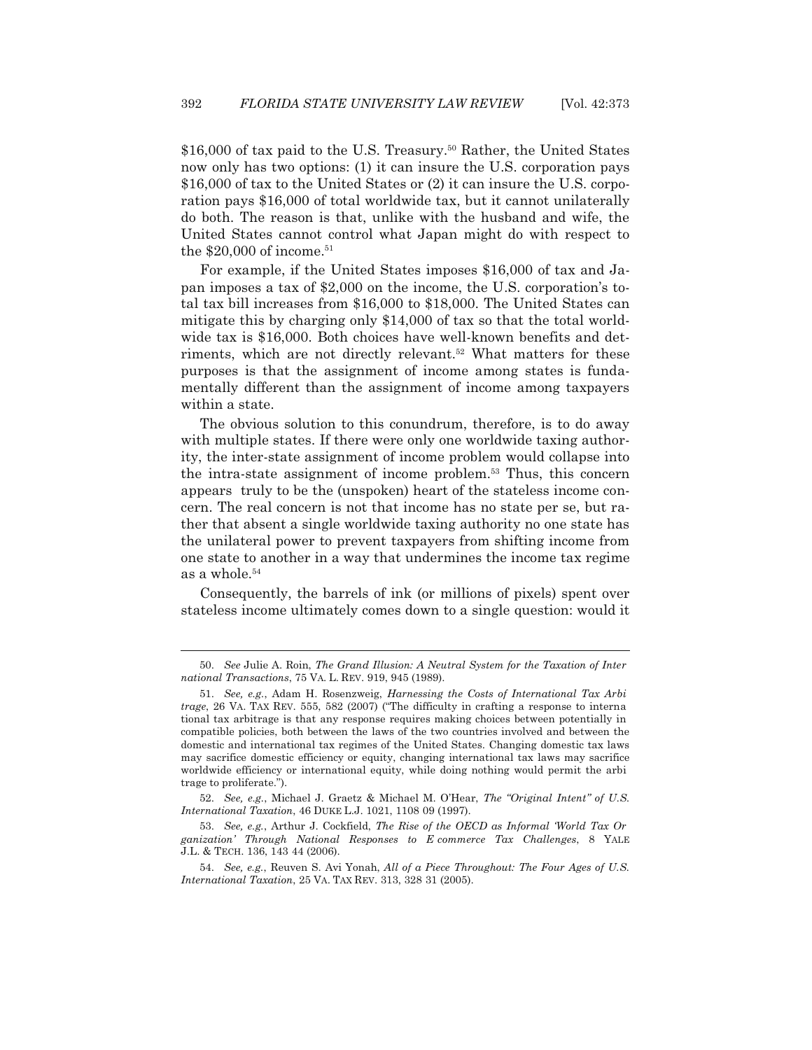$16,000 of tax paid to the U.S. Treasury.[50] Rather, the United States now only has two options: (1) it can insure the U.S. corporation pays $16,000 of tax to the United States or (2) it can insure the U.S. corporation pays $16,000 of total worldwide tax, but it cannot unilaterally do both. The reason is that, unlike with the husband and wife, the United States cannot control what Japan might do with respect to the $20,000 of income.[51]

For example, if the United States imposes $16,000 of tax and Japan imposes a tax of $2,000 on the income, the U.S. corporation's total tax bill increases from $16,000 to $18,000. The United States can mitigate this by charging only $14,000 of tax so that the total worldwide tax is $16,000. Both choices have well-known benefits and detriments, which are not directly relevant.[52] What matters for these purposes is that the assignment of income among states is fundamentally different than the assignment of income among taxpayers within a state.

The obvious solution to this conundrum, therefore, is to do away with multiple states. If there were only one worldwide taxing authority, the inter-state assignment of income problem would collapse into the intra-state assignment of income problem.[53] Thus, this concern appears truly to be the (unspoken) heart of the stateless income concern. The real concern is not that income has no state per se, but rather that absent a single worldwide taxing authority no one state has the unilateral power to prevent taxpayers from shifting income from one state to another in a way that undermines the income tax regime as a whole.[54]

Consequently, the barrels of ink (or millions of pixels) spent over stateless income ultimately comes down to a single question: would it

---

50. *See* Julie A. Roin, *The Grand Illusion: A Neutral System for the Taxation of International Transactions*, 75 VA. L. REV. 919, 945 (1989).

51. *See, e.g.*, Adam H. Rosenzweig, *Harnessing the Costs of International Tax Arbitrage*, 26 VA. TAX REV. 555, 582 (2007) ("The difficulty in crafting a response to international tax arbitrage is that any response requires making choices between potentially incompatible policies, both between the laws of the two countries involved and between the domestic and international tax regimes of the United States. Changing domestic tax laws may sacrifice domestic efficiency or equity, changing international tax laws may sacrifice worldwide efficiency or international equity, while doing nothing would permit the arbitrage to proliferate.").

52. *See, e.g.*, Michael J. Graetz & Michael M. O'Hear, *The "Original Intent" of U.S. International Taxation*, 46 DUKE L.J. 1021, 1108 09 (1997).

53. *See, e.g.*, Arthur J. Cockfield, *The Rise of the OECD as Informal 'World Tax Organization' Through National Responses to E commerce Tax Challenges*, 8 YALE J.L. & TECH. 136, 143 44 (2006).

54. *See, e.g.*, Reuven S. Avi Yonah, *All of a Piece Throughout: The Four Ages of U.S. International Taxation*, 25 VA. TAX REV. 313, 328 31 (2005).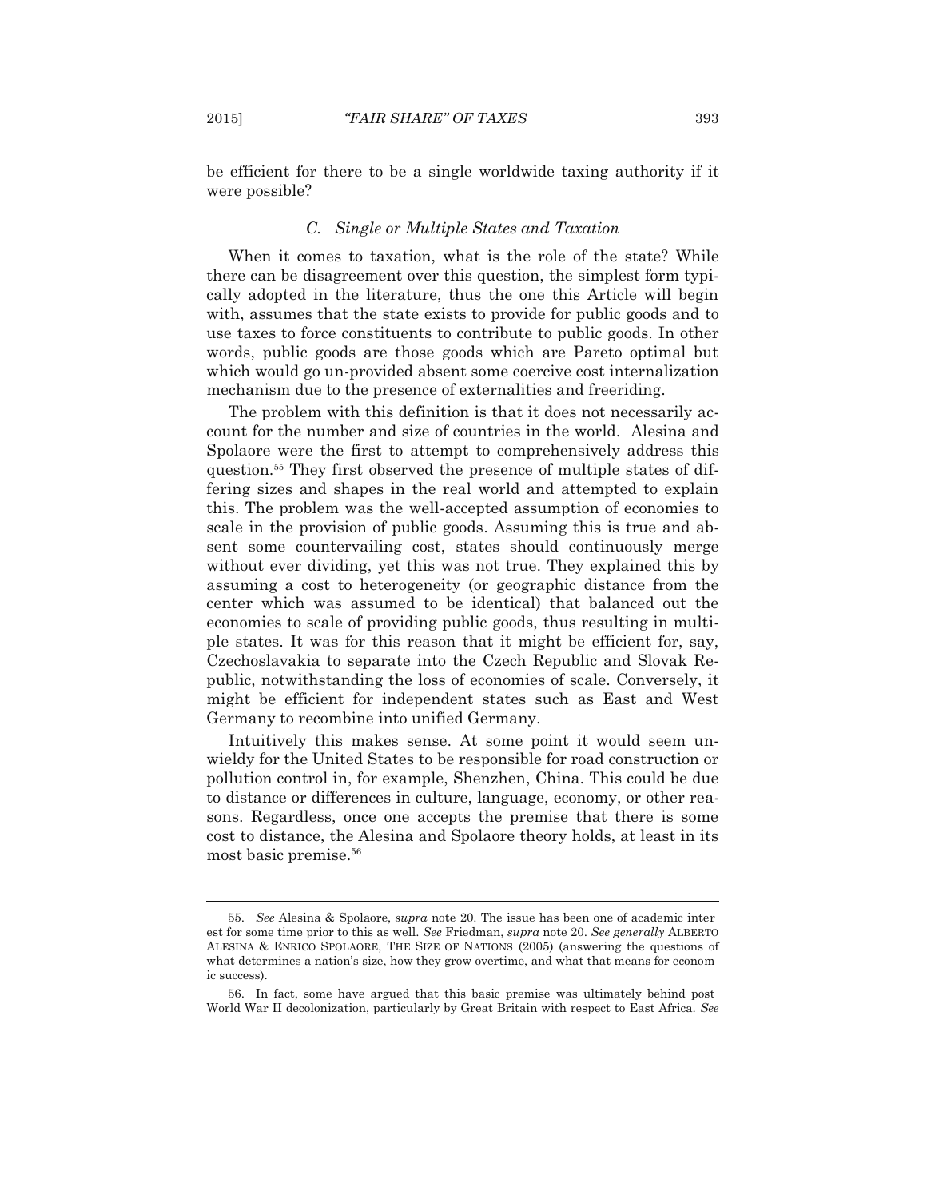be efficient for there to be a single worldwide taxing authority if it were possible?

### *C. Single or Multiple States and Taxation*

When it comes to taxation, what is the role of the state? While there can be disagreement over this question, the simplest form typically adopted in the literature, thus the one this Article will begin with, assumes that the state exists to provide for public goods and to use taxes to force constituents to contribute to public goods. In other words, public goods are those goods which are Pareto optimal but which would go un-provided absent some coercive cost internalization mechanism due to the presence of externalities and freeriding.

The problem with this definition is that it does not necessarily account for the number and size of countries in the world. Alesina and Spolaore were the first to attempt to comprehensively address this question.[55] They first observed the presence of multiple states of differing sizes and shapes in the real world and attempted to explain this. The problem was the well-accepted assumption of economies to scale in the provision of public goods. Assuming this is true and absent some countervailing cost, states should continuously merge without ever dividing, yet this was not true. They explained this by assuming a cost to heterogeneity (or geographic distance from the center which was assumed to be identical) that balanced out the economies to scale of providing public goods, thus resulting in multiple states. It was for this reason that it might be efficient for, say, Czechoslavakia to separate into the Czech Republic and Slovak Republic, notwithstanding the loss of economies of scale. Conversely, it might be efficient for independent states such as East and West Germany to recombine into unified Germany.

Intuitively this makes sense. At some point it would seem unwieldy for the United States to be responsible for road construction or pollution control in, for example, Shenzhen, China. This could be due to distance or differences in culture, language, economy, or other reasons. Regardless, once one accepts the premise that there is some cost to distance, the Alesina and Spolaore theory holds, at least in its most basic premise.[56]

---

55. *See* Alesina & Spolaore, *supra* note 20. The issue has been one of academic interest for some time prior to this as well. *See* Friedman, *supra* note 20. *See generally* ALBERTO ALESINA & ENRICO SPOLAORE, THE SIZE OF NATIONS (2005) (answering the questions of what determines a nation's size, how they grow overtime, and what that means for economic success).

56. In fact, some have argued that this basic premise was ultimately behind post World War II decolonization, particularly by Great Britain with respect to East Africa. *See*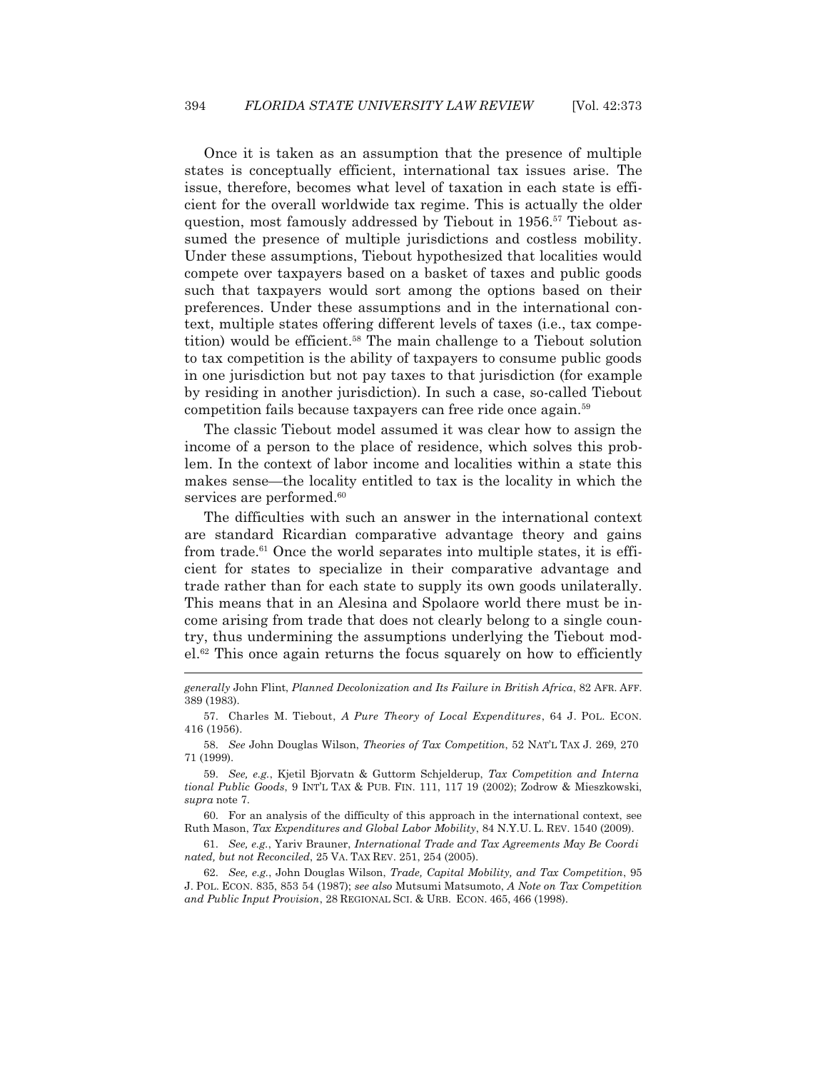Once it is taken as an assumption that the presence of multiple states is conceptually efficient, international tax issues arise. The issue, therefore, becomes what level of taxation in each state is efficient for the overall worldwide tax regime. This is actually the older question, most famously addressed by Tiebout in 1956.[57] Tiebout assumed the presence of multiple jurisdictions and costless mobility. Under these assumptions, Tiebout hypothesized that localities would compete over taxpayers based on a basket of taxes and public goods such that taxpayers would sort among the options based on their preferences. Under these assumptions and in the international context, multiple states offering different levels of taxes (i.e., tax competition) would be efficient.[58] The main challenge to a Tiebout solution to tax competition is the ability of taxpayers to consume public goods in one jurisdiction but not pay taxes to that jurisdiction (for example by residing in another jurisdiction). In such a case, so-called Tiebout competition fails because taxpayers can free ride once again.[59]

The classic Tiebout model assumed it was clear how to assign the income of a person to the place of residence, which solves this problem. In the context of labor income and localities within a state this makes sense—the locality entitled to tax is the locality in which the services are performed.[60]

The difficulties with such an answer in the international context are standard Ricardian comparative advantage theory and gains from trade.[61] Once the world separates into multiple states, it is efficient for states to specialize in their comparative advantage and trade rather than for each state to supply its own goods unilaterally. This means that in an Alesina and Spolaore world there must be income arising from trade that does not clearly belong to a single country, thus undermining the assumptions underlying the Tiebout model.[62] This once again returns the focus squarely on how to efficiently

---

*generally* John Flint, *Planned Decolonization and Its Failure in British Africa*, 82 AFR. AFF. 389 (1983).

57. Charles M. Tiebout, *A Pure Theory of Local Expenditures*, 64 J. POL. ECON. 416 (1956).

58. *See* John Douglas Wilson, *Theories of Tax Competition*, 52 NAT'L TAX J. 269, 270 71 (1999).

59. *See, e.g.*, Kjetil Bjorvatn & Guttorm Schjelderup, *Tax Competition and International Public Goods*, 9 INT'L TAX & PUB. FIN. 111, 117 19 (2002); Zodrow & Mieszkowski, *supra* note 7.

60. For an analysis of the difficulty of this approach in the international context, see Ruth Mason, *Tax Expenditures and Global Labor Mobility*, 84 N.Y.U. L. REV. 1540 (2009).

61. *See, e.g.*, Yariv Brauner, *International Trade and Tax Agreements May Be Coordinated, but not Reconciled*, 25 VA. TAX REV. 251, 254 (2005).

62. *See, e.g.*, John Douglas Wilson, *Trade, Capital Mobility, and Tax Competition*, 95 J. POL. ECON. 835, 853 54 (1987); *see also* Mutsumi Matsumoto, *A Note on Tax Competition and Public Input Provision*, 28 REGIONAL SCI. & URB. ECON. 465, 466 (1998).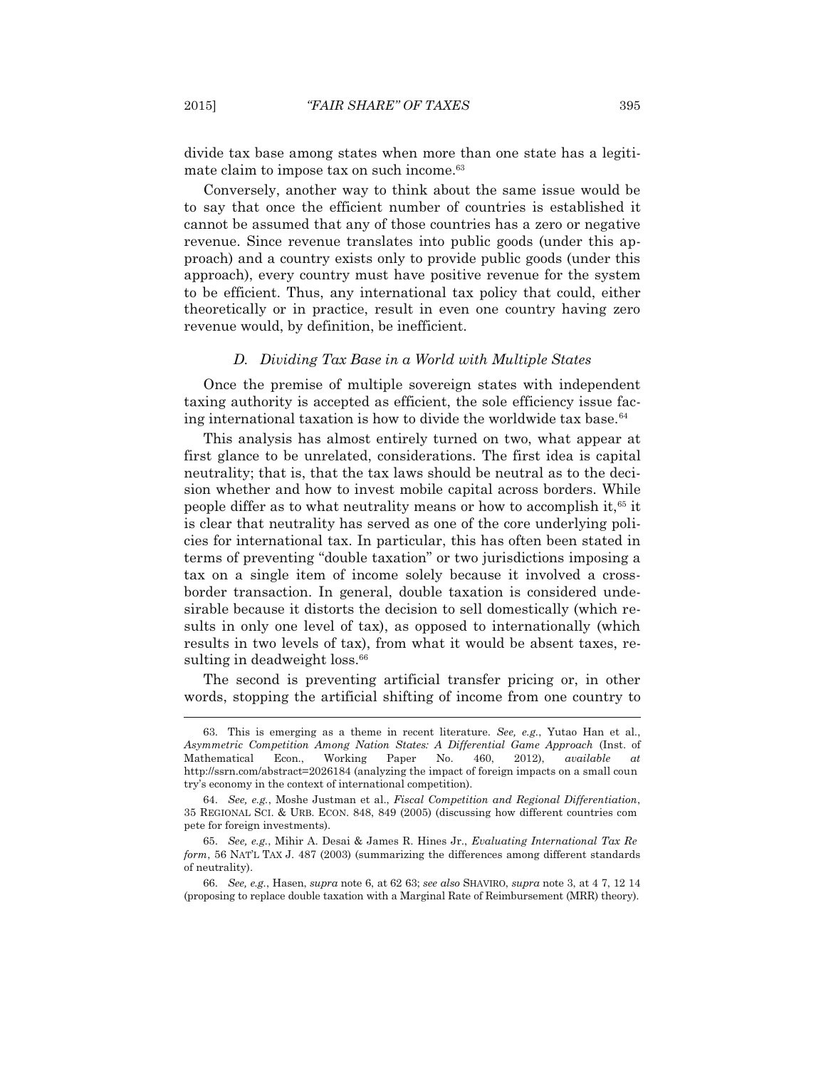divide tax base among states when more than one state has a legitimate claim to impose tax on such income.[63]

Conversely, another way to think about the same issue would be to say that once the efficient number of countries is established it cannot be assumed that any of those countries has a zero or negative revenue. Since revenue translates into public goods (under this approach) and a country exists only to provide public goods (under this approach), every country must have positive revenue for the system to be efficient. Thus, any international tax policy that could, either theoretically or in practice, result in even one country having zero revenue would, by definition, be inefficient.

### *D. Dividing Tax Base in a World with Multiple States*

Once the premise of multiple sovereign states with independent taxing authority is accepted as efficient, the sole efficiency issue facing international taxation is how to divide the worldwide tax base.[64]

This analysis has almost entirely turned on two, what appear at first glance to be unrelated, considerations. The first idea is capital neutrality; that is, that the tax laws should be neutral as to the decision whether and how to invest mobile capital across borders. While people differ as to what neutrality means or how to accomplish it,[65] it is clear that neutrality has served as one of the core underlying policies for international tax. In particular, this has often been stated in terms of preventing "double taxation" or two jurisdictions imposing a tax on a single item of income solely because it involved a cross-border transaction. In general, double taxation is considered undesirable because it distorts the decision to sell domestically (which results in only one level of tax), as opposed to internationally (which results in two levels of tax), from what it would be absent taxes, resulting in deadweight loss.[66]

The second is preventing artificial transfer pricing or, in other words, stopping the artificial shifting of income from one country to

---

63. This is emerging as a theme in recent literature. *See, e.g.*, Yutao Han et al., *Asymmetric Competition Among Nation States: A Differential Game Approach* (Inst. of Mathematical Econ., Working Paper No. 460, 2012), *available at* http://ssrn.com/abstract=2026184 (analyzing the impact of foreign impacts on a small country's economy in the context of international competition).

64. *See, e.g.*, Moshe Justman et al., *Fiscal Competition and Regional Differentiation*, 35 REGIONAL SCI. & URB. ECON. 848, 849 (2005) (discussing how different countries compete for foreign investments).

65. *See, e.g.*, Mihir A. Desai & James R. Hines Jr., *Evaluating International Tax Reform*, 56 NAT'L TAX J. 487 (2003) (summarizing the differences among different standards of neutrality).

66. *See, e.g.*, Hasen, *supra* note 6, at 62 63; *see also* SHAVIRO, *supra* note 3, at 4 7, 12 14 (proposing to replace double taxation with a Marginal Rate of Reimbursement (MRR) theory).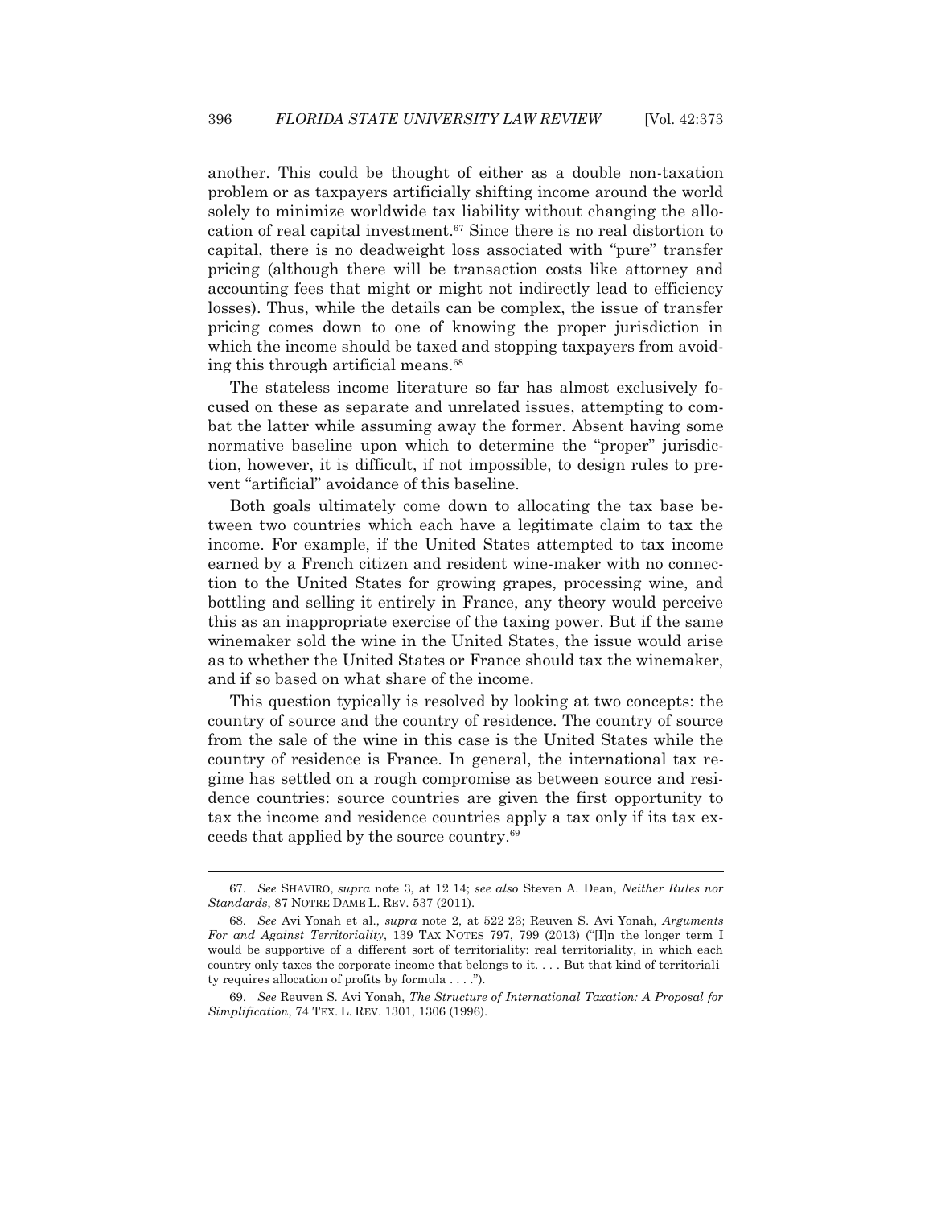another. This could be thought of either as a double non-taxation problem or as taxpayers artificially shifting income around the world solely to minimize worldwide tax liability without changing the allocation of real capital investment.[67] Since there is no real distortion to capital, there is no deadweight loss associated with "pure" transfer pricing (although there will be transaction costs like attorney and accounting fees that might or might not indirectly lead to efficiency losses). Thus, while the details can be complex, the issue of transfer pricing comes down to one of knowing the proper jurisdiction in which the income should be taxed and stopping taxpayers from avoiding this through artificial means.[68]

The stateless income literature so far has almost exclusively focused on these as separate and unrelated issues, attempting to combat the latter while assuming away the former. Absent having some normative baseline upon which to determine the "proper" jurisdiction, however, it is difficult, if not impossible, to design rules to prevent "artificial" avoidance of this baseline.

Both goals ultimately come down to allocating the tax base between two countries which each have a legitimate claim to tax the income. For example, if the United States attempted to tax income earned by a French citizen and resident wine-maker with no connection to the United States for growing grapes, processing wine, and bottling and selling it entirely in France, any theory would perceive this as an inappropriate exercise of the taxing power. But if the same winemaker sold the wine in the United States, the issue would arise as to whether the United States or France should tax the winemaker, and if so based on what share of the income.

This question typically is resolved by looking at two concepts: the country of source and the country of residence. The country of source from the sale of the wine in this case is the United States while the country of residence is France. In general, the international tax regime has settled on a rough compromise as between source and residence countries: source countries are given the first opportunity to tax the income and residence countries apply a tax only if its tax exceeds that applied by the source country.[69]

---

67. *See* SHAVIRO, *supra* note 3, at 12 14; *see also* Steven A. Dean, *Neither Rules nor Standards*, 87 NOTRE DAME L. REV. 537 (2011).

68. *See* Avi Yonah et al., *supra* note 2, at 522 23; Reuven S. Avi Yonah, *Arguments For and Against Territoriality*, 139 TAX NOTES 797, 799 (2013) ("[I]n the longer term I would be supportive of a different sort of territoriality: real territoriality, in which each country only taxes the corporate income that belongs to it. . . . But that kind of territoriali ty requires allocation of profits by formula . . . .").

69. *See* Reuven S. Avi Yonah, *The Structure of International Taxation: A Proposal for Simplification*, 74 TEX. L. REV. 1301, 1306 (1996).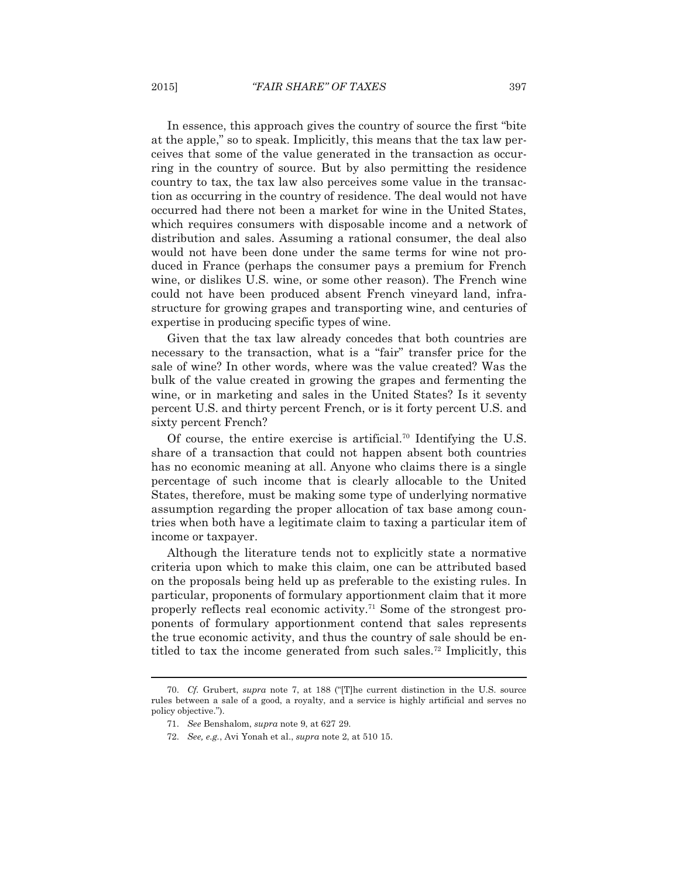In essence, this approach gives the country of source the first "bite at the apple," so to speak. Implicitly, this means that the tax law perceives that some of the value generated in the transaction as occurring in the country of source. But by also permitting the residence country to tax, the tax law also perceives some value in the transaction as occurring in the country of residence. The deal would not have occurred had there not been a market for wine in the United States, which requires consumers with disposable income and a network of distribution and sales. Assuming a rational consumer, the deal also would not have been done under the same terms for wine not produced in France (perhaps the consumer pays a premium for French wine, or dislikes U.S. wine, or some other reason). The French wine could not have been produced absent French vineyard land, infrastructure for growing grapes and transporting wine, and centuries of expertise in producing specific types of wine.

Given that the tax law already concedes that both countries are necessary to the transaction, what is a "fair" transfer price for the sale of wine? In other words, where was the value created? Was the bulk of the value created in growing the grapes and fermenting the wine, or in marketing and sales in the United States? Is it seventy percent U.S. and thirty percent French, or is it forty percent U.S. and sixty percent French?

Of course, the entire exercise is artificial.[70] Identifying the U.S. share of a transaction that could not happen absent both countries has no economic meaning at all. Anyone who claims there is a single percentage of such income that is clearly allocable to the United States, therefore, must be making some type of underlying normative assumption regarding the proper allocation of tax base among countries when both have a legitimate claim to taxing a particular item of income or taxpayer.

Although the literature tends not to explicitly state a normative criteria upon which to make this claim, one can be attributed based on the proposals being held up as preferable to the existing rules. In particular, proponents of formulary apportionment claim that it more properly reflects real economic activity.[71] Some of the strongest proponents of formulary apportionment contend that sales represents the true economic activity, and thus the country of sale should be entitled to tax the income generated from such sales.[72] Implicitly, this

---

70. *Cf.* Grubert, *supra* note 7, at 188 ("[T]he current distinction in the U.S. source rules between a sale of a good, a royalty, and a service is highly artificial and serves no policy objective.").

71. *See* Benshalom, *supra* note 9, at 627 29.

72. *See, e.g.*, Avi Yonah et al., *supra* note 2, at 510 15.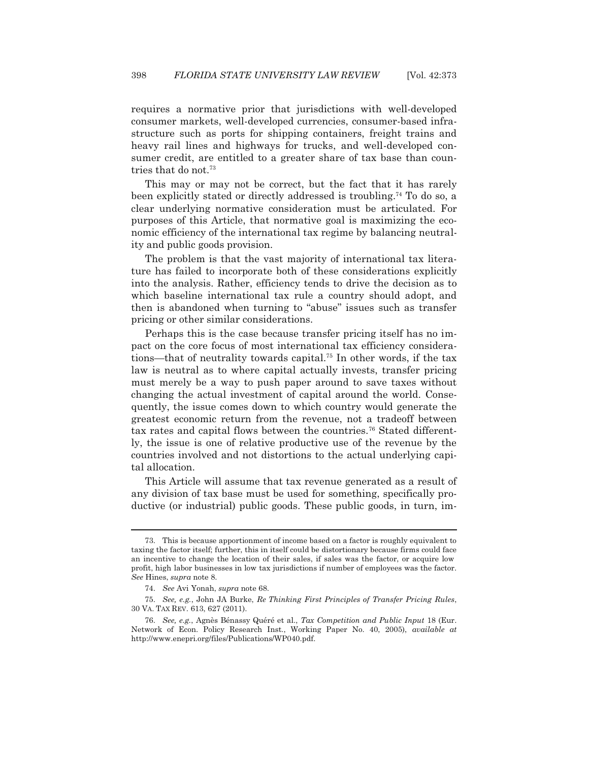requires a normative prior that jurisdictions with well-developed consumer markets, well-developed currencies, consumer-based infrastructure such as ports for shipping containers, freight trains and heavy rail lines and highways for trucks, and well-developed consumer credit, are entitled to a greater share of tax base than countries that do not.[73]

This may or may not be correct, but the fact that it has rarely been explicitly stated or directly addressed is troubling.[74] To do so, a clear underlying normative consideration must be articulated. For purposes of this Article, that normative goal is maximizing the economic efficiency of the international tax regime by balancing neutrality and public goods provision.

The problem is that the vast majority of international tax literature has failed to incorporate both of these considerations explicitly into the analysis. Rather, efficiency tends to drive the decision as to which baseline international tax rule a country should adopt, and then is abandoned when turning to "abuse" issues such as transfer pricing or other similar considerations.

Perhaps this is the case because transfer pricing itself has no impact on the core focus of most international tax efficiency considerations—that of neutrality towards capital.[75] In other words, if the tax law is neutral as to where capital actually invests, transfer pricing must merely be a way to push paper around to save taxes without changing the actual investment of capital around the world. Consequently, the issue comes down to which country would generate the greatest economic return from the revenue, not a tradeoff between tax rates and capital flows between the countries.[76] Stated differently, the issue is one of relative productive use of the revenue by the countries involved and not distortions to the actual underlying capital allocation.

This Article will assume that tax revenue generated as a result of any division of tax base must be used for something, specifically productive (or industrial) public goods. These public goods, in turn, im-

---

73. This is because apportionment of income based on a factor is roughly equivalent to taxing the factor itself; further, this in itself could be distortionary because firms could face an incentive to change the location of their sales, if sales was the factor, or acquire low profit, high labor businesses in low tax jurisdictions if number of employees was the factor. *See* Hines, *supra* note 8.

74. *See* Avi Yonah, *supra* note 68.

75. *See, e.g.*, John JA Burke, *Re Thinking First Principles of Transfer Pricing Rules*, 30 VA. TAX REV. 613, 627 (2011).

76. *See, e.g.*, Agnès Bénassy Quéré et al., *Tax Competition and Public Input* 18 (Eur. Network of Econ. Policy Research Inst., Working Paper No. 40, 2005), *available at* http://www.enepri.org/files/Publications/WP040.pdf.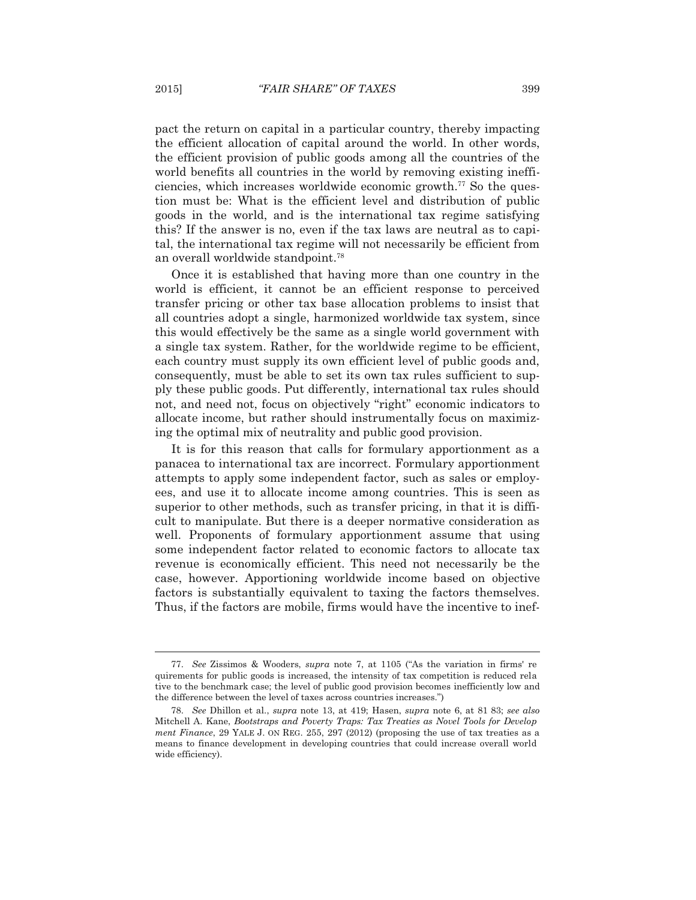pact the return on capital in a particular country, thereby impacting the efficient allocation of capital around the world. In other words, the efficient provision of public goods among all the countries of the world benefits all countries in the world by removing existing inefficiencies, which increases worldwide economic growth.[77] So the question must be: What is the efficient level and distribution of public goods in the world, and is the international tax regime satisfying this? If the answer is no, even if the tax laws are neutral as to capital, the international tax regime will not necessarily be efficient from an overall worldwide standpoint.[78]

Once it is established that having more than one country in the world is efficient, it cannot be an efficient response to perceived transfer pricing or other tax base allocation problems to insist that all countries adopt a single, harmonized worldwide tax system, since this would effectively be the same as a single world government with a single tax system. Rather, for the worldwide regime to be efficient, each country must supply its own efficient level of public goods and, consequently, must be able to set its own tax rules sufficient to supply these public goods. Put differently, international tax rules should not, and need not, focus on objectively "right" economic indicators to allocate income, but rather should instrumentally focus on maximizing the optimal mix of neutrality and public good provision.

It is for this reason that calls for formulary apportionment as a panacea to international tax are incorrect. Formulary apportionment attempts to apply some independent factor, such as sales or employees, and use it to allocate income among countries. This is seen as superior to other methods, such as transfer pricing, in that it is difficult to manipulate. But there is a deeper normative consideration as well. Proponents of formulary apportionment assume that using some independent factor related to economic factors to allocate tax revenue is economically efficient. This need not necessarily be the case, however. Apportioning worldwide income based on objective factors is substantially equivalent to taxing the factors themselves. Thus, if the factors are mobile, firms would have the incentive to inef-

---

77. *See* Zissimos & Wooders, *supra* note 7, at 1105 ("As the variation in firms' requirements for public goods is increased, the intensity of tax competition is reduced relative to the benchmark case; the level of public good provision becomes inefficiently low and the difference between the level of taxes across countries increases.")

78. *See* Dhillon et al., *supra* note 13, at 419; Hasen, *supra* note 6, at 81-83; *see also* Mitchell A. Kane, *Bootstraps and Poverty Traps: Tax Treaties as Novel Tools for Development Finance*, 29 YALE J. ON REG. 255, 297 (2012) (proposing the use of tax treaties as a means to finance development in developing countries that could increase overall worldwide efficiency).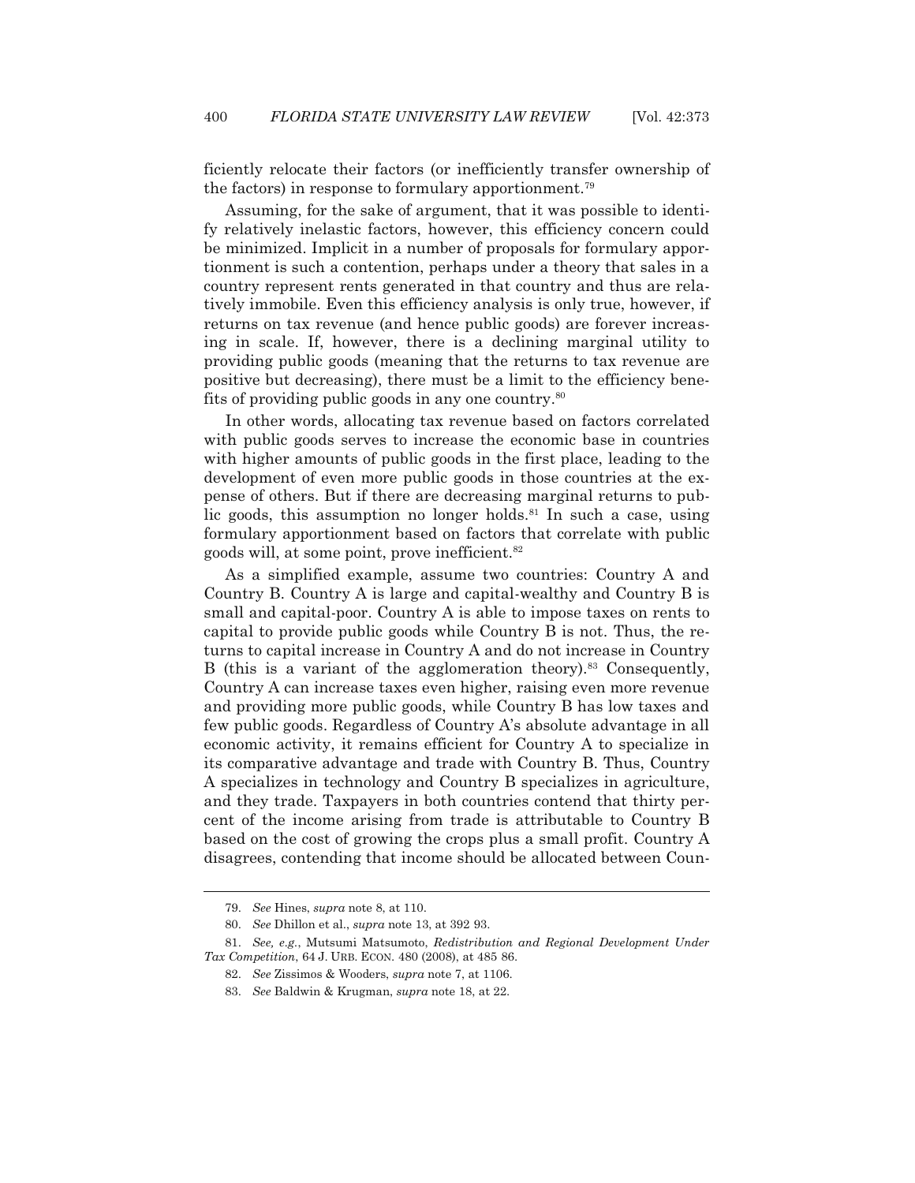ficiently relocate their factors (or inefficiently transfer ownership of the factors) in response to formulary apportionment.[79]

Assuming, for the sake of argument, that it was possible to identify relatively inelastic factors, however, this efficiency concern could be minimized. Implicit in a number of proposals for formulary apportionment is such a contention, perhaps under a theory that sales in a country represent rents generated in that country and thus are relatively immobile. Even this efficiency analysis is only true, however, if returns on tax revenue (and hence public goods) are forever increasing in scale. If, however, there is a declining marginal utility to providing public goods (meaning that the returns to tax revenue are positive but decreasing), there must be a limit to the efficiency benefits of providing public goods in any one country.[80]

In other words, allocating tax revenue based on factors correlated with public goods serves to increase the economic base in countries with higher amounts of public goods in the first place, leading to the development of even more public goods in those countries at the expense of others. But if there are decreasing marginal returns to public goods, this assumption no longer holds.[81] In such a case, using formulary apportionment based on factors that correlate with public goods will, at some point, prove inefficient.[82]

As a simplified example, assume two countries: Country A and Country B. Country A is large and capital-wealthy and Country B is small and capital-poor. Country A is able to impose taxes on rents to capital to provide public goods while Country B is not. Thus, the returns to capital increase in Country A and do not increase in Country B (this is a variant of the agglomeration theory).[83] Consequently, Country A can increase taxes even higher, raising even more revenue and providing more public goods, while Country B has low taxes and few public goods. Regardless of Country A's absolute advantage in all economic activity, it remains efficient for Country A to specialize in its comparative advantage and trade with Country B. Thus, Country A specializes in technology and Country B specializes in agriculture, and they trade. Taxpayers in both countries contend that thirty percent of the income arising from trade is attributable to Country B based on the cost of growing the crops plus a small profit. Country A disagrees, contending that income should be allocated between Coun-

---

79. *See* Hines, *supra* note 8, at 110.

80. *See* Dhillon et al., *supra* note 13, at 392 93.

81. *See, e.g.*, Mutsumi Matsumoto, *Redistribution and Regional Development Under Tax Competition*, 64 J. URB. ECON. 480 (2008), at 485 86.

82. *See* Zissimos & Wooders, *supra* note 7, at 1106.

83. *See* Baldwin & Krugman, *supra* note 18, at 22.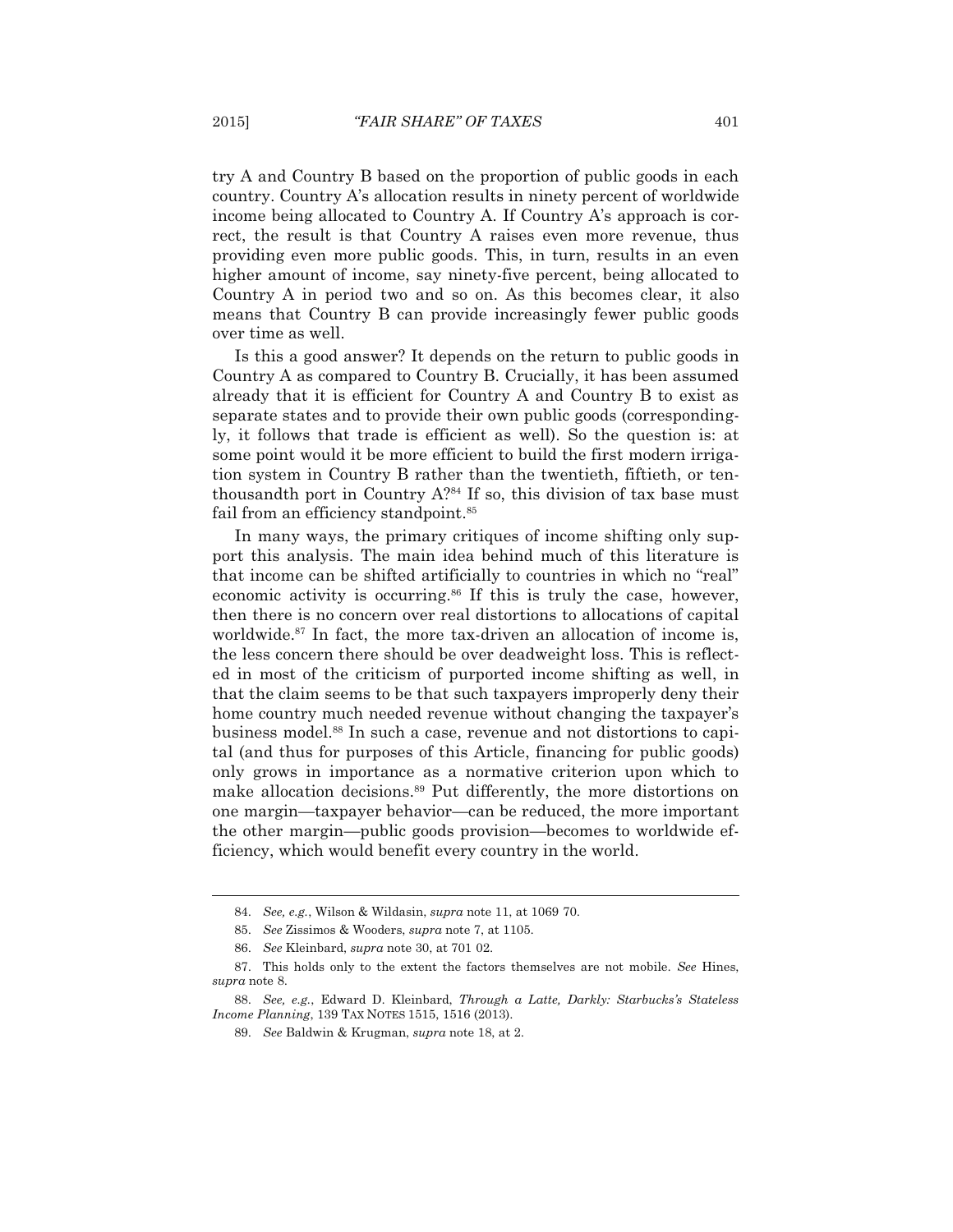try A and Country B based on the proportion of public goods in each country. Country A's allocation results in ninety percent of worldwide income being allocated to Country A. If Country A's approach is correct, the result is that Country A raises even more revenue, thus providing even more public goods. This, in turn, results in an even higher amount of income, say ninety-five percent, being allocated to Country A in period two and so on. As this becomes clear, it also means that Country B can provide increasingly fewer public goods over time as well.

Is this a good answer? It depends on the return to public goods in Country A as compared to Country B. Crucially, it has been assumed already that it is efficient for Country A and Country B to exist as separate states and to provide their own public goods (correspondingly, it follows that trade is efficient as well). So the question is: at some point would it be more efficient to build the first modern irrigation system in Country B rather than the twentieth, fiftieth, or ten-thousandth port in Country A?[84] If so, this division of tax base must fail from an efficiency standpoint.[85]

In many ways, the primary critiques of income shifting only support this analysis. The main idea behind much of this literature is that income can be shifted artificially to countries in which no "real" economic activity is occurring.[86] If this is truly the case, however, then there is no concern over real distortions to allocations of capital worldwide.[87] In fact, the more tax-driven an allocation of income is, the less concern there should be over deadweight loss. This is reflected in most of the criticism of purported income shifting as well, in that the claim seems to be that such taxpayers improperly deny their home country much needed revenue without changing the taxpayer's business model.[88] In such a case, revenue and not distortions to capital (and thus for purposes of this Article, financing for public goods) only grows in importance as a normative criterion upon which to make allocation decisions.[89] Put differently, the more distortions on one margin—taxpayer behavior—can be reduced, the more important the other margin—public goods provision—becomes to worldwide efficiency, which would benefit every country in the world.

---

84. *See, e.g.*, Wilson & Wildasin, *supra* note 11, at 1069 70.

85. *See* Zissimos & Wooders, *supra* note 7, at 1105.

86. *See* Kleinbard, *supra* note 30, at 701 02.

87. This holds only to the extent the factors themselves are not mobile. *See* Hines, *supra* note 8.

88. *See, e.g.*, Edward D. Kleinbard, *Through a Latte, Darkly: Starbucks's Stateless Income Planning*, 139 TAX NOTES 1515, 1516 (2013).

89. *See* Baldwin & Krugman, *supra* note 18, at 2.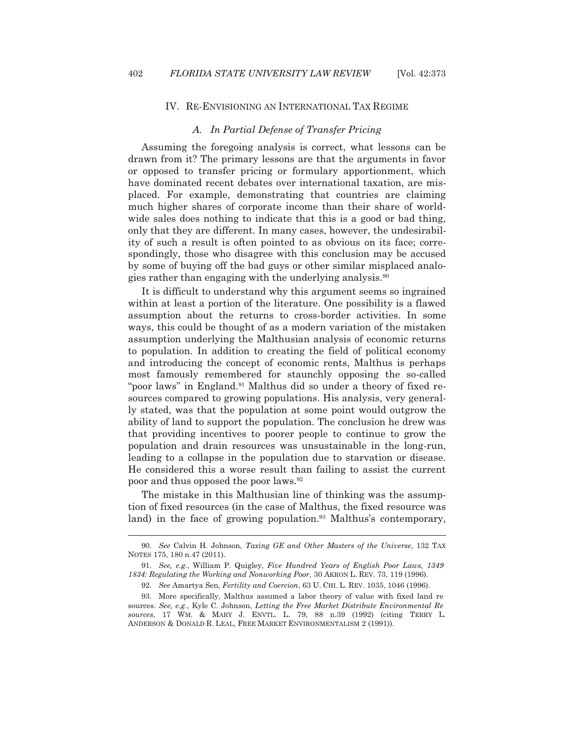## IV. RE-ENVISIONING AN INTERNATIONAL TAX REGIME

### *A. In Partial Defense of Transfer Pricing*

Assuming the foregoing analysis is correct, what lessons can be drawn from it? The primary lessons are that the arguments in favor or opposed to transfer pricing or formulary apportionment, which have dominated recent debates over international taxation, are misplaced. For example, demonstrating that countries are claiming much higher shares of corporate income than their share of worldwide sales does nothing to indicate that this is a good or bad thing, only that they are different. In many cases, however, the undesirability of such a result is often pointed to as obvious on its face; correspondingly, those who disagree with this conclusion may be accused by some of buying off the bad guys or other similar misplaced analogies rather than engaging with the underlying analysis.[90]

It is difficult to understand why this argument seems so ingrained within at least a portion of the literature. One possibility is a flawed assumption about the returns to cross-border activities. In some ways, this could be thought of as a modern variation of the mistaken assumption underlying the Malthusian analysis of economic returns to population. In addition to creating the field of political economy and introducing the concept of economic rents, Malthus is perhaps most famously remembered for staunchly opposing the so-called "poor laws" in England.[91] Malthus did so under a theory of fixed resources compared to growing populations. His analysis, very generally stated, was that the population at some point would outgrow the ability of land to support the population. The conclusion he drew was that providing incentives to poorer people to continue to grow the population and drain resources was unsustainable in the long-run, leading to a collapse in the population due to starvation or disease. He considered this a worse result than failing to assist the current poor and thus opposed the poor laws.[92]

The mistake in this Malthusian line of thinking was the assumption of fixed resources (in the case of Malthus, the fixed resource was land) in the face of growing population.[93] Malthus's contemporary,

---

90. *See* Calvin H. Johnson, *Taxing GE and Other Masters of the Universe*, 132 TAX NOTES 175, 180 n.47 (2011).

91. *See, e.g.*, William P. Quigley, *Five Hundred Years of English Poor Laws, 1349 1834: Regulating the Working and Nonworking Poor*, 30 AKRON L. REV. 73, 119 (1996).

92. *See* Amartya Sen, *Fertility and Coercion*, 63 U. CHI. L. REV. 1035, 1046 (1996).

93. More specifically, Malthus assumed a labor theory of value with fixed land re sources. *See, e.g.*, Kyle C. Johnson, *Letting the Free Market Distribute Environmental Re sources*, 17 WM. & MARY J. ENVTL. L. 79, 88 n.39 (1992) (citing TERRY L. ANDERSON & DONALD R. LEAL, FREE MARKET ENVIRONMENTALISM 2 (1991)).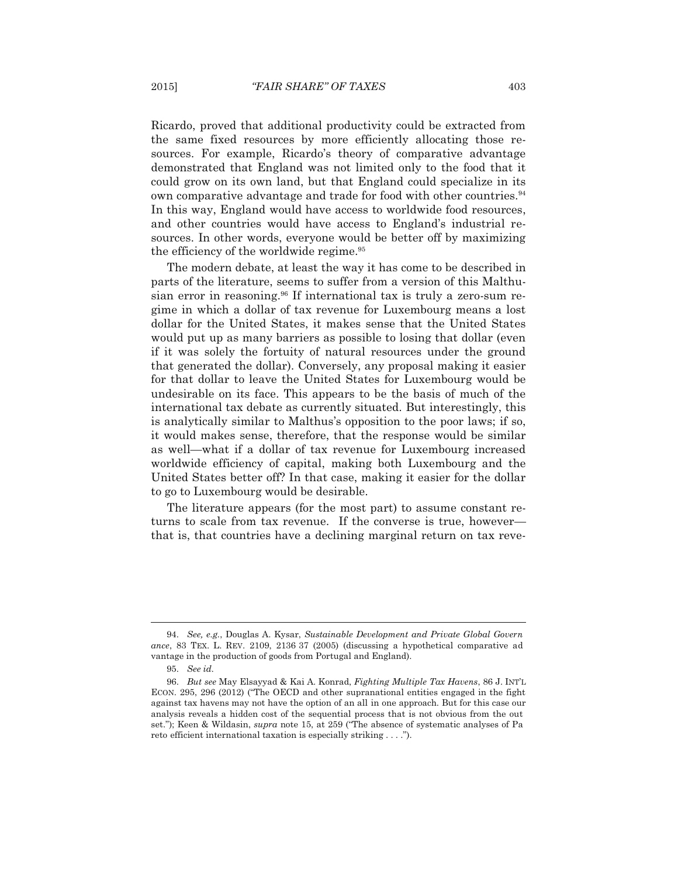Ricardo, proved that additional productivity could be extracted from the same fixed resources by more efficiently allocating those resources. For example, Ricardo's theory of comparative advantage demonstrated that England was not limited only to the food that it could grow on its own land, but that England could specialize in its own comparative advantage and trade for food with other countries.[94] In this way, England would have access to worldwide food resources, and other countries would have access to England's industrial resources. In other words, everyone would be better off by maximizing the efficiency of the worldwide regime.[95]

The modern debate, at least the way it has come to be described in parts of the literature, seems to suffer from a version of this Malthusian error in reasoning.[96] If international tax is truly a zero-sum regime in which a dollar of tax revenue for Luxembourg means a lost dollar for the United States, it makes sense that the United States would put up as many barriers as possible to losing that dollar (even if it was solely the fortuity of natural resources under the ground that generated the dollar). Conversely, any proposal making it easier for that dollar to leave the United States for Luxembourg would be undesirable on its face. This appears to be the basis of much of the international tax debate as currently situated. But interestingly, this is analytically similar to Malthus's opposition to the poor laws; if so, it would makes sense, therefore, that the response would be similar as well—what if a dollar of tax revenue for Luxembourg increased worldwide efficiency of capital, making both Luxembourg and the United States better off? In that case, making it easier for the dollar to go to Luxembourg would be desirable.

The literature appears (for the most part) to assume constant returns to scale from tax revenue. If the converse is true, however—that is, that countries have a declining marginal return on tax reve-

---

94. *See, e.g.*, Douglas A. Kysar, *Sustainable Development and Private Global Governance*, 83 TEX. L. REV. 2109, 2136 37 (2005) (discussing a hypothetical comparative advantage in the production of goods from Portugal and England).

95. *See id.*

96. *But see* May Elsayyad & Kai A. Konrad, *Fighting Multiple Tax Havens*, 86 J. INT'L ECON. 295, 296 (2012) ("The OECD and other supranational entities engaged in the fight against tax havens may not have the option of an all in one approach. But for this case our analysis reveals a hidden cost of the sequential process that is not obvious from the outset."); Keen & Wildasin, *supra* note 15, at 259 ("The absence of systematic analyses of Pareto efficient international taxation is especially striking . . . .").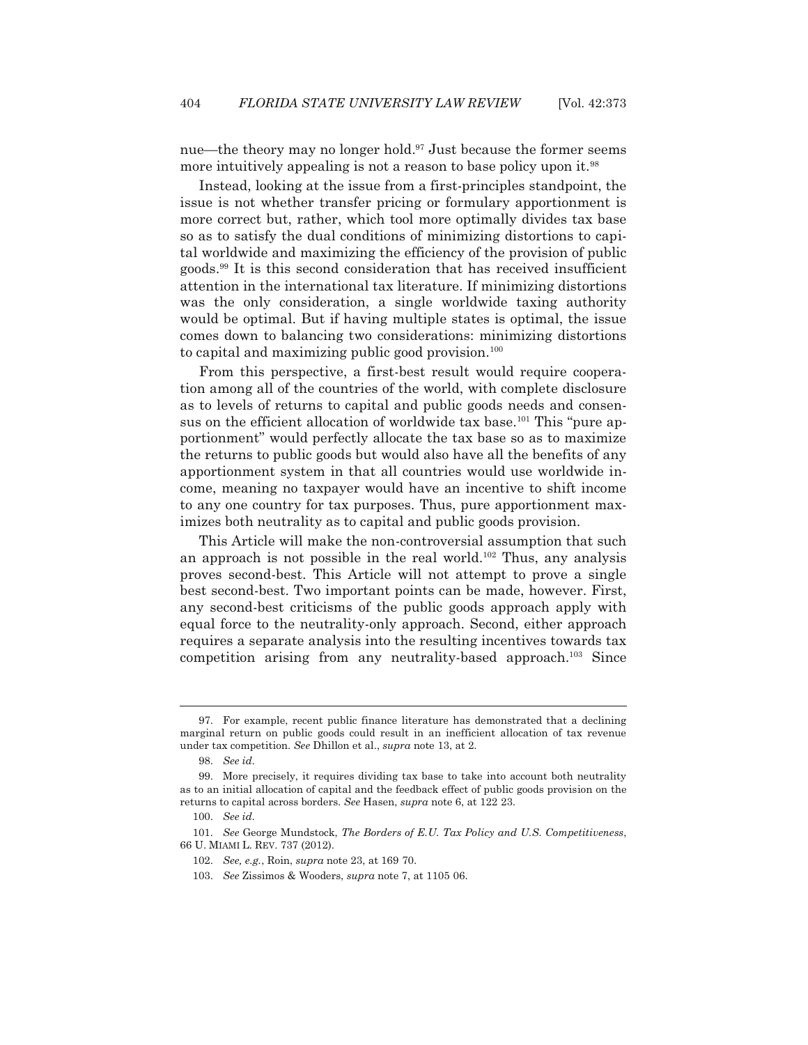nue—the theory may no longer hold.[97] Just because the former seems more intuitively appealing is not a reason to base policy upon it.[98]

Instead, looking at the issue from a first-principles standpoint, the issue is not whether transfer pricing or formulary apportionment is more correct but, rather, which tool more optimally divides tax base so as to satisfy the dual conditions of minimizing distortions to capital worldwide and maximizing the efficiency of the provision of public goods.[99] It is this second consideration that has received insufficient attention in the international tax literature. If minimizing distortions was the only consideration, a single worldwide taxing authority would be optimal. But if having multiple states is optimal, the issue comes down to balancing two considerations: minimizing distortions to capital and maximizing public good provision.[100]

From this perspective, a first-best result would require cooperation among all of the countries of the world, with complete disclosure as to levels of returns to capital and public goods needs and consensus on the efficient allocation of worldwide tax base.[101] This "pure apportionment" would perfectly allocate the tax base so as to maximize the returns to public goods but would also have all the benefits of any apportionment system in that all countries would use worldwide income, meaning no taxpayer would have an incentive to shift income to any one country for tax purposes. Thus, pure apportionment maximizes both neutrality as to capital and public goods provision.

This Article will make the non-controversial assumption that such an approach is not possible in the real world.[102] Thus, any analysis proves second-best. This Article will not attempt to prove a single best second-best. Two important points can be made, however. First, any second-best criticisms of the public goods approach apply with equal force to the neutrality-only approach. Second, either approach requires a separate analysis into the resulting incentives towards tax competition arising from any neutrality-based approach.[103] Since

---

97. For example, recent public finance literature has demonstrated that a declining marginal return on public goods could result in an inefficient allocation of tax revenue under tax competition. *See* Dhillon et al., *supra* note 13, at 2.

98. *See id.*

99. More precisely, it requires dividing tax base to take into account both neutrality as to an initial allocation of capital and the feedback effect of public goods provision on the returns to capital across borders. *See* Hasen, *supra* note 6, at 122 23.

100. *See id.*

101. *See* George Mundstock, *The Borders of E.U. Tax Policy and U.S. Competitiveness*, 66 U. MIAMI L. REV. 737 (2012).

102. *See, e.g.*, Roin, *supra* note 23, at 169 70.

103. *See* Zissimos & Wooders, *supra* note 7, at 1105 06.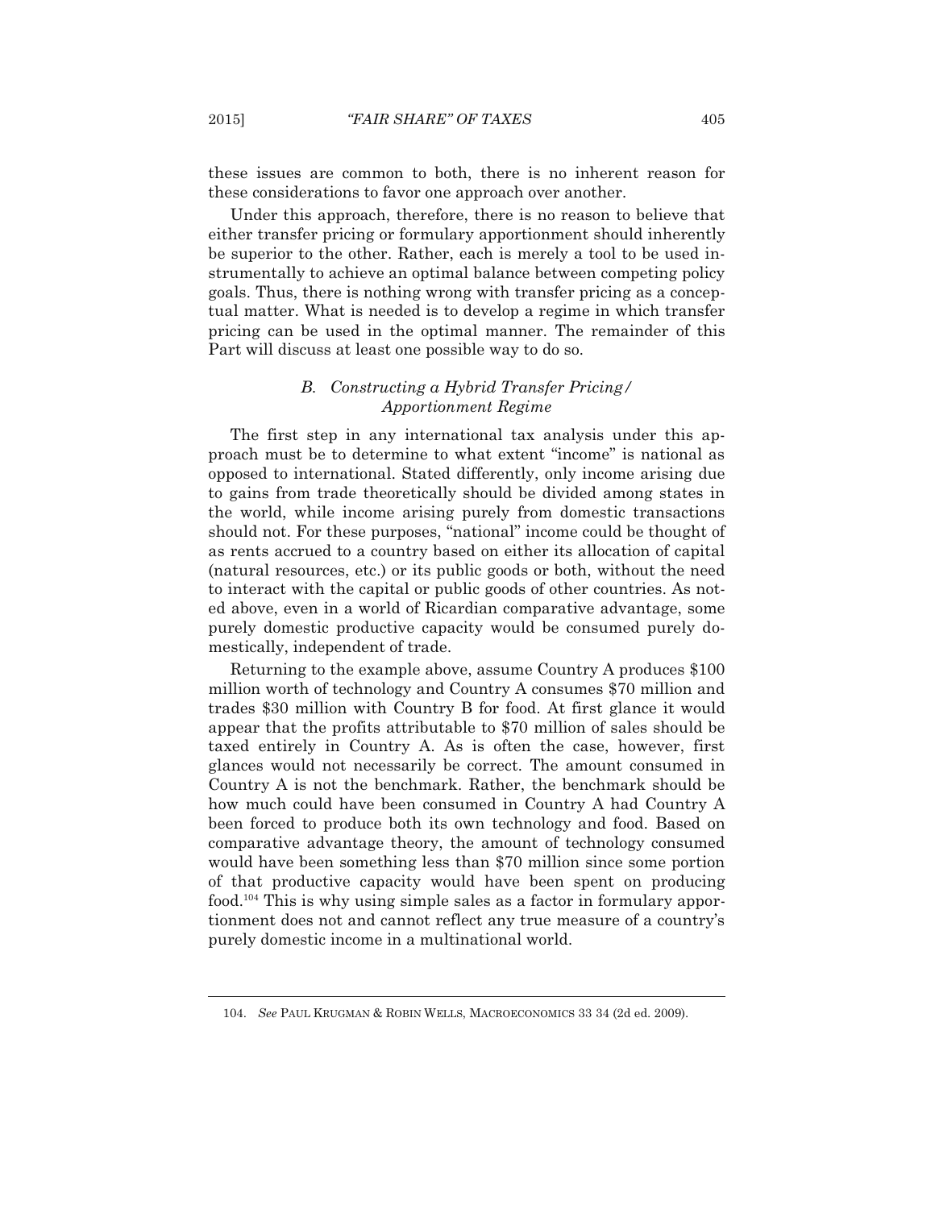these issues are common to both, there is no inherent reason for these considerations to favor one approach over another.

Under this approach, therefore, there is no reason to believe that either transfer pricing or formulary apportionment should inherently be superior to the other. Rather, each is merely a tool to be used instrumentally to achieve an optimal balance between competing policy goals. Thus, there is nothing wrong with transfer pricing as a conceptual matter. What is needed is to develop a regime in which transfer pricing can be used in the optimal manner. The remainder of this Part will discuss at least one possible way to do so.

### *B. Constructing a Hybrid Transfer Pricing/ Apportionment Regime*

The first step in any international tax analysis under this approach must be to determine to what extent "income" is national as opposed to international. Stated differently, only income arising due to gains from trade theoretically should be divided among states in the world, while income arising purely from domestic transactions should not. For these purposes, "national" income could be thought of as rents accrued to a country based on either its allocation of capital (natural resources, etc.) or its public goods or both, without the need to interact with the capital or public goods of other countries. As noted above, even in a world of Ricardian comparative advantage, some purely domestic productive capacity would be consumed purely domestically, independent of trade.

Returning to the example above, assume Country A produces $100 million worth of technology and Country A consumes $70 million and trades $30 million with Country B for food. At first glance it would appear that the profits attributable to $70 million of sales should be taxed entirely in Country A. As is often the case, however, first glances would not necessarily be correct. The amount consumed in Country A is not the benchmark. Rather, the benchmark should be how much could have been consumed in Country A had Country A been forced to produce both its own technology and food. Based on comparative advantage theory, the amount of technology consumed would have been something less than $70 million since some portion of that productive capacity would have been spent on producing food.[104] This is why using simple sales as a factor in formulary apportionment does not and cannot reflect any true measure of a country's purely domestic income in a multinational world.

---

104. *See* PAUL KRUGMAN & ROBIN WELLS, MACROECONOMICS 33 34 (2d ed. 2009).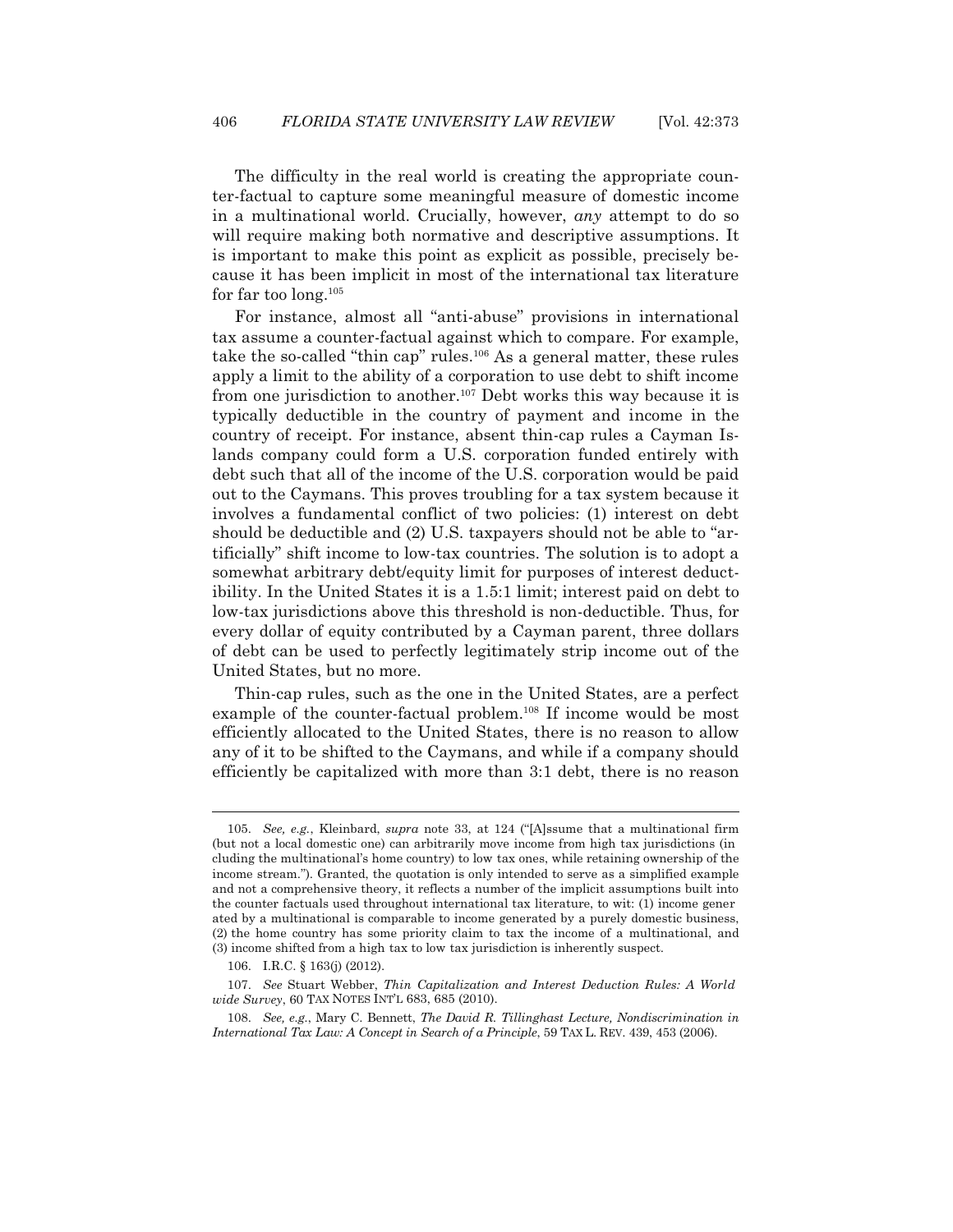The difficulty in the real world is creating the appropriate counter-factual to capture some meaningful measure of domestic income in a multinational world. Crucially, however, *any* attempt to do so will require making both normative and descriptive assumptions. It is important to make this point as explicit as possible, precisely because it has been implicit in most of the international tax literature for far too long.[105]

For instance, almost all "anti-abuse" provisions in international tax assume a counter-factual against which to compare. For example, take the so-called "thin cap" rules.[106] As a general matter, these rules apply a limit to the ability of a corporation to use debt to shift income from one jurisdiction to another.[107] Debt works this way because it is typically deductible in the country of payment and income in the country of receipt. For instance, absent thin-cap rules a Cayman Islands company could form a U.S. corporation funded entirely with debt such that all of the income of the U.S. corporation would be paid out to the Caymans. This proves troubling for a tax system because it involves a fundamental conflict of two policies: (1) interest on debt should be deductible and (2) U.S. taxpayers should not be able to "artificially" shift income to low-tax countries. The solution is to adopt a somewhat arbitrary debt/equity limit for purposes of interest deductibility. In the United States it is a 1.5:1 limit; interest paid on debt to low-tax jurisdictions above this threshold is non-deductible. Thus, for every dollar of equity contributed by a Cayman parent, three dollars of debt can be used to perfectly legitimately strip income out of the United States, but no more.

Thin-cap rules, such as the one in the United States, are a perfect example of the counter-factual problem.[108] If income would be most efficiently allocated to the United States, there is no reason to allow any of it to be shifted to the Caymans, and while if a company should efficiently be capitalized with more than 3:1 debt, there is no reason

---

105. *See, e.g.*, Kleinbard, *supra* note 33, at 124 ("[A]ssume that a multinational firm (but not a local domestic one) can arbitrarily move income from high tax jurisdictions (including the multinational's home country) to low tax ones, while retaining ownership of the income stream."). Granted, the quotation is only intended to serve as a simplified example and not a comprehensive theory, it reflects a number of the implicit assumptions built into the counter factuals used throughout international tax literature, to wit: (1) income generated by a multinational is comparable to income generated by a purely domestic business, (2) the home country has some priority claim to tax the income of a multinational, and (3) income shifted from a high tax to low tax jurisdiction is inherently suspect.

106. I.R.C. § 163(j) (2012).

107. *See* Stuart Webber, *Thin Capitalization and Interest Deduction Rules: A Worldwide Survey*, 60 TAX NOTES INT'L 683, 685 (2010).

108. *See, e.g.*, Mary C. Bennett, *The David R. Tillinghast Lecture, Nondiscrimination in International Tax Law: A Concept in Search of a Principle*, 59 TAX L. REV. 439, 453 (2006).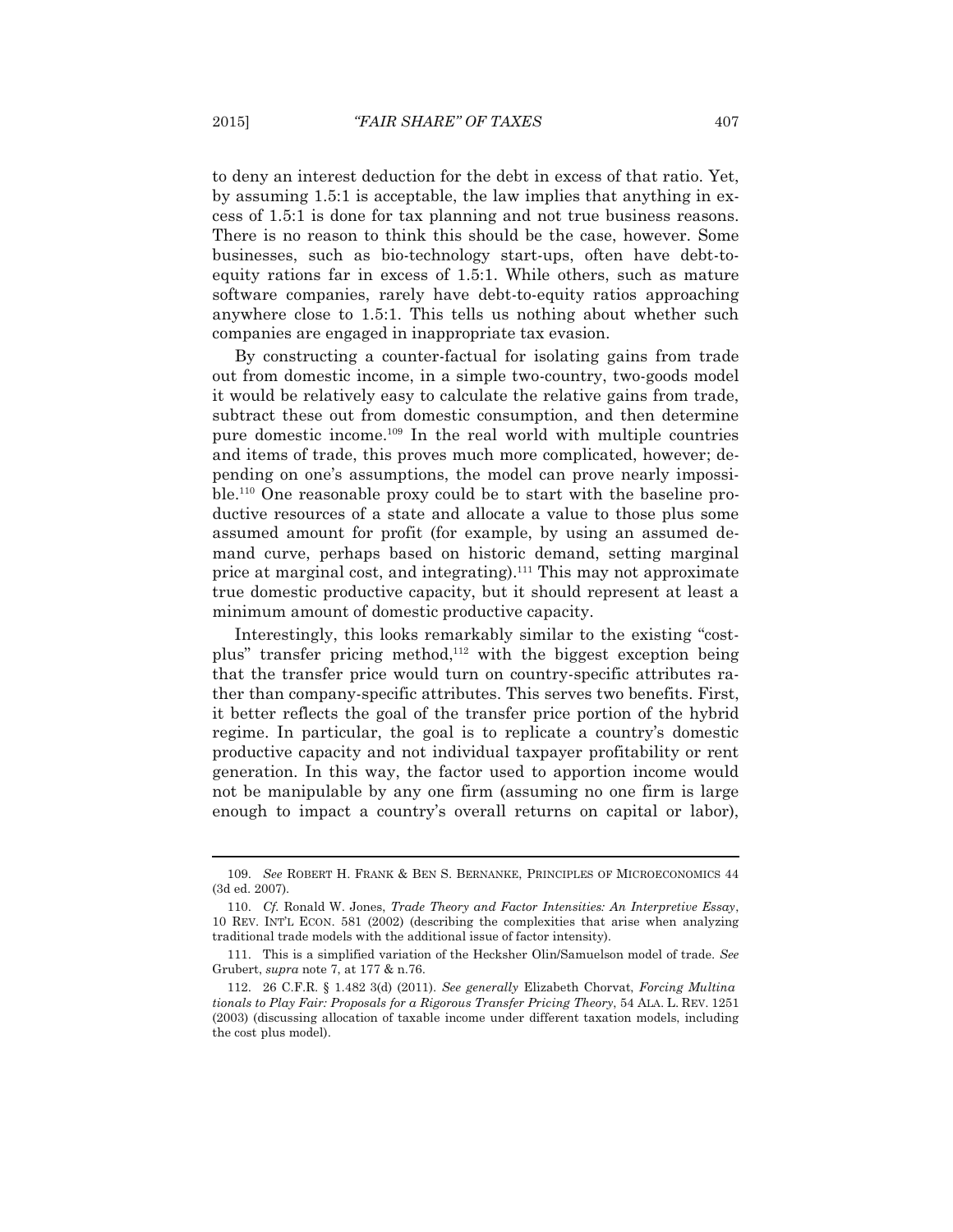to deny an interest deduction for the debt in excess of that ratio. Yet, by assuming 1.5:1 is acceptable, the law implies that anything in excess of 1.5:1 is done for tax planning and not true business reasons. There is no reason to think this should be the case, however. Some businesses, such as bio-technology start-ups, often have debt-to-equity rations far in excess of 1.5:1. While others, such as mature software companies, rarely have debt-to-equity ratios approaching anywhere close to 1.5:1. This tells us nothing about whether such companies are engaged in inappropriate tax evasion.

By constructing a counter-factual for isolating gains from trade out from domestic income, in a simple two-country, two-goods model it would be relatively easy to calculate the relative gains from trade, subtract these out from domestic consumption, and then determine pure domestic income.[109] In the real world with multiple countries and items of trade, this proves much more complicated, however; depending on one's assumptions, the model can prove nearly impossible.[110] One reasonable proxy could be to start with the baseline productive resources of a state and allocate a value to those plus some assumed amount for profit (for example, by using an assumed demand curve, perhaps based on historic demand, setting marginal price at marginal cost, and integrating).[111] This may not approximate true domestic productive capacity, but it should represent at least a minimum amount of domestic productive capacity.

Interestingly, this looks remarkably similar to the existing "cost-plus" transfer pricing method,[112] with the biggest exception being that the transfer price would turn on country-specific attributes rather than company-specific attributes. This serves two benefits. First, it better reflects the goal of the transfer price portion of the hybrid regime. In particular, the goal is to replicate a country's domestic productive capacity and not individual taxpayer profitability or rent generation. In this way, the factor used to apportion income would not be manipulable by any one firm (assuming no one firm is large enough to impact a country's overall returns on capital or labor),

---

109. *See* ROBERT H. FRANK & BEN S. BERNANKE, PRINCIPLES OF MICROECONOMICS 44 (3d ed. 2007).

110. *Cf.* Ronald W. Jones, *Trade Theory and Factor Intensities: An Interpretive Essay*, 10 REV. INT'L ECON. 581 (2002) (describing the complexities that arise when analyzing traditional trade models with the additional issue of factor intensity).

111. This is a simplified variation of the Hecksher Olin/Samuelson model of trade. *See* Grubert, *supra* note 7, at 177 & n.76.

112. 26 C.F.R. § 1.482 3(d) (2011). *See generally* Elizabeth Chorvat, *Forcing Multinationals to Play Fair: Proposals for a Rigorous Transfer Pricing Theory*, 54 ALA. L. REV. 1251 (2003) (discussing allocation of taxable income under different taxation models, including the cost plus model).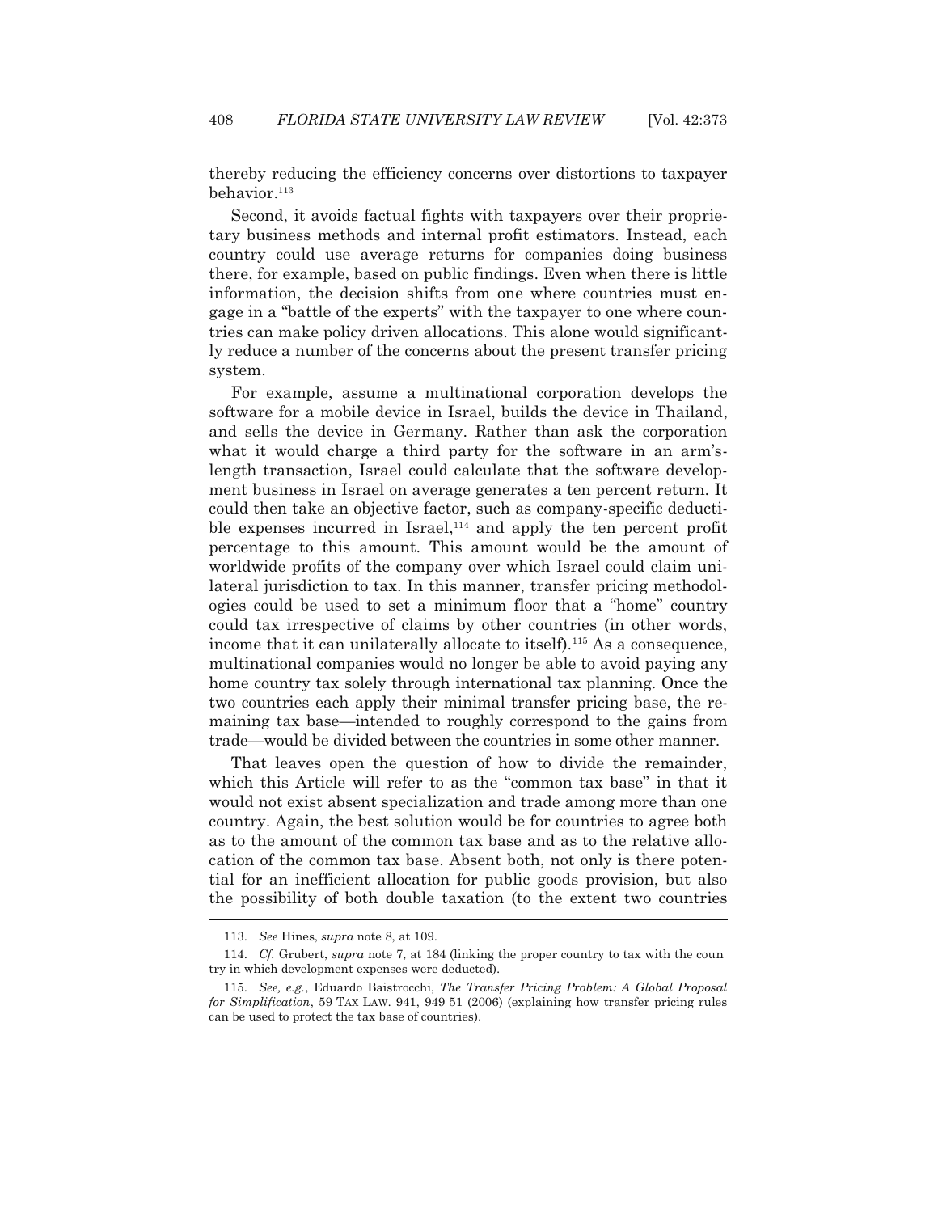thereby reducing the efficiency concerns over distortions to taxpayer behavior.[113]

Second, it avoids factual fights with taxpayers over their proprietary business methods and internal profit estimators. Instead, each country could use average returns for companies doing business there, for example, based on public findings. Even when there is little information, the decision shifts from one where countries must engage in a "battle of the experts" with the taxpayer to one where countries can make policy driven allocations. This alone would significantly reduce a number of the concerns about the present transfer pricing system.

For example, assume a multinational corporation develops the software for a mobile device in Israel, builds the device in Thailand, and sells the device in Germany. Rather than ask the corporation what it would charge a third party for the software in an arm's-length transaction, Israel could calculate that the software development business in Israel on average generates a ten percent return. It could then take an objective factor, such as company-specific deductible expenses incurred in Israel,[114] and apply the ten percent profit percentage to this amount. This amount would be the amount of worldwide profits of the company over which Israel could claim unilateral jurisdiction to tax. In this manner, transfer pricing methodologies could be used to set a minimum floor that a "home" country could tax irrespective of claims by other countries (in other words, income that it can unilaterally allocate to itself).[115] As a consequence, multinational companies would no longer be able to avoid paying any home country tax solely through international tax planning. Once the two countries each apply their minimal transfer pricing base, the remaining tax base—intended to roughly correspond to the gains from trade—would be divided between the countries in some other manner.

That leaves open the question of how to divide the remainder, which this Article will refer to as the "common tax base" in that it would not exist absent specialization and trade among more than one country. Again, the best solution would be for countries to agree both as to the amount of the common tax base and as to the relative allocation of the common tax base. Absent both, not only is there potential for an inefficient allocation for public goods provision, but also the possibility of both double taxation (to the extent two countries

---

113. *See* Hines, *supra* note 8, at 109.

114. *Cf.* Grubert, *supra* note 7, at 184 (linking the proper country to tax with the country in which development expenses were deducted).

115. *See, e.g.*, Eduardo Baistrocchi, *The Transfer Pricing Problem: A Global Proposal for Simplification*, 59 TAX LAW. 941, 949 51 (2006) (explaining how transfer pricing rules can be used to protect the tax base of countries).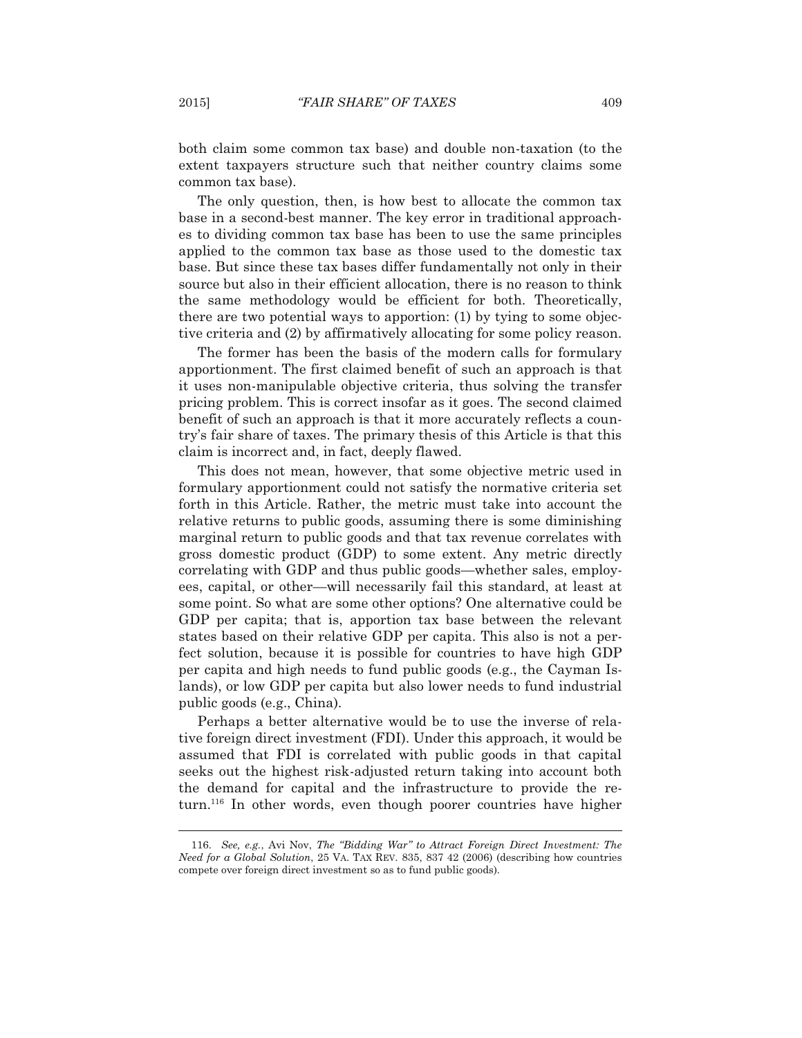both claim some common tax base) and double non-taxation (to the extent taxpayers structure such that neither country claims some common tax base).

The only question, then, is how best to allocate the common tax base in a second-best manner. The key error in traditional approaches to dividing common tax base has been to use the same principles applied to the common tax base as those used to the domestic tax base. But since these tax bases differ fundamentally not only in their source but also in their efficient allocation, there is no reason to think the same methodology would be efficient for both. Theoretically, there are two potential ways to apportion: (1) by tying to some objective criteria and (2) by affirmatively allocating for some policy reason.

The former has been the basis of the modern calls for formulary apportionment. The first claimed benefit of such an approach is that it uses non-manipulable objective criteria, thus solving the transfer pricing problem. This is correct insofar as it goes. The second claimed benefit of such an approach is that it more accurately reflects a country's fair share of taxes. The primary thesis of this Article is that this claim is incorrect and, in fact, deeply flawed.

This does not mean, however, that some objective metric used in formulary apportionment could not satisfy the normative criteria set forth in this Article. Rather, the metric must take into account the relative returns to public goods, assuming there is some diminishing marginal return to public goods and that tax revenue correlates with gross domestic product (GDP) to some extent. Any metric directly correlating with GDP and thus public goods—whether sales, employees, capital, or other—will necessarily fail this standard, at least at some point. So what are some other options? One alternative could be GDP per capita; that is, apportion tax base between the relevant states based on their relative GDP per capita. This also is not a perfect solution, because it is possible for countries to have high GDP per capita and high needs to fund public goods (e.g., the Cayman Islands), or low GDP per capita but also lower needs to fund industrial public goods (e.g., China).

Perhaps a better alternative would be to use the inverse of relative foreign direct investment (FDI). Under this approach, it would be assumed that FDI is correlated with public goods in that capital seeks out the highest risk-adjusted return taking into account both the demand for capital and the infrastructure to provide the return.[116] In other words, even though poorer countries have higher

---

116. *See, e.g.*, Avi Nov, *The "Bidding War" to Attract Foreign Direct Investment: The Need for a Global Solution*, 25 VA. TAX REV. 835, 837 42 (2006) (describing how countries compete over foreign direct investment so as to fund public goods).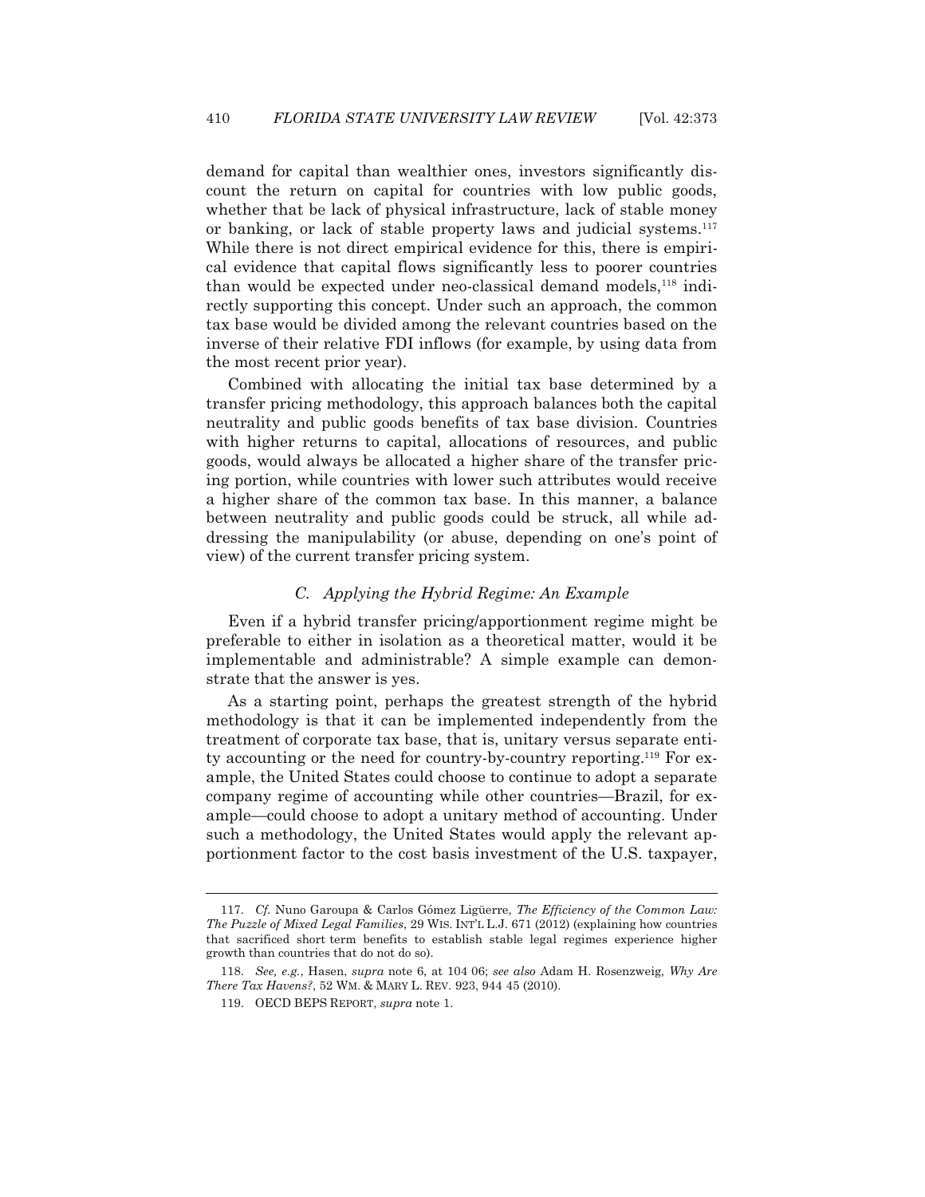demand for capital than wealthier ones, investors significantly discount the return on capital for countries with low public goods, whether that be lack of physical infrastructure, lack of stable money or banking, or lack of stable property laws and judicial systems.[117] While there is not direct empirical evidence for this, there is empirical evidence that capital flows significantly less to poorer countries than would be expected under neo-classical demand models,[118] indirectly supporting this concept. Under such an approach, the common tax base would be divided among the relevant countries based on the inverse of their relative FDI inflows (for example, by using data from the most recent prior year).

Combined with allocating the initial tax base determined by a transfer pricing methodology, this approach balances both the capital neutrality and public goods benefits of tax base division. Countries with higher returns to capital, allocations of resources, and public goods, would always be allocated a higher share of the transfer pricing portion, while countries with lower such attributes would receive a higher share of the common tax base. In this manner, a balance between neutrality and public goods could be struck, all while addressing the manipulability (or abuse, depending on one's point of view) of the current transfer pricing system.

### *C. Applying the Hybrid Regime: An Example*

Even if a hybrid transfer pricing/apportionment regime might be preferable to either in isolation as a theoretical matter, would it be implementable and administrable? A simple example can demonstrate that the answer is yes.

As a starting point, perhaps the greatest strength of the hybrid methodology is that it can be implemented independently from the treatment of corporate tax base, that is, unitary versus separate entity accounting or the need for country-by-country reporting.[119] For example, the United States could choose to continue to adopt a separate company regime of accounting while other countries—Brazil, for example—could choose to adopt a unitary method of accounting. Under such a methodology, the United States would apply the relevant apportionment factor to the cost basis investment of the U.S. taxpayer,

---

117. *Cf.* Nuno Garoupa & Carlos Gómez Ligüerre, *The Efficiency of the Common Law: The Puzzle of Mixed Legal Families*, 29 WIS. INT'L L.J. 671 (2012) (explaining how countries that sacrificed short term benefits to establish stable legal regimes experience higher growth than countries that do not do so).

118. *See, e.g.*, Hasen, *supra* note 6, at 104 06; *see also* Adam H. Rosenzweig, *Why Are There Tax Havens?*, 52 WM. & MARY L. REV. 923, 944 45 (2010).

119. OECD BEPS REPORT, *supra* note 1.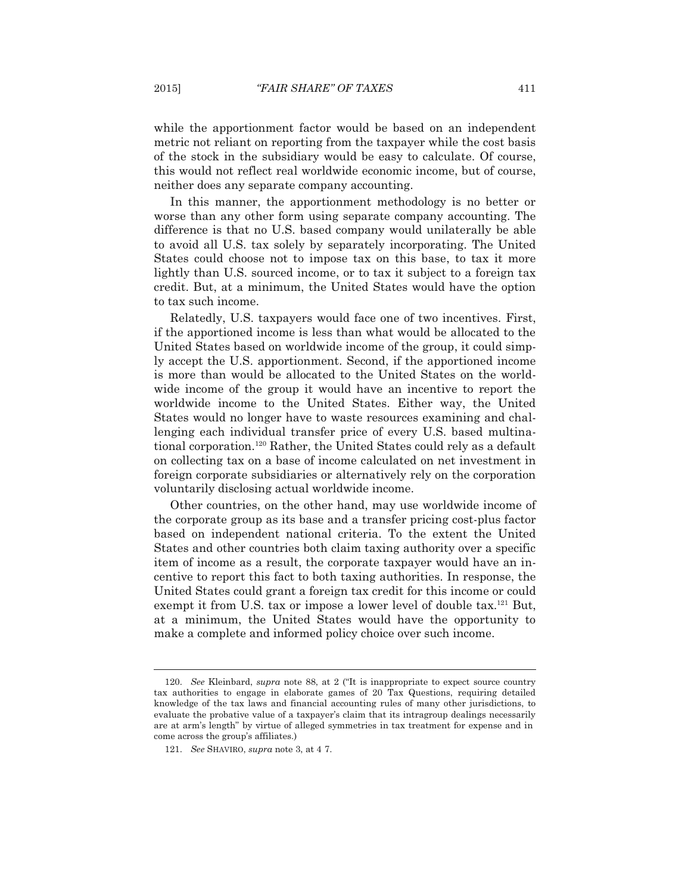while the apportionment factor would be based on an independent metric not reliant on reporting from the taxpayer while the cost basis of the stock in the subsidiary would be easy to calculate. Of course, this would not reflect real worldwide economic income, but of course, neither does any separate company accounting.

In this manner, the apportionment methodology is no better or worse than any other form using separate company accounting. The difference is that no U.S. based company would unilaterally be able to avoid all U.S. tax solely by separately incorporating. The United States could choose not to impose tax on this base, to tax it more lightly than U.S. sourced income, or to tax it subject to a foreign tax credit. But, at a minimum, the United States would have the option to tax such income.

Relatedly, U.S. taxpayers would face one of two incentives. First, if the apportioned income is less than what would be allocated to the United States based on worldwide income of the group, it could simply accept the U.S. apportionment. Second, if the apportioned income is more than would be allocated to the United States on the worldwide income of the group it would have an incentive to report the worldwide income to the United States. Either way, the United States would no longer have to waste resources examining and challenging each individual transfer price of every U.S. based multinational corporation.[120] Rather, the United States could rely as a default on collecting tax on a base of income calculated on net investment in foreign corporate subsidiaries or alternatively rely on the corporation voluntarily disclosing actual worldwide income.

Other countries, on the other hand, may use worldwide income of the corporate group as its base and a transfer pricing cost-plus factor based on independent national criteria. To the extent the United States and other countries both claim taxing authority over a specific item of income as a result, the corporate taxpayer would have an incentive to report this fact to both taxing authorities. In response, the United States could grant a foreign tax credit for this income or could exempt it from U.S. tax or impose a lower level of double tax.[121] But, at a minimum, the United States would have the opportunity to make a complete and informed policy choice over such income.

---

120. *See* Kleinbard, *supra* note 88, at 2 ("It is inappropriate to expect source country tax authorities to engage in elaborate games of 20 Tax Questions, requiring detailed knowledge of the tax laws and financial accounting rules of many other jurisdictions, to evaluate the probative value of a taxpayer's claim that its intragroup dealings necessarily are at arm's length" by virtue of alleged symmetries in tax treatment for expense and income across the group's affiliates.)

121. *See* SHAVIRO, *supra* note 3, at 4 7.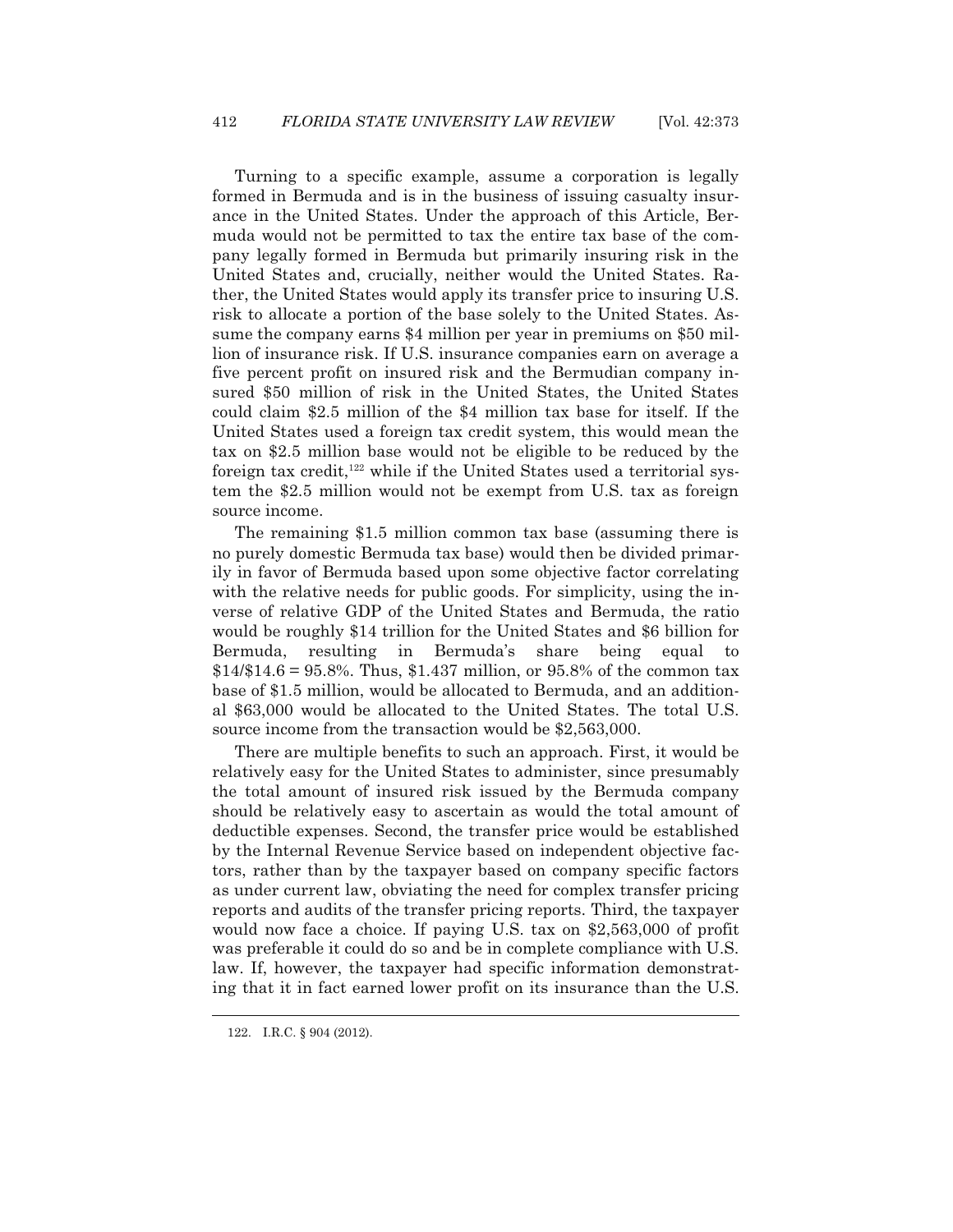Turning to a specific example, assume a corporation is legally formed in Bermuda and is in the business of issuing casualty insurance in the United States. Under the approach of this Article, Bermuda would not be permitted to tax the entire tax base of the company legally formed in Bermuda but primarily insuring risk in the United States and, crucially, neither would the United States. Rather, the United States would apply its transfer price to insuring U.S. risk to allocate a portion of the base solely to the United States. Assume the company earns $4 million per year in premiums on $50 million of insurance risk. If U.S. insurance companies earn on average a five percent profit on insured risk and the Bermudian company insured $50 million of risk in the United States, the United States could claim $2.5 million of the $4 million tax base for itself. If the United States used a foreign tax credit system, this would mean the tax on $2.5 million base would not be eligible to be reduced by the foreign tax credit,[122] while if the United States used a territorial system the $2.5 million would not be exempt from U.S. tax as foreign source income.

The remaining $1.5 million common tax base (assuming there is no purely domestic Bermuda tax base) would then be divided primarily in favor of Bermuda based upon some objective factor correlating with the relative needs for public goods. For simplicity, using the inverse of relative GDP of the United States and Bermuda, the ratio would be roughly $14 trillion for the United States and $6 billion for Bermuda, resulting in Bermuda's share being equal to $14/$14.6 = 95.8%. Thus, $1.437 million, or 95.8% of the common tax base of $1.5 million, would be allocated to Bermuda, and an additional $63,000 would be allocated to the United States. The total U.S. source income from the transaction would be $2,563,000.

There are multiple benefits to such an approach. First, it would be relatively easy for the United States to administer, since presumably the total amount of insured risk issued by the Bermuda company should be relatively easy to ascertain as would the total amount of deductible expenses. Second, the transfer price would be established by the Internal Revenue Service based on independent objective factors, rather than by the taxpayer based on company specific factors as under current law, obviating the need for complex transfer pricing reports and audits of the transfer pricing reports. Third, the taxpayer would now face a choice. If paying U.S. tax on $2,563,000 of profit was preferable it could do so and be in complete compliance with U.S. law. If, however, the taxpayer had specific information demonstrating that it in fact earned lower profit on its insurance than the U.S.

122. I.R.C. § 904 (2012).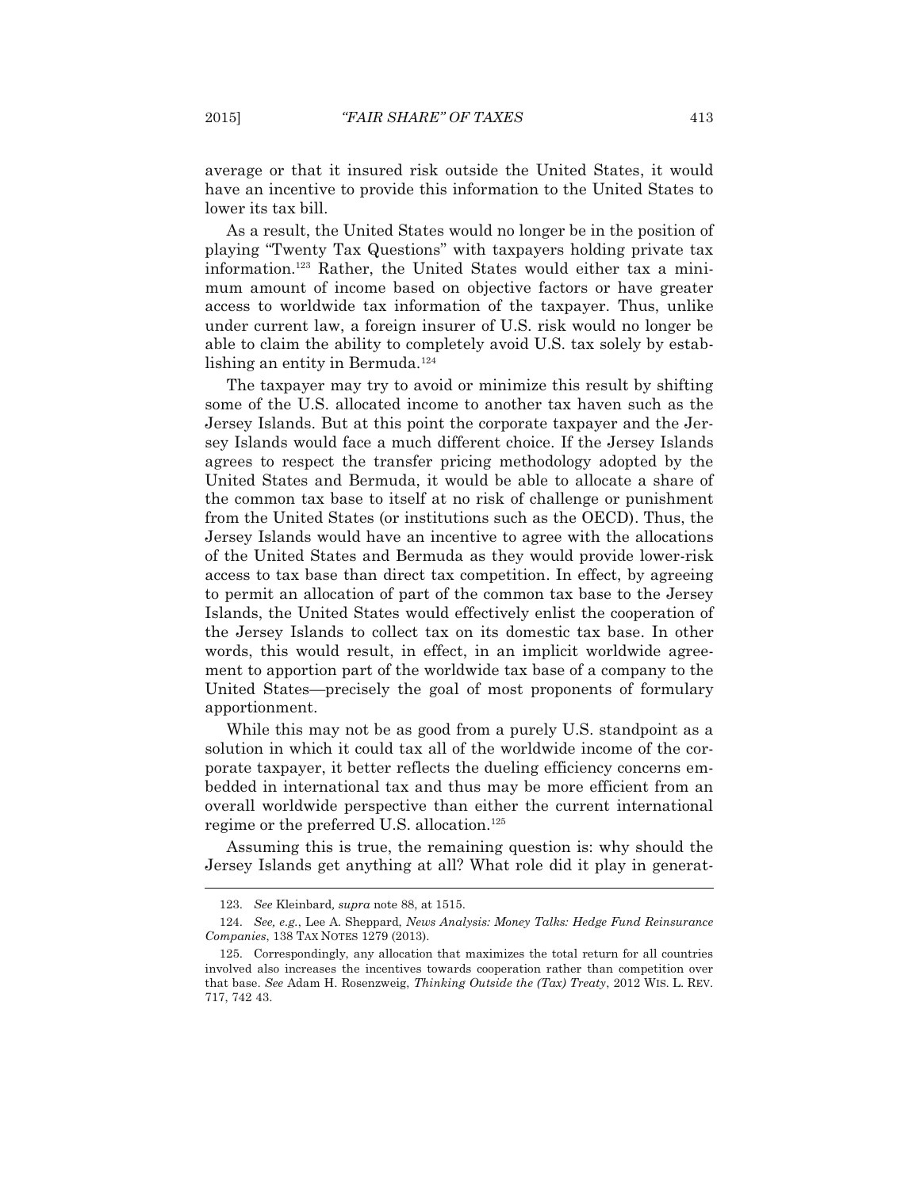average or that it insured risk outside the United States, it would have an incentive to provide this information to the United States to lower its tax bill.

As a result, the United States would no longer be in the position of playing "Twenty Tax Questions" with taxpayers holding private tax information.[123] Rather, the United States would either tax a minimum amount of income based on objective factors or have greater access to worldwide tax information of the taxpayer. Thus, unlike under current law, a foreign insurer of U.S. risk would no longer be able to claim the ability to completely avoid U.S. tax solely by establishing an entity in Bermuda.[124]

The taxpayer may try to avoid or minimize this result by shifting some of the U.S. allocated income to another tax haven such as the Jersey Islands. But at this point the corporate taxpayer and the Jersey Islands would face a much different choice. If the Jersey Islands agrees to respect the transfer pricing methodology adopted by the United States and Bermuda, it would be able to allocate a share of the common tax base to itself at no risk of challenge or punishment from the United States (or institutions such as the OECD). Thus, the Jersey Islands would have an incentive to agree with the allocations of the United States and Bermuda as they would provide lower-risk access to tax base than direct tax competition. In effect, by agreeing to permit an allocation of part of the common tax base to the Jersey Islands, the United States would effectively enlist the cooperation of the Jersey Islands to collect tax on its domestic tax base. In other words, this would result, in effect, in an implicit worldwide agreement to apportion part of the worldwide tax base of a company to the United States—precisely the goal of most proponents of formulary apportionment.

While this may not be as good from a purely U.S. standpoint as a solution in which it could tax all of the worldwide income of the corporate taxpayer, it better reflects the dueling efficiency concerns embedded in international tax and thus may be more efficient from an overall worldwide perspective than either the current international regime or the preferred U.S. allocation.[125]

Assuming this is true, the remaining question is: why should the Jersey Islands get anything at all? What role did it play in generat-

---

123. *See* Kleinbard, *supra* note 88, at 1515.

124. *See, e.g.*, Lee A. Sheppard, *News Analysis: Money Talks: Hedge Fund Reinsurance Companies*, 138 TAX NOTES 1279 (2013).

125. Correspondingly, any allocation that maximizes the total return for all countries involved also increases the incentives towards cooperation rather than competition over that base. *See* Adam H. Rosenzweig, *Thinking Outside the (Tax) Treaty*, 2012 WIS. L. REV. 717, 742 43.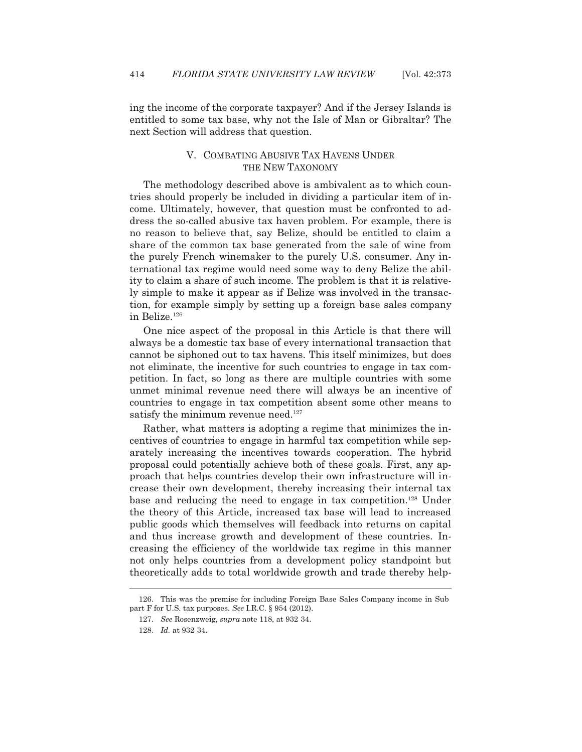ing the income of the corporate taxpayer? And if the Jersey Islands is entitled to some tax base, why not the Isle of Man or Gibraltar? The next Section will address that question.

## V. COMBATING ABUSIVE TAX HAVENS UNDER THE NEW TAXONOMY

The methodology described above is ambivalent as to which countries should properly be included in dividing a particular item of income. Ultimately, however, that question must be confronted to address the so-called abusive tax haven problem. For example, there is no reason to believe that, say Belize, should be entitled to claim a share of the common tax base generated from the sale of wine from the purely French winemaker to the purely U.S. consumer. Any international tax regime would need some way to deny Belize the ability to claim a share of such income. The problem is that it is relatively simple to make it appear as if Belize was involved in the transaction, for example simply by setting up a foreign base sales company in Belize.[126]

One nice aspect of the proposal in this Article is that there will always be a domestic tax base of every international transaction that cannot be siphoned out to tax havens. This itself minimizes, but does not eliminate, the incentive for such countries to engage in tax competition. In fact, so long as there are multiple countries with some unmet minimal revenue need there will always be an incentive of countries to engage in tax competition absent some other means to satisfy the minimum revenue need.[127]

Rather, what matters is adopting a regime that minimizes the incentives of countries to engage in harmful tax competition while separately increasing the incentives towards cooperation. The hybrid proposal could potentially achieve both of these goals. First, any approach that helps countries develop their own infrastructure will increase their own development, thereby increasing their internal tax base and reducing the need to engage in tax competition.[128] Under the theory of this Article, increased tax base will lead to increased public goods which themselves will feedback into returns on capital and thus increase growth and development of these countries. Increasing the efficiency of the worldwide tax regime in this manner not only helps countries from a development policy standpoint but theoretically adds to total worldwide growth and trade thereby help-

---

126. This was the premise for including Foreign Base Sales Company income in Sub part F for U.S. tax purposes. *See* I.R.C. § 954 (2012).

127. *See* Rosenzweig, *supra* note 118, at 932 34.

128. *Id.* at 932 34.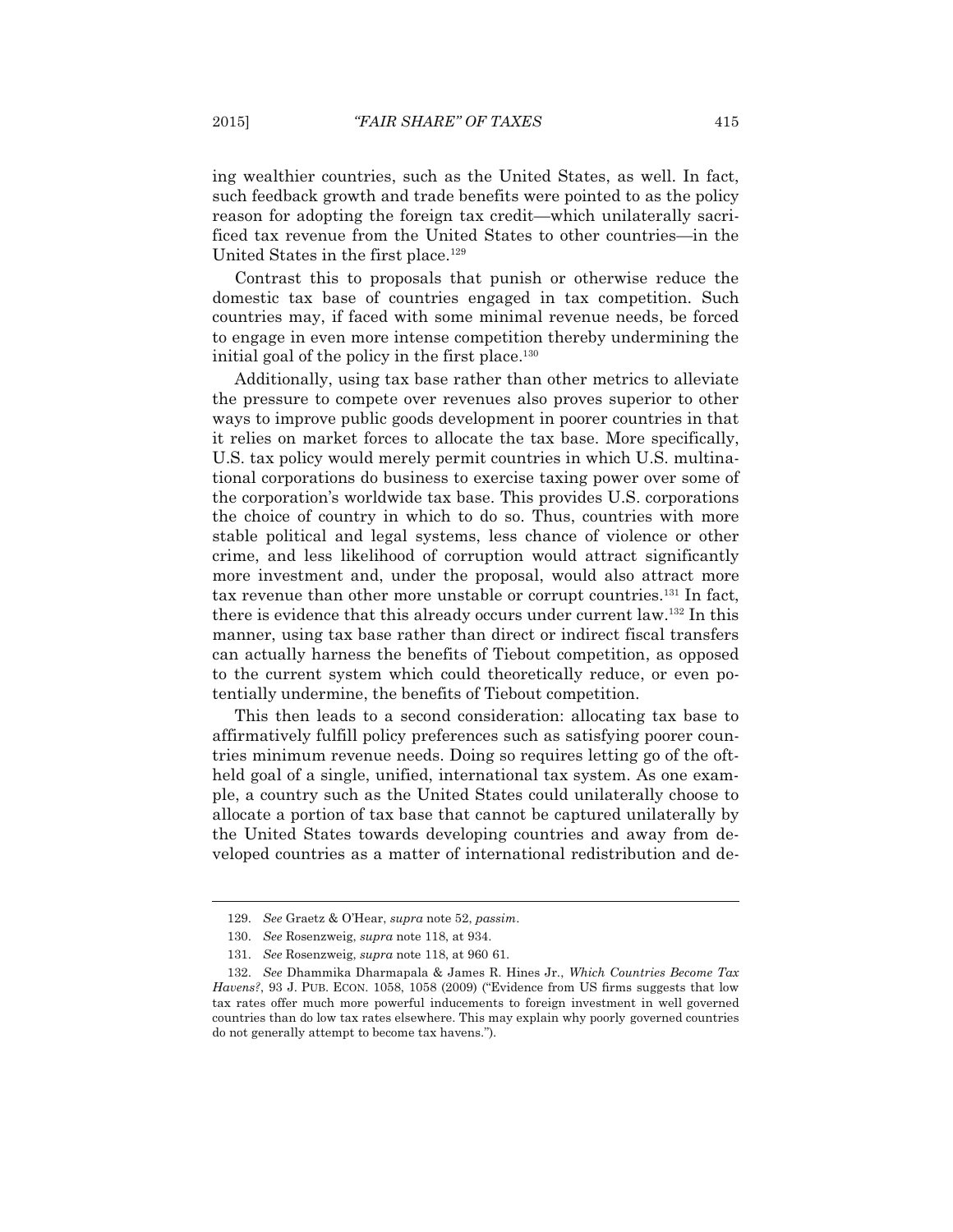ing wealthier countries, such as the United States, as well. In fact, such feedback growth and trade benefits were pointed to as the policy reason for adopting the foreign tax credit—which unilaterally sacrificed tax revenue from the United States to other countries—in the United States in the first place.[129]

Contrast this to proposals that punish or otherwise reduce the domestic tax base of countries engaged in tax competition. Such countries may, if faced with some minimal revenue needs, be forced to engage in even more intense competition thereby undermining the initial goal of the policy in the first place.[130]

Additionally, using tax base rather than other metrics to alleviate the pressure to compete over revenues also proves superior to other ways to improve public goods development in poorer countries in that it relies on market forces to allocate the tax base. More specifically, U.S. tax policy would merely permit countries in which U.S. multinational corporations do business to exercise taxing power over some of the corporation's worldwide tax base. This provides U.S. corporations the choice of country in which to do so. Thus, countries with more stable political and legal systems, less chance of violence or other crime, and less likelihood of corruption would attract significantly more investment and, under the proposal, would also attract more tax revenue than other more unstable or corrupt countries.[131] In fact, there is evidence that this already occurs under current law.[132] In this manner, using tax base rather than direct or indirect fiscal transfers can actually harness the benefits of Tiebout competition, as opposed to the current system which could theoretically reduce, or even potentially undermine, the benefits of Tiebout competition.

This then leads to a second consideration: allocating tax base to affirmatively fulfill policy preferences such as satisfying poorer countries minimum revenue needs. Doing so requires letting go of the oft-held goal of a single, unified, international tax system. As one example, a country such as the United States could unilaterally choose to allocate a portion of tax base that cannot be captured unilaterally by the United States towards developing countries and away from developed countries as a matter of international redistribution and de-

129. *See* Graetz & O'Hear, *supra* note 52, *passim*.

130. *See* Rosenzweig, *supra* note 118, at 934.

131. *See* Rosenzweig, *supra* note 118, at 960 61.

132. *See* Dhammika Dharmapala & James R. Hines Jr., *Which Countries Become Tax Havens?*, 93 J. PUB. ECON. 1058, 1058 (2009) ("Evidence from US firms suggests that low tax rates offer much more powerful inducements to foreign investment in well governed countries than do low tax rates elsewhere. This may explain why poorly governed countries do not generally attempt to become tax havens.").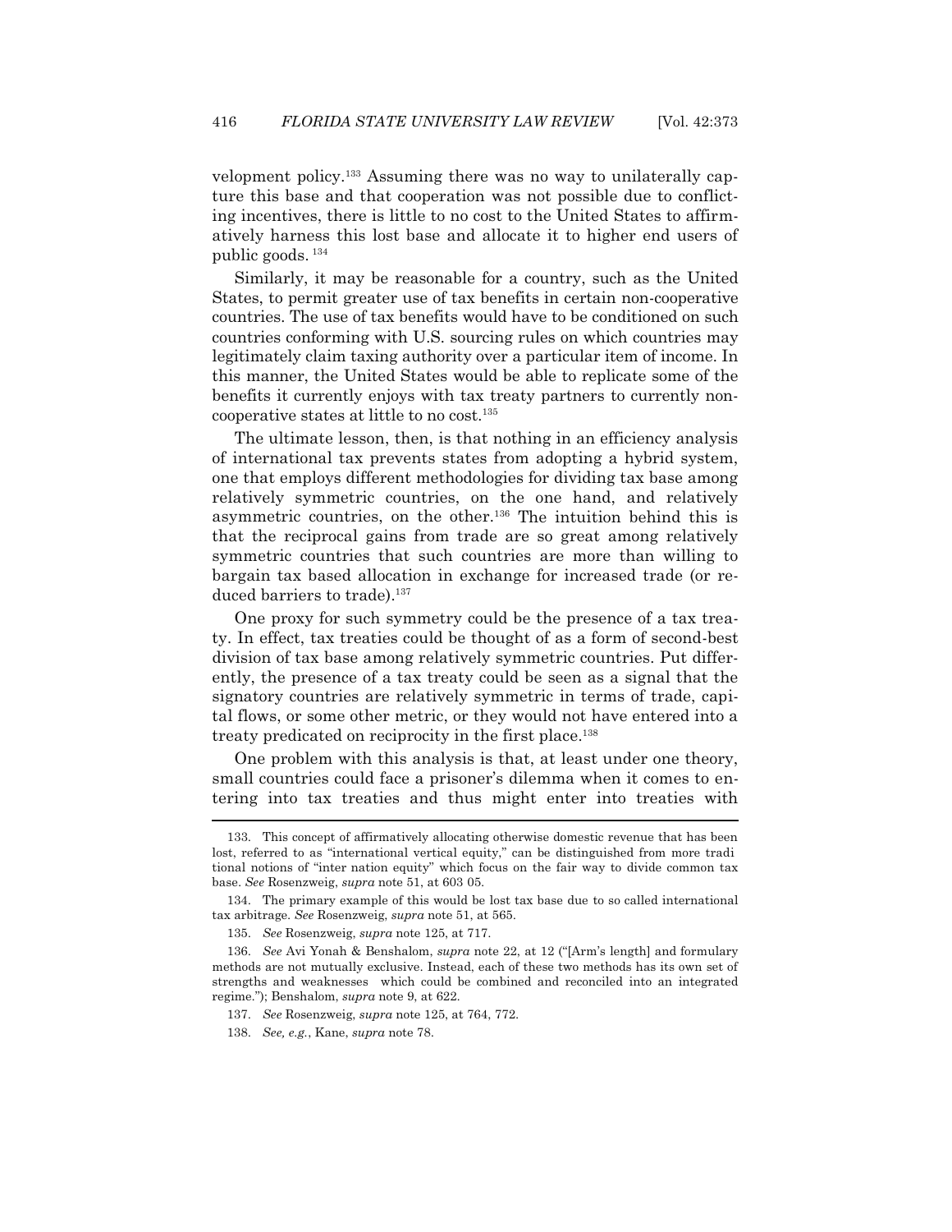velopment policy.[133] Assuming there was no way to unilaterally capture this base and that cooperation was not possible due to conflicting incentives, there is little to no cost to the United States to affirmatively harness this lost base and allocate it to higher end users of public goods. [134]

Similarly, it may be reasonable for a country, such as the United States, to permit greater use of tax benefits in certain non-cooperative countries. The use of tax benefits would have to be conditioned on such countries conforming with U.S. sourcing rules on which countries may legitimately claim taxing authority over a particular item of income. In this manner, the United States would be able to replicate some of the benefits it currently enjoys with tax treaty partners to currently noncooperative states at little to no cost.[135]

The ultimate lesson, then, is that nothing in an efficiency analysis of international tax prevents states from adopting a hybrid system, one that employs different methodologies for dividing tax base among relatively symmetric countries, on the one hand, and relatively asymmetric countries, on the other.[136] The intuition behind this is that the reciprocal gains from trade are so great among relatively symmetric countries that such countries are more than willing to bargain tax based allocation in exchange for increased trade (or reduced barriers to trade).[137]

One proxy for such symmetry could be the presence of a tax treaty. In effect, tax treaties could be thought of as a form of second-best division of tax base among relatively symmetric countries. Put differently, the presence of a tax treaty could be seen as a signal that the signatory countries are relatively symmetric in terms of trade, capital flows, or some other metric, or they would not have entered into a treaty predicated on reciprocity in the first place.[138]

One problem with this analysis is that, at least under one theory, small countries could face a prisoner's dilemma when it comes to entering into tax treaties and thus might enter into treaties with

---

133. This concept of affirmatively allocating otherwise domestic revenue that has been lost, referred to as "international vertical equity," can be distinguished from more traditional notions of "inter nation equity" which focus on the fair way to divide common tax base. *See* Rosenzweig, *supra* note 51, at 603 05.

134. The primary example of this would be lost tax base due to so called international tax arbitrage. *See* Rosenzweig, *supra* note 51, at 565.

135. *See* Rosenzweig, *supra* note 125, at 717.

136. *See* Avi Yonah & Benshalom, *supra* note 22, at 12 ("[Arm's length] and formulary methods are not mutually exclusive. Instead, each of these two methods has its own set of strengths and weaknesses which could be combined and reconciled into an integrated regime."); Benshalom, *supra* note 9, at 622.

137. *See* Rosenzweig, *supra* note 125, at 764, 772.

138. *See, e.g.*, Kane, *supra* note 78.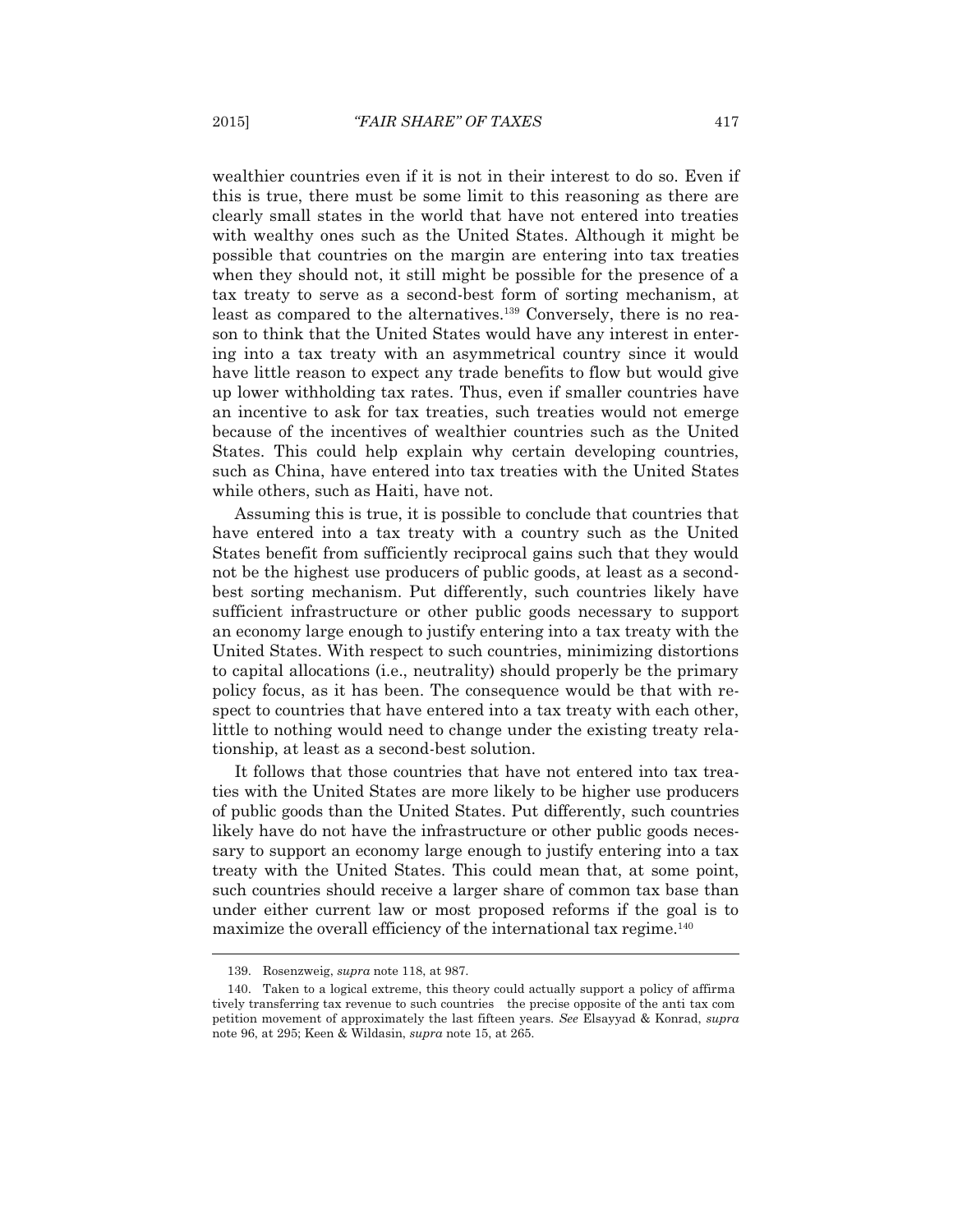wealthier countries even if it is not in their interest to do so. Even if this is true, there must be some limit to this reasoning as there are clearly small states in the world that have not entered into treaties with wealthy ones such as the United States. Although it might be possible that countries on the margin are entering into tax treaties when they should not, it still might be possible for the presence of a tax treaty to serve as a second-best form of sorting mechanism, at least as compared to the alternatives.[139] Conversely, there is no reason to think that the United States would have any interest in entering into a tax treaty with an asymmetrical country since it would have little reason to expect any trade benefits to flow but would give up lower withholding tax rates. Thus, even if smaller countries have an incentive to ask for tax treaties, such treaties would not emerge because of the incentives of wealthier countries such as the United States. This could help explain why certain developing countries, such as China, have entered into tax treaties with the United States while others, such as Haiti, have not.

Assuming this is true, it is possible to conclude that countries that have entered into a tax treaty with a country such as the United States benefit from sufficiently reciprocal gains such that they would not be the highest use producers of public goods, at least as a second-best sorting mechanism. Put differently, such countries likely have sufficient infrastructure or other public goods necessary to support an economy large enough to justify entering into a tax treaty with the United States. With respect to such countries, minimizing distortions to capital allocations (i.e., neutrality) should properly be the primary policy focus, as it has been. The consequence would be that with respect to countries that have entered into a tax treaty with each other, little to nothing would need to change under the existing treaty relationship, at least as a second-best solution.

It follows that those countries that have not entered into tax treaties with the United States are more likely to be higher use producers of public goods than the United States. Put differently, such countries likely have do not have the infrastructure or other public goods necessary to support an economy large enough to justify entering into a tax treaty with the United States. This could mean that, at some point, such countries should receive a larger share of common tax base than under either current law or most proposed reforms if the goal is to maximize the overall efficiency of the international tax regime.[140]

---

139. Rosenzweig, *supra* note 118, at 987.

140. Taken to a logical extreme, this theory could actually support a policy of affirmatively transferring tax revenue to such countries the precise opposite of the anti tax competition movement of approximately the last fifteen years. *See* Elsayyad & Konrad, *supra* note 96, at 295; Keen & Wildasin, *supra* note 15, at 265.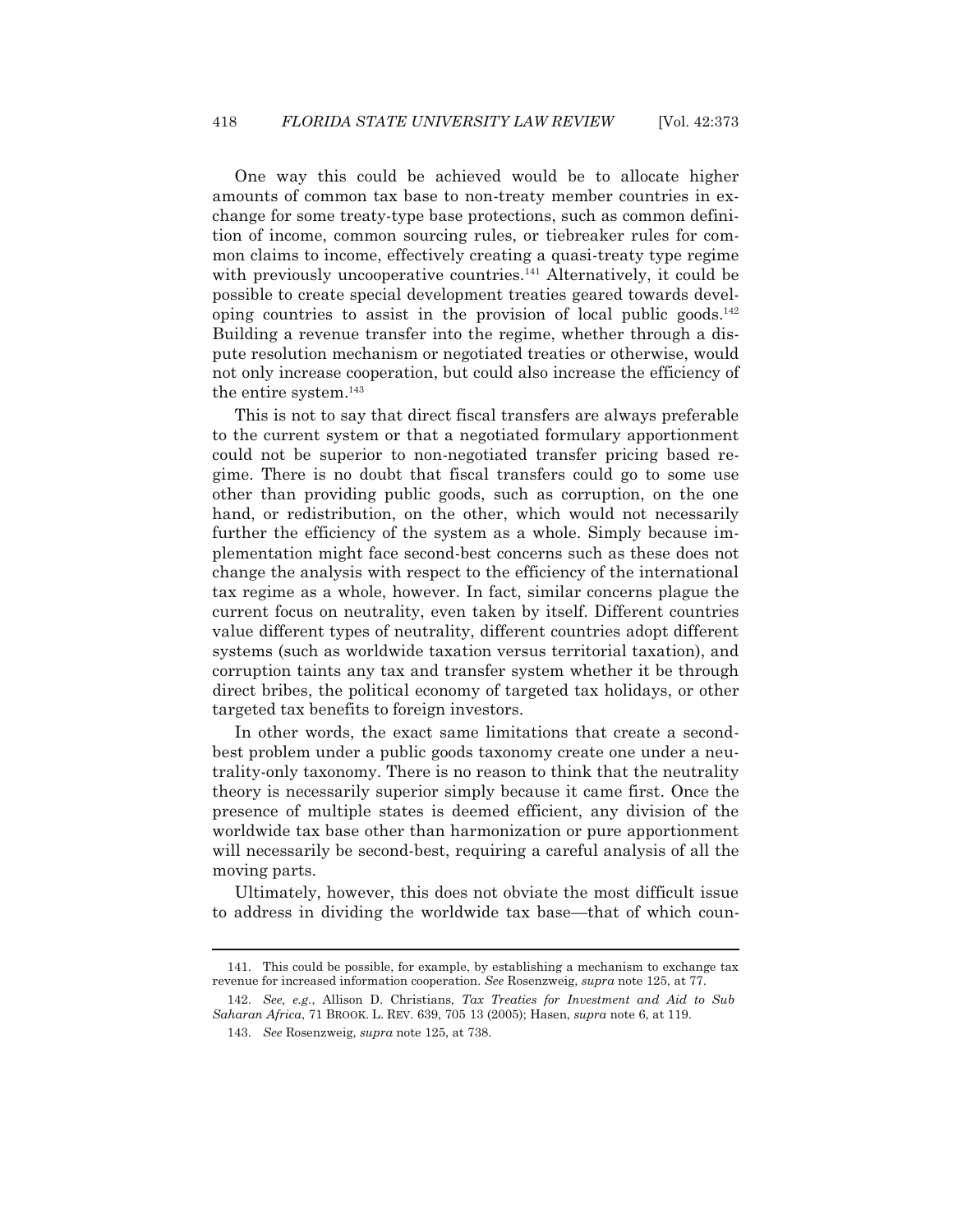One way this could be achieved would be to allocate higher amounts of common tax base to non-treaty member countries in exchange for some treaty-type base protections, such as common definition of income, common sourcing rules, or tiebreaker rules for common claims to income, effectively creating a quasi-treaty type regime with previously uncooperative countries.[141] Alternatively, it could be possible to create special development treaties geared towards developing countries to assist in the provision of local public goods.[142] Building a revenue transfer into the regime, whether through a dispute resolution mechanism or negotiated treaties or otherwise, would not only increase cooperation, but could also increase the efficiency of the entire system.[143]

This is not to say that direct fiscal transfers are always preferable to the current system or that a negotiated formulary apportionment could not be superior to non-negotiated transfer pricing based regime. There is no doubt that fiscal transfers could go to some use other than providing public goods, such as corruption, on the one hand, or redistribution, on the other, which would not necessarily further the efficiency of the system as a whole. Simply because implementation might face second-best concerns such as these does not change the analysis with respect to the efficiency of the international tax regime as a whole, however. In fact, similar concerns plague the current focus on neutrality, even taken by itself. Different countries value different types of neutrality, different countries adopt different systems (such as worldwide taxation versus territorial taxation), and corruption taints any tax and transfer system whether it be through direct bribes, the political economy of targeted tax holidays, or other targeted tax benefits to foreign investors.

In other words, the exact same limitations that create a second-best problem under a public goods taxonomy create one under a neutrality-only taxonomy. There is no reason to think that the neutrality theory is necessarily superior simply because it came first. Once the presence of multiple states is deemed efficient, any division of the worldwide tax base other than harmonization or pure apportionment will necessarily be second-best, requiring a careful analysis of all the moving parts.

Ultimately, however, this does not obviate the most difficult issue to address in dividing the worldwide tax base—that of which coun-

---

141. This could be possible, for example, by establishing a mechanism to exchange tax revenue for increased information cooperation. *See* Rosenzweig, *supra* note 125, at 77.

142. *See, e.g.*, Allison D. Christians, *Tax Treaties for Investment and Aid to Sub Saharan Africa*, 71 BROOK. L. REV. 639, 705 13 (2005); Hasen, *supra* note 6, at 119.

143. *See* Rosenzweig, *supra* note 125, at 738.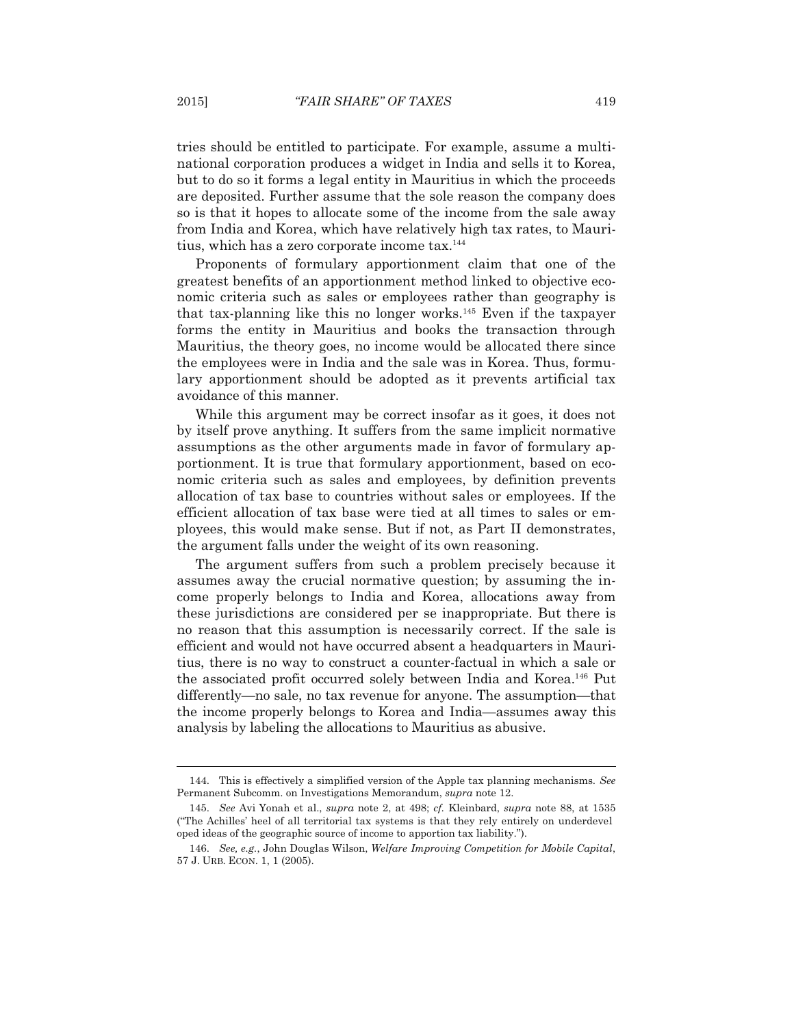tries should be entitled to participate. For example, assume a multinational corporation produces a widget in India and sells it to Korea, but to do so it forms a legal entity in Mauritius in which the proceeds are deposited. Further assume that the sole reason the company does so is that it hopes to allocate some of the income from the sale away from India and Korea, which have relatively high tax rates, to Mauritius, which has a zero corporate income tax.[144]

Proponents of formulary apportionment claim that one of the greatest benefits of an apportionment method linked to objective economic criteria such as sales or employees rather than geography is that tax-planning like this no longer works.[145] Even if the taxpayer forms the entity in Mauritius and books the transaction through Mauritius, the theory goes, no income would be allocated there since the employees were in India and the sale was in Korea. Thus, formulary apportionment should be adopted as it prevents artificial tax avoidance of this manner.

While this argument may be correct insofar as it goes, it does not by itself prove anything. It suffers from the same implicit normative assumptions as the other arguments made in favor of formulary apportionment. It is true that formulary apportionment, based on economic criteria such as sales and employees, by definition prevents allocation of tax base to countries without sales or employees. If the efficient allocation of tax base were tied at all times to sales or employees, this would make sense. But if not, as Part II demonstrates, the argument falls under the weight of its own reasoning.

The argument suffers from such a problem precisely because it assumes away the crucial normative question; by assuming the income properly belongs to India and Korea, allocations away from these jurisdictions are considered per se inappropriate. But there is no reason that this assumption is necessarily correct. If the sale is efficient and would not have occurred absent a headquarters in Mauritius, there is no way to construct a counter-factual in which a sale or the associated profit occurred solely between India and Korea.[146] Put differently—no sale, no tax revenue for anyone. The assumption—that the income properly belongs to Korea and India—assumes away this analysis by labeling the allocations to Mauritius as abusive.

---

144. This is effectively a simplified version of the Apple tax planning mechanisms. *See* Permanent Subcomm. on Investigations Memorandum, *supra* note 12.

145. *See* Avi Yonah et al., *supra* note 2, at 498; *cf.* Kleinbard, *supra* note 88, at 1535 ("The Achilles' heel of all territorial tax systems is that they rely entirely on underdeveloped ideas of the geographic source of income to apportion tax liability.").

146. *See, e.g.*, John Douglas Wilson, *Welfare Improving Competition for Mobile Capital*, 57 J. URB. ECON. 1, 1 (2005).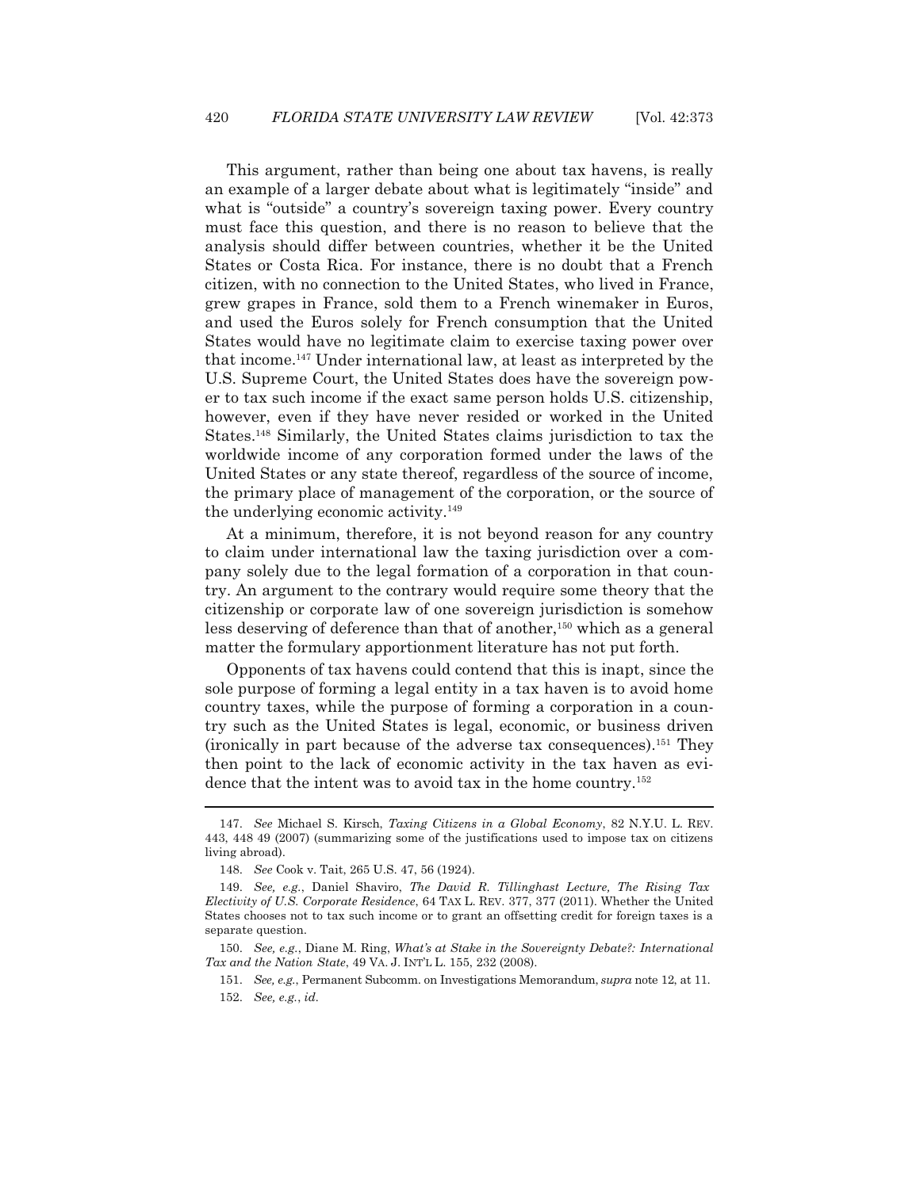This argument, rather than being one about tax havens, is really an example of a larger debate about what is legitimately "inside" and what is "outside" a country's sovereign taxing power. Every country must face this question, and there is no reason to believe that the analysis should differ between countries, whether it be the United States or Costa Rica. For instance, there is no doubt that a French citizen, with no connection to the United States, who lived in France, grew grapes in France, sold them to a French winemaker in Euros, and used the Euros solely for French consumption that the United States would have no legitimate claim to exercise taxing power over that income.[147] Under international law, at least as interpreted by the U.S. Supreme Court, the United States does have the sovereign power to tax such income if the exact same person holds U.S. citizenship, however, even if they have never resided or worked in the United States.[148] Similarly, the United States claims jurisdiction to tax the worldwide income of any corporation formed under the laws of the United States or any state thereof, regardless of the source of income, the primary place of management of the corporation, or the source of the underlying economic activity.[149]

At a minimum, therefore, it is not beyond reason for any country to claim under international law the taxing jurisdiction over a company solely due to the legal formation of a corporation in that country. An argument to the contrary would require some theory that the citizenship or corporate law of one sovereign jurisdiction is somehow less deserving of deference than that of another,[150] which as a general matter the formulary apportionment literature has not put forth.

Opponents of tax havens could contend that this is inapt, since the sole purpose of forming a legal entity in a tax haven is to avoid home country taxes, while the purpose of forming a corporation in a country such as the United States is legal, economic, or business driven (ironically in part because of the adverse tax consequences).[151] They then point to the lack of economic activity in the tax haven as evidence that the intent was to avoid tax in the home country.[152]

---

147. *See* Michael S. Kirsch, *Taxing Citizens in a Global Economy*, 82 N.Y.U. L. REV. 443, 448 49 (2007) (summarizing some of the justifications used to impose tax on citizens living abroad).

148. *See* Cook v. Tait, 265 U.S. 47, 56 (1924).

149. *See, e.g.*, Daniel Shaviro, *The David R. Tillinghast Lecture, The Rising Tax Electivity of U.S. Corporate Residence*, 64 TAX L. REV. 377, 377 (2011). Whether the United States chooses not to tax such income or to grant an offsetting credit for foreign taxes is a separate question.

150. *See, e.g.*, Diane M. Ring, *What's at Stake in the Sovereignty Debate?: International Tax and the Nation State*, 49 VA. J. INT'L L. 155, 232 (2008).

151. *See, e.g.*, Permanent Subcomm. on Investigations Memorandum, *supra* note 12, at 11.

152. *See, e.g.*, *id*.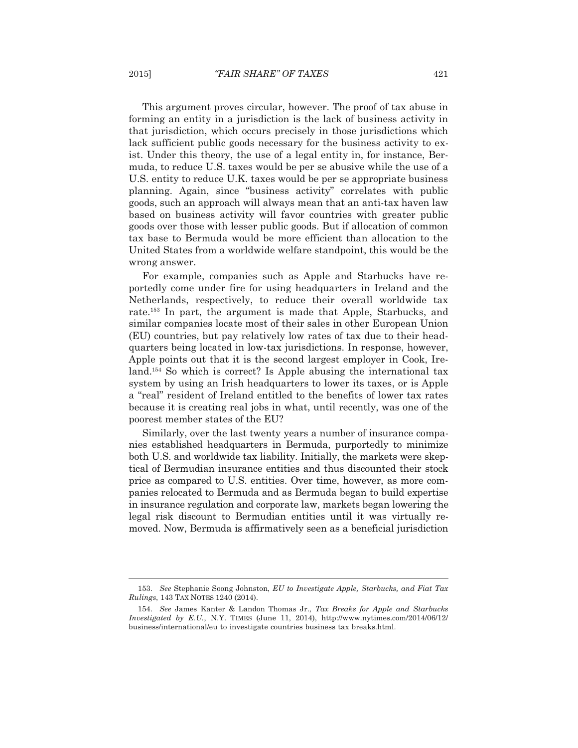This argument proves circular, however. The proof of tax abuse in forming an entity in a jurisdiction is the lack of business activity in that jurisdiction, which occurs precisely in those jurisdictions which lack sufficient public goods necessary for the business activity to exist. Under this theory, the use of a legal entity in, for instance, Bermuda, to reduce U.S. taxes would be per se abusive while the use of a U.S. entity to reduce U.K. taxes would be per se appropriate business planning. Again, since "business activity" correlates with public goods, such an approach will always mean that an anti-tax haven law based on business activity will favor countries with greater public goods over those with lesser public goods. But if allocation of common tax base to Bermuda would be more efficient than allocation to the United States from a worldwide welfare standpoint, this would be the wrong answer.

For example, companies such as Apple and Starbucks have reportedly come under fire for using headquarters in Ireland and the Netherlands, respectively, to reduce their overall worldwide tax rate.[153] In part, the argument is made that Apple, Starbucks, and similar companies locate most of their sales in other European Union (EU) countries, but pay relatively low rates of tax due to their headquarters being located in low-tax jurisdictions. In response, however, Apple points out that it is the second largest employer in Cook, Ireland.[154] So which is correct? Is Apple abusing the international tax system by using an Irish headquarters to lower its taxes, or is Apple a "real" resident of Ireland entitled to the benefits of lower tax rates because it is creating real jobs in what, until recently, was one of the poorest member states of the EU?

Similarly, over the last twenty years a number of insurance companies established headquarters in Bermuda, purportedly to minimize both U.S. and worldwide tax liability. Initially, the markets were skeptical of Bermudian insurance entities and thus discounted their stock price as compared to U.S. entities. Over time, however, as more companies relocated to Bermuda and as Bermuda began to build expertise in insurance regulation and corporate law, markets began lowering the legal risk discount to Bermudian entities until it was virtually removed. Now, Bermuda is affirmatively seen as a beneficial jurisdiction

---

153. *See* Stephanie Soong Johnston, *EU to Investigate Apple, Starbucks, and Fiat Tax Rulings*, 143 TAX NOTES 1240 (2014).

154. *See* James Kanter & Landon Thomas Jr., *Tax Breaks for Apple and Starbucks Investigated by E.U.*, N.Y. TIMES (June 11, 2014), http://www.nytimes.com/2014/06/12/business/international/eu to investigate countries business tax breaks.html.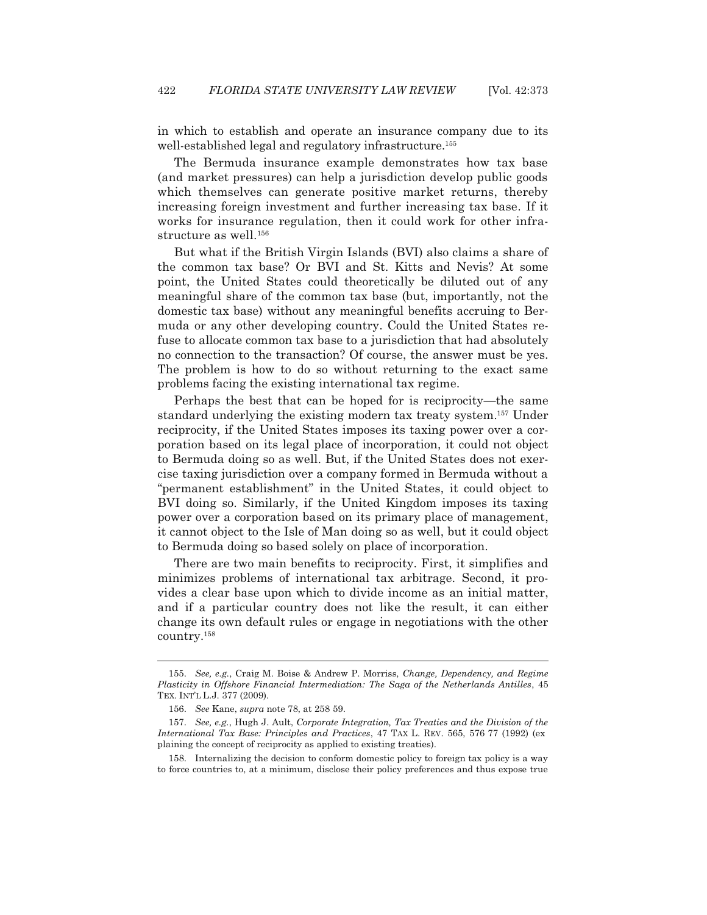in which to establish and operate an insurance company due to its well-established legal and regulatory infrastructure.[155]

The Bermuda insurance example demonstrates how tax base (and market pressures) can help a jurisdiction develop public goods which themselves can generate positive market returns, thereby increasing foreign investment and further increasing tax base. If it works for insurance regulation, then it could work for other infrastructure as well.[156]

But what if the British Virgin Islands (BVI) also claims a share of the common tax base? Or BVI and St. Kitts and Nevis? At some point, the United States could theoretically be diluted out of any meaningful share of the common tax base (but, importantly, not the domestic tax base) without any meaningful benefits accruing to Bermuda or any other developing country. Could the United States refuse to allocate common tax base to a jurisdiction that had absolutely no connection to the transaction? Of course, the answer must be yes. The problem is how to do so without returning to the exact same problems facing the existing international tax regime.

Perhaps the best that can be hoped for is reciprocity—the same standard underlying the existing modern tax treaty system.[157] Under reciprocity, if the United States imposes its taxing power over a corporation based on its legal place of incorporation, it could not object to Bermuda doing so as well. But, if the United States does not exercise taxing jurisdiction over a company formed in Bermuda without a "permanent establishment" in the United States, it could object to BVI doing so. Similarly, if the United Kingdom imposes its taxing power over a corporation based on its primary place of management, it cannot object to the Isle of Man doing so as well, but it could object to Bermuda doing so based solely on place of incorporation.

There are two main benefits to reciprocity. First, it simplifies and minimizes problems of international tax arbitrage. Second, it provides a clear base upon which to divide income as an initial matter, and if a particular country does not like the result, it can either change its own default rules or engage in negotiations with the other country.[158]

---

155. *See, e.g.*, Craig M. Boise & Andrew P. Morriss, *Change, Dependency, and Regime Plasticity in Offshore Financial Intermediation: The Saga of the Netherlands Antilles*, 45 TEX. INT'L L.J. 377 (2009).

156. *See* Kane, *supra* note 78, at 258 59.

157. *See, e.g.*, Hugh J. Ault, *Corporate Integration, Tax Treaties and the Division of the International Tax Base: Principles and Practices*, 47 TAX L. REV. 565, 576 77 (1992) (explaining the concept of reciprocity as applied to existing treaties).

158. Internalizing the decision to conform domestic policy to foreign tax policy is a way to force countries to, at a minimum, disclose their policy preferences and thus expose true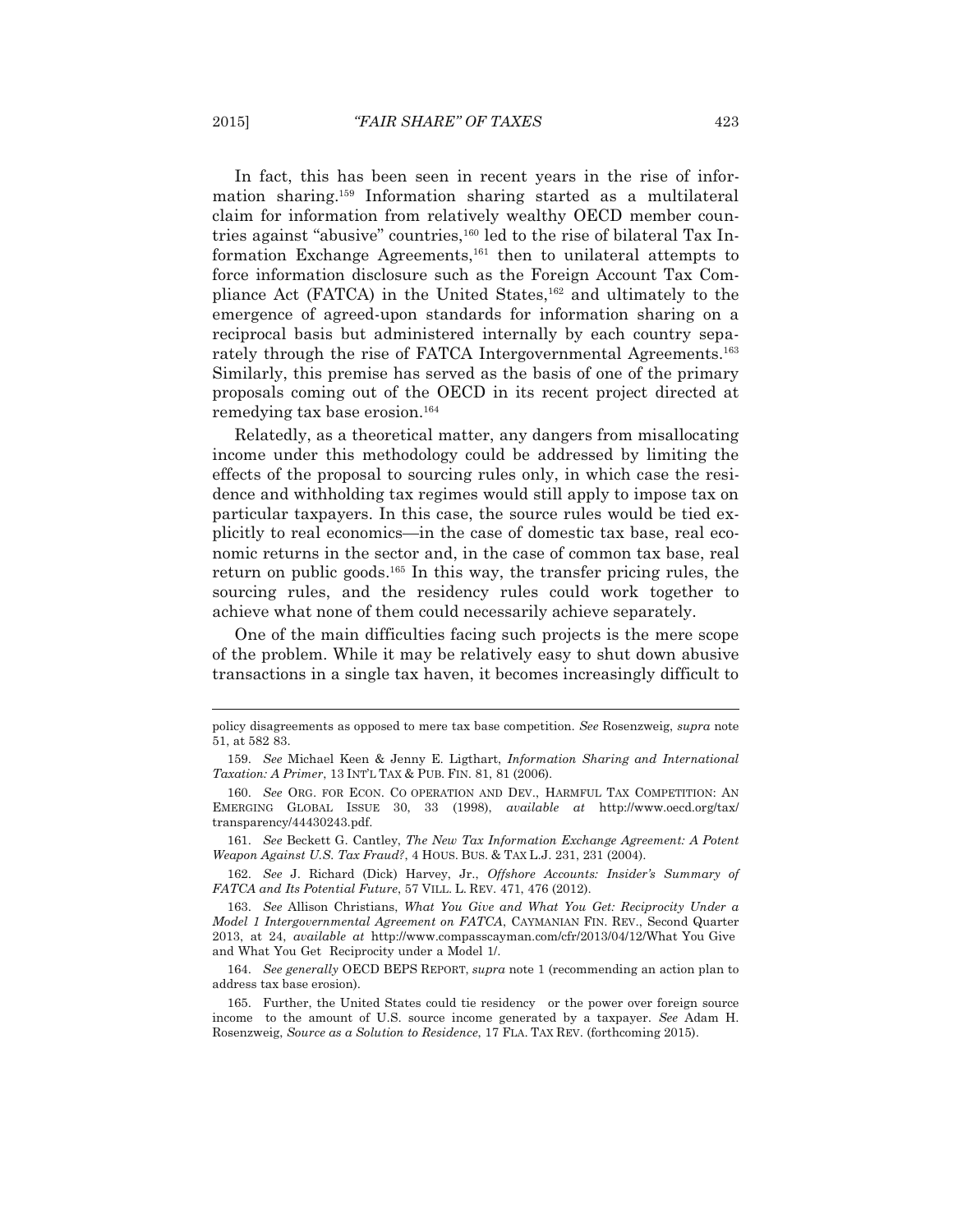In fact, this has been seen in recent years in the rise of information sharing.[159] Information sharing started as a multilateral claim for information from relatively wealthy OECD member countries against "abusive" countries,[160] led to the rise of bilateral Tax Information Exchange Agreements,[161] then to unilateral attempts to force information disclosure such as the Foreign Account Tax Compliance Act (FATCA) in the United States,[162] and ultimately to the emergence of agreed-upon standards for information sharing on a reciprocal basis but administered internally by each country separately through the rise of FATCA Intergovernmental Agreements.[163] Similarly, this premise has served as the basis of one of the primary proposals coming out of the OECD in its recent project directed at remedying tax base erosion.[164]

Relatedly, as a theoretical matter, any dangers from misallocating income under this methodology could be addressed by limiting the effects of the proposal to sourcing rules only, in which case the residence and withholding tax regimes would still apply to impose tax on particular taxpayers. In this case, the source rules would be tied explicitly to real economics—in the case of domestic tax base, real economic returns in the sector and, in the case of common tax base, real return on public goods.[165] In this way, the transfer pricing rules, the sourcing rules, and the residency rules could work together to achieve what none of them could necessarily achieve separately.

One of the main difficulties facing such projects is the mere scope of the problem. While it may be relatively easy to shut down abusive transactions in a single tax haven, it becomes increasingly difficult to

---

policy disagreements as opposed to mere tax base competition. *See* Rosenzweig, *supra* note 51, at 582 83.

159. *See* Michael Keen & Jenny E. Ligthart, *Information Sharing and International Taxation: A Primer*, 13 INT'L TAX & PUB. FIN. 81, 81 (2006).

160. *See* ORG. FOR ECON. CO OPERATION AND DEV., HARMFUL TAX COMPETITION: AN EMERGING GLOBAL ISSUE 30, 33 (1998), *available at* http://www.oecd.org/tax/transparency/44430243.pdf.

161. *See* Beckett G. Cantley, *The New Tax Information Exchange Agreement: A Potent Weapon Against U.S. Tax Fraud?*, 4 HOUS. BUS. & TAX L.J. 231, 231 (2004).

162. *See* J. Richard (Dick) Harvey, Jr., *Offshore Accounts: Insider's Summary of FATCA and Its Potential Future*, 57 VILL. L. REV. 471, 476 (2012).

163. *See* Allison Christians, *What You Give and What You Get: Reciprocity Under a Model 1 Intergovernmental Agreement on FATCA*, CAYMANIAN FIN. REV., Second Quarter 2013, at 24, *available at* http://www.compasscayman.com/cfr/2013/04/12/What You Give and What You Get Reciprocity under a Model 1/.

164. *See generally* OECD BEPS REPORT, *supra* note 1 (recommending an action plan to address tax base erosion).

165. Further, the United States could tie residency or the power over foreign source income to the amount of U.S. source income generated by a taxpayer. *See* Adam H. Rosenzweig, *Source as a Solution to Residence*, 17 FLA. TAX REV. (forthcoming 2015).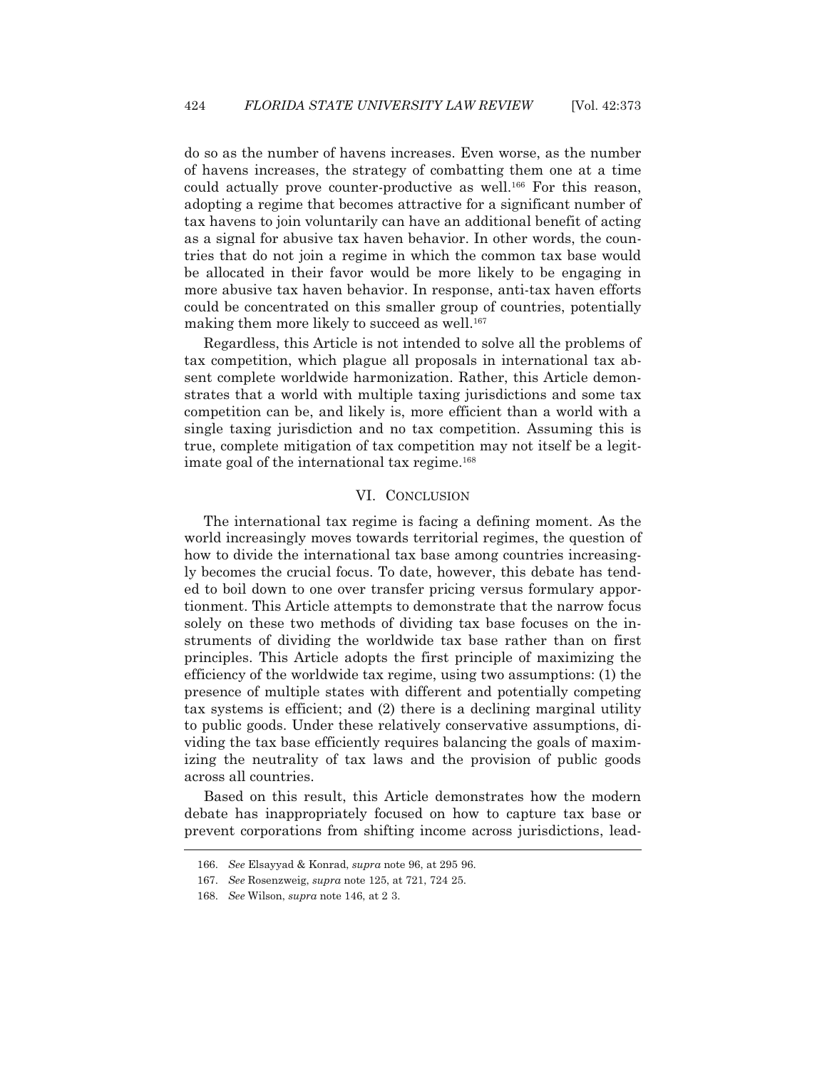do so as the number of havens increases. Even worse, as the number of havens increases, the strategy of combatting them one at a time could actually prove counter-productive as well.[166] For this reason, adopting a regime that becomes attractive for a significant number of tax havens to join voluntarily can have an additional benefit of acting as a signal for abusive tax haven behavior. In other words, the countries that do not join a regime in which the common tax base would be allocated in their favor would be more likely to be engaging in more abusive tax haven behavior. In response, anti-tax haven efforts could be concentrated on this smaller group of countries, potentially making them more likely to succeed as well.[167]

Regardless, this Article is not intended to solve all the problems of tax competition, which plague all proposals in international tax absent complete worldwide harmonization. Rather, this Article demonstrates that a world with multiple taxing jurisdictions and some tax competition can be, and likely is, more efficient than a world with a single taxing jurisdiction and no tax competition. Assuming this is true, complete mitigation of tax competition may not itself be a legitimate goal of the international tax regime.[168]

## VI. CONCLUSION

The international tax regime is facing a defining moment. As the world increasingly moves towards territorial regimes, the question of how to divide the international tax base among countries increasingly becomes the crucial focus. To date, however, this debate has tended to boil down to one over transfer pricing versus formulary apportionment. This Article attempts to demonstrate that the narrow focus solely on these two methods of dividing tax base focuses on the instruments of dividing the worldwide tax base rather than on first principles. This Article adopts the first principle of maximizing the efficiency of the worldwide tax regime, using two assumptions: (1) the presence of multiple states with different and potentially competing tax systems is efficient; and (2) there is a declining marginal utility to public goods. Under these relatively conservative assumptions, dividing the tax base efficiently requires balancing the goals of maximizing the neutrality of tax laws and the provision of public goods across all countries.

Based on this result, this Article demonstrates how the modern debate has inappropriately focused on how to capture tax base or prevent corporations from shifting income across jurisdictions, lead-

---

166. *See* Elsayyad & Konrad, *supra* note 96, at 295 96.

167. *See* Rosenzweig, *supra* note 125, at 721, 724 25.

168. *See* Wilson, *supra* note 146, at 2 3.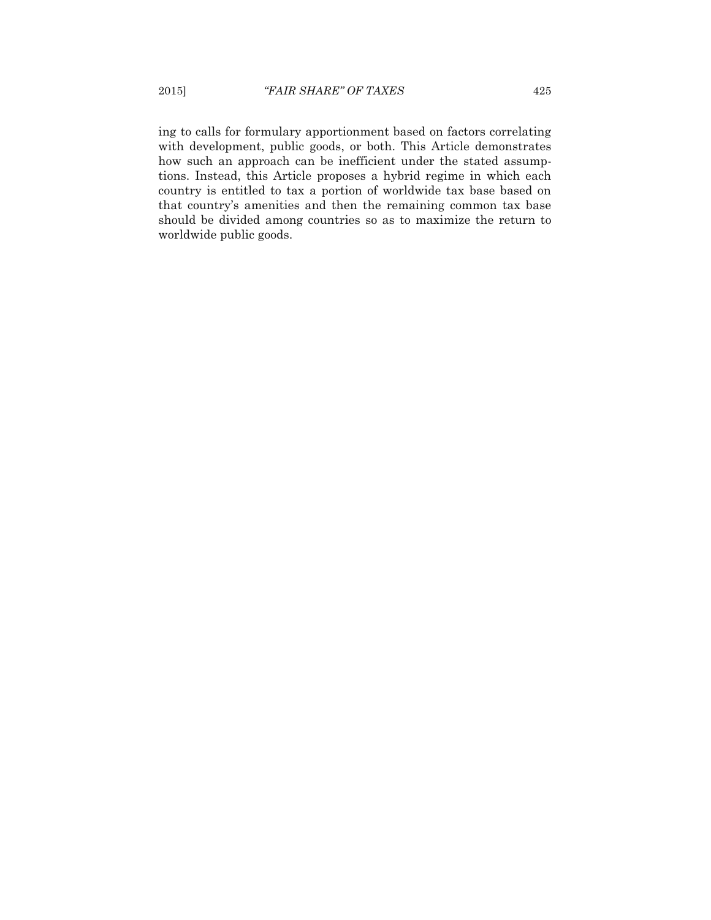ing to calls for formulary apportionment based on factors correlating with development, public goods, or both. This Article demonstrates how such an approach can be inefficient under the stated assumptions. Instead, this Article proposes a hybrid regime in which each country is entitled to tax a portion of worldwide tax base based on that country's amenities and then the remaining common tax base should be divided among countries so as to maximize the return to worldwide public goods.